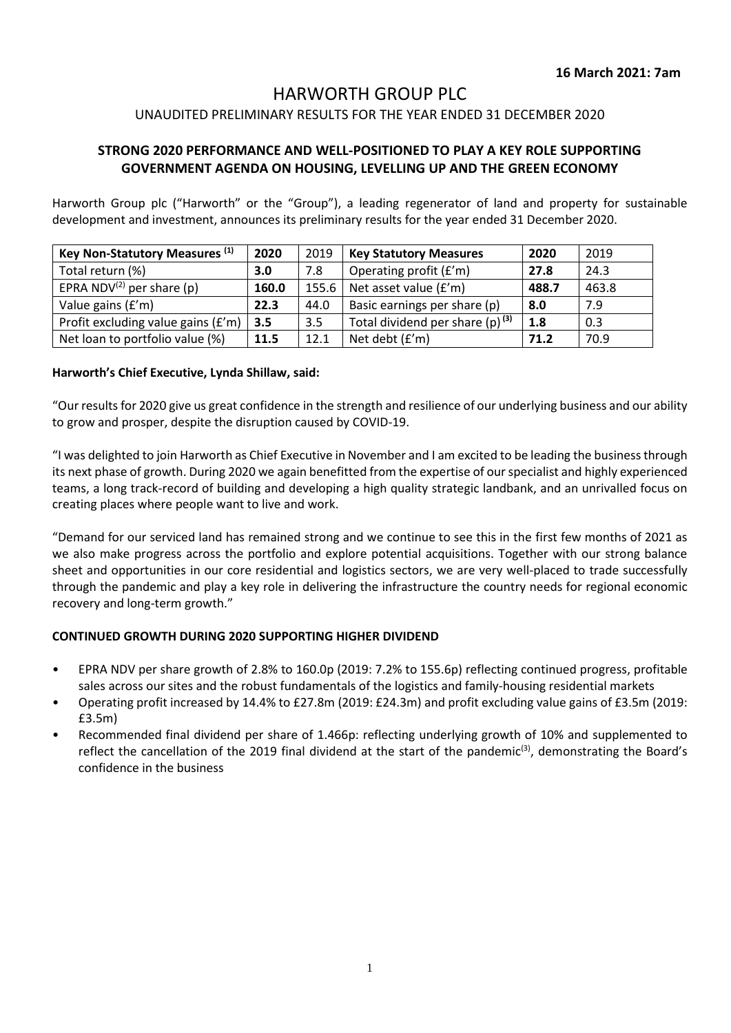**16 March 2021: 7am**

# HARWORTH GROUP PLC

UNAUDITED PRELIMINARY RESULTS FOR THE YEAR ENDED 31 DECEMBER 2020

## STRONG 2020 PERFORMANCE AND WELL-POSITIONED TO PLAY A KEY ROLE SUPPORTING GOVERNMENT AGENDA ON HOUSING, LEVELLING UP AND THE GREEN ECONOMY

Harworth Group plc ("Harworth" or the "Group"), a leading regenerator of land and property for sustainable development and investment, announces its preliminary results for the year ended 31 December 2020.

| Key Non-Statutory Measures (1) | 2020 | 2019 | Key Statutory Measures | 2020 | 2019 |
|---|---|---|---|---|---|
| Total return (%) | **3.0** | 7.8 | Operating profit (£'m) | **27.8** | 24.3 |
| EPRA NDV(2) per share (p) | **160.0** | 155.6 | Net asset value (£'m) | **488.7** | 463.8 |
| Value gains (£'m) | **22.3** | 44.0 | Basic earnings per share (p) | **8.0** | 7.9 |
| Profit excluding value gains (£'m) | **3.5** | 3.5 | Total dividend per share (p) (3) | **1.8** | 0.3 |
| Net loan to portfolio value (%) | **11.5** | 12.1 | Net debt (£'m) | **71.2** | 70.9 |

**Harworth's Chief Executive, Lynda Shillaw, said:**

"Our results for 2020 give us great confidence in the strength and resilience of our underlying business and our ability to grow and prosper, despite the disruption caused by COVID-19.

"I was delighted to join Harworth as Chief Executive in November and I am excited to be leading the business through its next phase of growth. During 2020 we again benefitted from the expertise of our specialist and highly experienced teams, a long track-record of building and developing a high quality strategic landbank, and an unrivalled focus on creating places where people want to live and work.

"Demand for our serviced land has remained strong and we continue to see this in the first few months of 2021 as we also make progress across the portfolio and explore potential acquisitions. Together with our strong balance sheet and opportunities in our core residential and logistics sectors, we are very well-placed to trade successfully through the pandemic and play a key role in delivering the infrastructure the country needs for regional economic recovery and long-term growth."

**CONTINUED GROWTH DURING 2020 SUPPORTING HIGHER DIVIDEND**

- EPRA NDV per share growth of 2.8% to 160.0p (2019: 7.2% to 155.6p) reflecting continued progress, profitable sales across our sites and the robust fundamentals of the logistics and family-housing residential markets
- Operating profit increased by 14.4% to £27.8m (2019: £24.3m) and profit excluding value gains of £3.5m (2019: £3.5m)
- Recommended final dividend per share of 1.466p: reflecting underlying growth of 10% and supplemented to reflect the cancellation of the 2019 final dividend at the start of the pandemic(3), demonstrating the Board's confidence in the business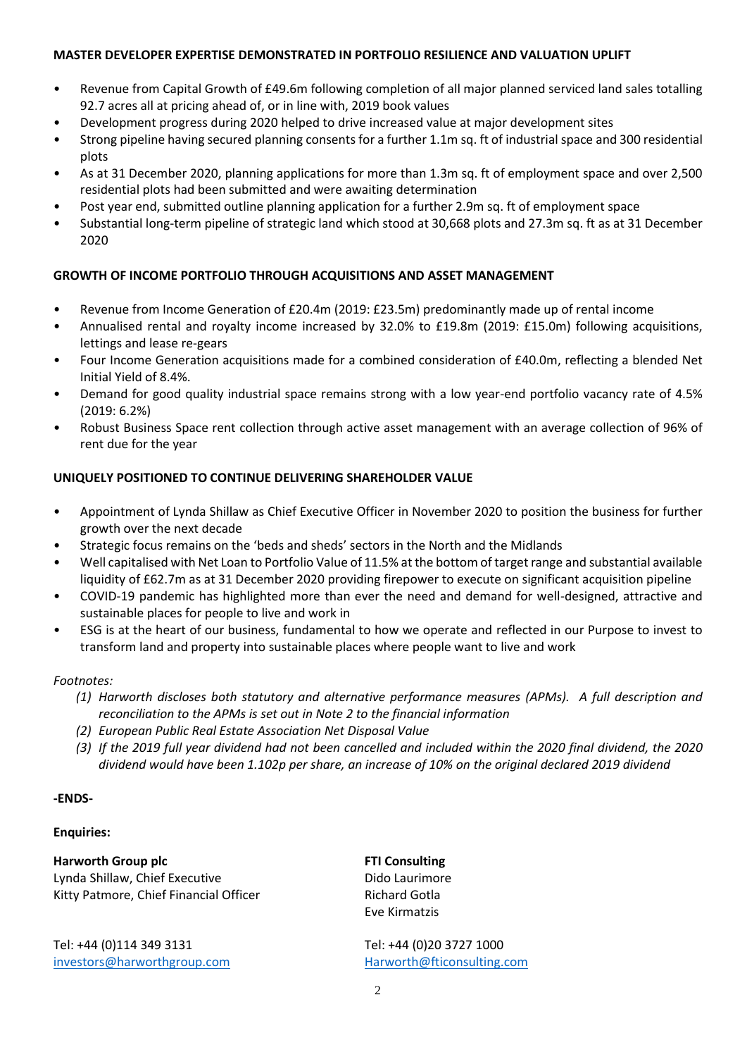**MASTER DEVELOPER EXPERTISE DEMONSTRATED IN PORTFOLIO RESILIENCE AND VALUATION UPLIFT**

- Revenue from Capital Growth of £49.6m following completion of all major planned serviced land sales totalling 92.7 acres all at pricing ahead of, or in line with, 2019 book values
- Development progress during 2020 helped to drive increased value at major development sites
- Strong pipeline having secured planning consents for a further 1.1m sq. ft of industrial space and 300 residential plots
- As at 31 December 2020, planning applications for more than 1.3m sq. ft of employment space and over 2,500 residential plots had been submitted and were awaiting determination
- Post year end, submitted outline planning application for a further 2.9m sq. ft of employment space
- Substantial long-term pipeline of strategic land which stood at 30,668 plots and 27.3m sq. ft as at 31 December 2020

**GROWTH OF INCOME PORTFOLIO THROUGH ACQUISITIONS AND ASSET MANAGEMENT**

- Revenue from Income Generation of £20.4m (2019: £23.5m) predominantly made up of rental income
- Annualised rental and royalty income increased by 32.0% to £19.8m (2019: £15.0m) following acquisitions, lettings and lease re-gears
- Four Income Generation acquisitions made for a combined consideration of £40.0m, reflecting a blended Net Initial Yield of 8.4%.
- Demand for good quality industrial space remains strong with a low year-end portfolio vacancy rate of 4.5% (2019: 6.2%)
- Robust Business Space rent collection through active asset management with an average collection of 96% of rent due for the year

**UNIQUELY POSITIONED TO CONTINUE DELIVERING SHAREHOLDER VALUE**

- Appointment of Lynda Shillaw as Chief Executive Officer in November 2020 to position the business for further growth over the next decade
- Strategic focus remains on the 'beds and sheds' sectors in the North and the Midlands
- Well capitalised with Net Loan to Portfolio Value of 11.5% at the bottom of target range and substantial available liquidity of £62.7m as at 31 December 2020 providing firepower to execute on significant acquisition pipeline
- COVID-19 pandemic has highlighted more than ever the need and demand for well-designed, attractive and sustainable places for people to live and work in
- ESG is at the heart of our business, fundamental to how we operate and reflected in our Purpose to invest to transform land and property into sustainable places where people want to live and work

*Footnotes:*

1. *Harworth discloses both statutory and alternative performance measures (APMs). A full description and reconciliation to the APMs is set out in Note 2 to the financial information*
2. *European Public Real Estate Association Net Disposal Value*
3. *If the 2019 full year dividend had not been cancelled and included within the 2020 final dividend, the 2020 dividend would have been 1.102p per share, an increase of 10% on the original declared 2019 dividend*

**-ENDS-**

**Enquiries:**

**Harworth Group plc**
Lynda Shillaw, Chief Executive
Kitty Patmore, Chief Financial Officer

Tel: +44 (0)114 349 3131
investors@harworthgroup.com

**FTI Consulting**
Dido Laurimore
Richard Gotla
Eve Kirmatzis

Tel: +44 (0)20 3727 1000
Harworth@fticonsulting.com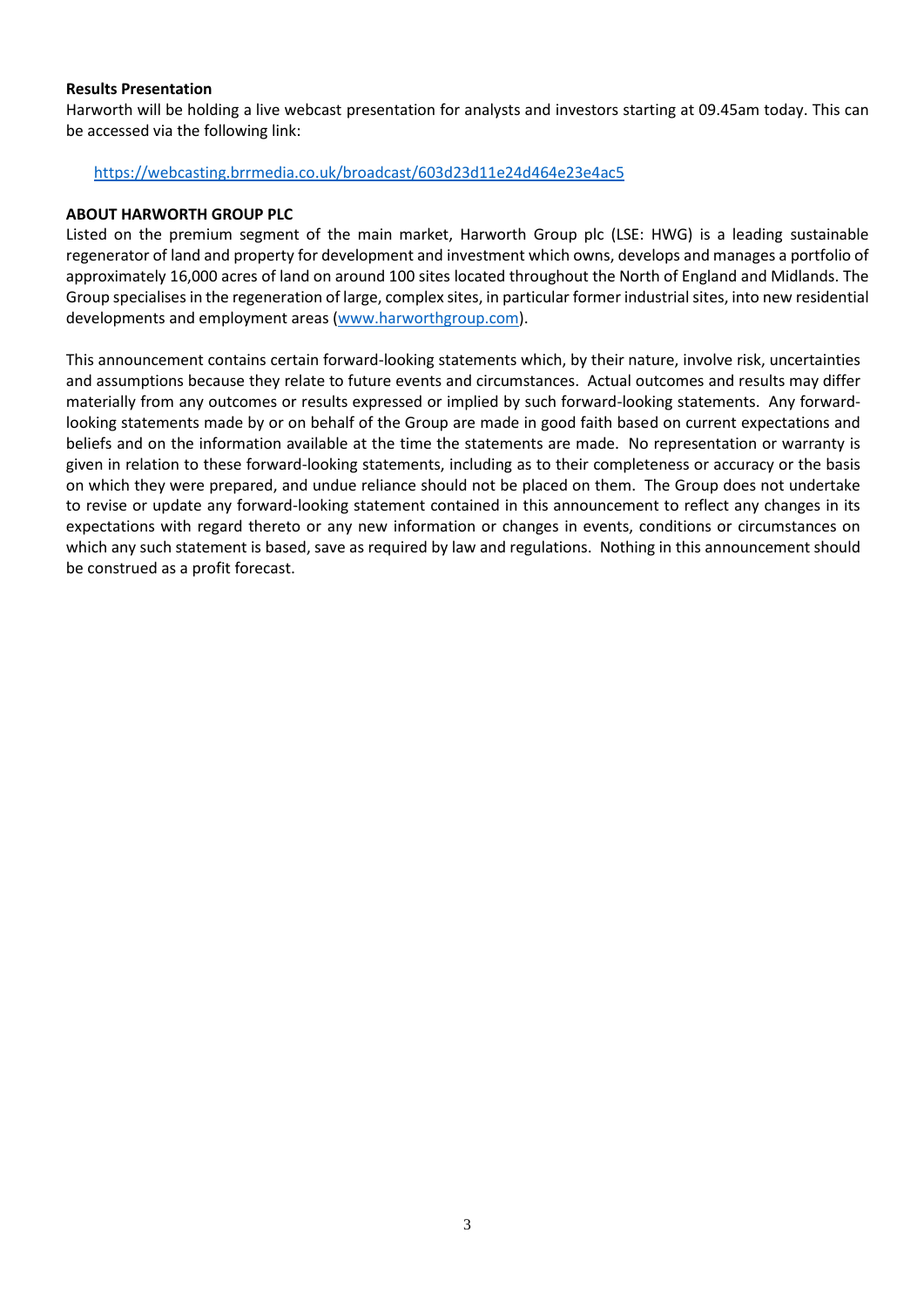**Results Presentation**

Harworth will be holding a live webcast presentation for analysts and investors starting at 09.45am today. This can be accessed via the following link:

https://webcasting.brrmedia.co.uk/broadcast/603d23d11e24d464e23e4ac5

**ABOUT HARWORTH GROUP PLC**

Listed on the premium segment of the main market, Harworth Group plc (LSE: HWG) is a leading sustainable regenerator of land and property for development and investment which owns, develops and manages a portfolio of approximately 16,000 acres of land on around 100 sites located throughout the North of England and Midlands. The Group specialises in the regeneration of large, complex sites, in particular former industrial sites, into new residential developments and employment areas (www.harworthgroup.com).

This announcement contains certain forward-looking statements which, by their nature, involve risk, uncertainties and assumptions because they relate to future events and circumstances. Actual outcomes and results may differ materially from any outcomes or results expressed or implied by such forward-looking statements. Any forward-looking statements made by or on behalf of the Group are made in good faith based on current expectations and beliefs and on the information available at the time the statements are made. No representation or warranty is given in relation to these forward-looking statements, including as to their completeness or accuracy or the basis on which they were prepared, and undue reliance should not be placed on them. The Group does not undertake to revise or update any forward-looking statement contained in this announcement to reflect any changes in its expectations with regard thereto or any new information or changes in events, conditions or circumstances on which any such statement is based, save as required by law and regulations. Nothing in this announcement should be construed as a profit forecast.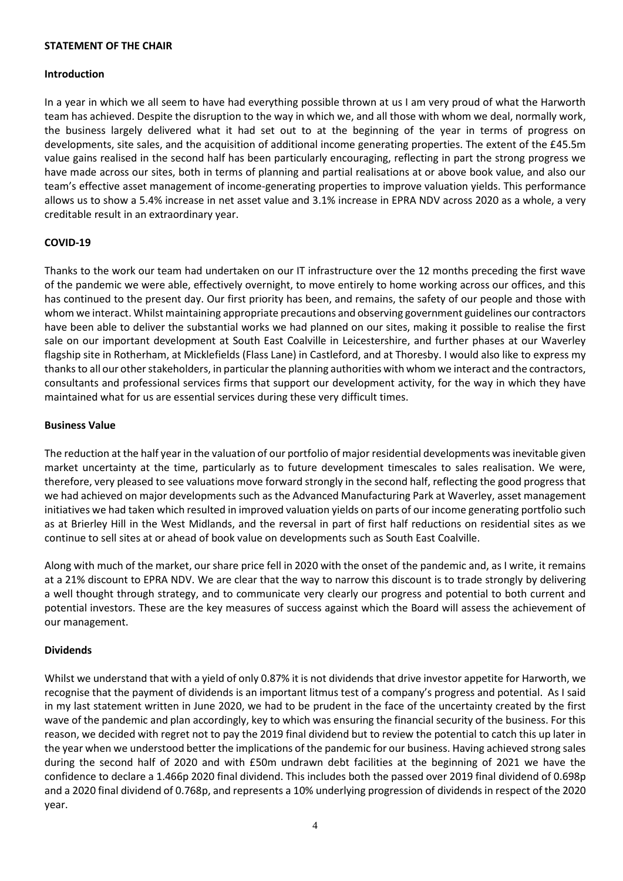## STATEMENT OF THE CHAIR

### Introduction

In a year in which we all seem to have had everything possible thrown at us I am very proud of what the Harworth team has achieved. Despite the disruption to the way in which we, and all those with whom we deal, normally work, the business largely delivered what it had set out to at the beginning of the year in terms of progress on developments, site sales, and the acquisition of additional income generating properties. The extent of the £45.5m value gains realised in the second half has been particularly encouraging, reflecting in part the strong progress we have made across our sites, both in terms of planning and partial realisations at or above book value, and also our team's effective asset management of income-generating properties to improve valuation yields. This performance allows us to show a 5.4% increase in net asset value and 3.1% increase in EPRA NDV across 2020 as a whole, a very creditable result in an extraordinary year.

### COVID-19

Thanks to the work our team had undertaken on our IT infrastructure over the 12 months preceding the first wave of the pandemic we were able, effectively overnight, to move entirely to home working across our offices, and this has continued to the present day. Our first priority has been, and remains, the safety of our people and those with whom we interact. Whilst maintaining appropriate precautions and observing government guidelines our contractors have been able to deliver the substantial works we had planned on our sites, making it possible to realise the first sale on our important development at South East Coalville in Leicestershire, and further phases at our Waverley flagship site in Rotherham, at Micklefields (Flass Lane) in Castleford, and at Thoresby. I would also like to express my thanks to all our other stakeholders, in particular the planning authorities with whom we interact and the contractors, consultants and professional services firms that support our development activity, for the way in which they have maintained what for us are essential services during these very difficult times.

### Business Value

The reduction at the half year in the valuation of our portfolio of major residential developments was inevitable given market uncertainty at the time, particularly as to future development timescales to sales realisation. We were, therefore, very pleased to see valuations move forward strongly in the second half, reflecting the good progress that we had achieved on major developments such as the Advanced Manufacturing Park at Waverley, asset management initiatives we had taken which resulted in improved valuation yields on parts of our income generating portfolio such as at Brierley Hill in the West Midlands, and the reversal in part of first half reductions on residential sites as we continue to sell sites at or ahead of book value on developments such as South East Coalville.

Along with much of the market, our share price fell in 2020 with the onset of the pandemic and, as I write, it remains at a 21% discount to EPRA NDV. We are clear that the way to narrow this discount is to trade strongly by delivering a well thought through strategy, and to communicate very clearly our progress and potential to both current and potential investors. These are the key measures of success against which the Board will assess the achievement of our management.

### Dividends

Whilst we understand that with a yield of only 0.87% it is not dividends that drive investor appetite for Harworth, we recognise that the payment of dividends is an important litmus test of a company's progress and potential. As I said in my last statement written in June 2020, we had to be prudent in the face of the uncertainty created by the first wave of the pandemic and plan accordingly, key to which was ensuring the financial security of the business. For this reason, we decided with regret not to pay the 2019 final dividend but to review the potential to catch this up later in the year when we understood better the implications of the pandemic for our business. Having achieved strong sales during the second half of 2020 and with £50m undrawn debt facilities at the beginning of 2021 we have the confidence to declare a 1.466p 2020 final dividend. This includes both the passed over 2019 final dividend of 0.698p and a 2020 final dividend of 0.768p, and represents a 10% underlying progression of dividends in respect of the 2020 year.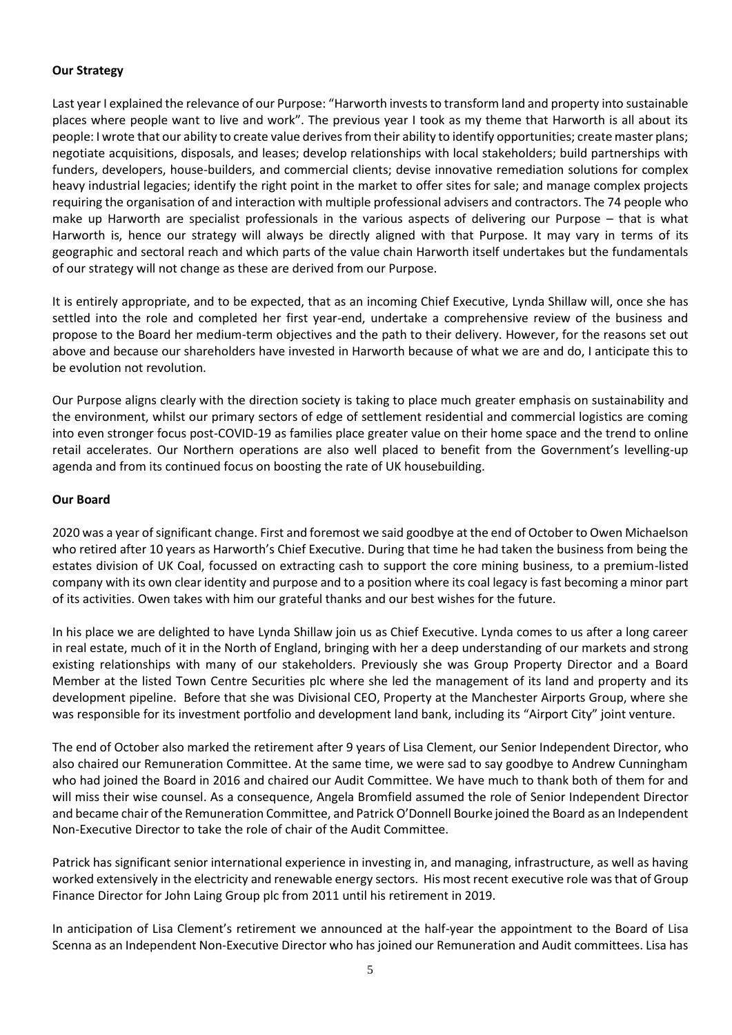**Our Strategy**

Last year I explained the relevance of our Purpose: "Harworth invests to transform land and property into sustainable places where people want to live and work". The previous year I took as my theme that Harworth is all about its people: I wrote that our ability to create value derives from their ability to identify opportunities; create master plans; negotiate acquisitions, disposals, and leases; develop relationships with local stakeholders; build partnerships with funders, developers, house-builders, and commercial clients; devise innovative remediation solutions for complex heavy industrial legacies; identify the right point in the market to offer sites for sale; and manage complex projects requiring the organisation of and interaction with multiple professional advisers and contractors. The 74 people who make up Harworth are specialist professionals in the various aspects of delivering our Purpose – that is what Harworth is, hence our strategy will always be directly aligned with that Purpose. It may vary in terms of its geographic and sectoral reach and which parts of the value chain Harworth itself undertakes but the fundamentals of our strategy will not change as these are derived from our Purpose.

It is entirely appropriate, and to be expected, that as an incoming Chief Executive, Lynda Shillaw will, once she has settled into the role and completed her first year-end, undertake a comprehensive review of the business and propose to the Board her medium-term objectives and the path to their delivery. However, for the reasons set out above and because our shareholders have invested in Harworth because of what we are and do, I anticipate this to be evolution not revolution.

Our Purpose aligns clearly with the direction society is taking to place much greater emphasis on sustainability and the environment, whilst our primary sectors of edge of settlement residential and commercial logistics are coming into even stronger focus post-COVID-19 as families place greater value on their home space and the trend to online retail accelerates. Our Northern operations are also well placed to benefit from the Government's levelling-up agenda and from its continued focus on boosting the rate of UK housebuilding.

**Our Board**

2020 was a year of significant change. First and foremost we said goodbye at the end of October to Owen Michaelson who retired after 10 years as Harworth's Chief Executive. During that time he had taken the business from being the estates division of UK Coal, focussed on extracting cash to support the core mining business, to a premium-listed company with its own clear identity and purpose and to a position where its coal legacy is fast becoming a minor part of its activities. Owen takes with him our grateful thanks and our best wishes for the future.

In his place we are delighted to have Lynda Shillaw join us as Chief Executive. Lynda comes to us after a long career in real estate, much of it in the North of England, bringing with her a deep understanding of our markets and strong existing relationships with many of our stakeholders. Previously she was Group Property Director and a Board Member at the listed Town Centre Securities plc where she led the management of its land and property and its development pipeline. Before that she was Divisional CEO, Property at the Manchester Airports Group, where she was responsible for its investment portfolio and development land bank, including its "Airport City" joint venture.

The end of October also marked the retirement after 9 years of Lisa Clement, our Senior Independent Director, who also chaired our Remuneration Committee. At the same time, we were sad to say goodbye to Andrew Cunningham who had joined the Board in 2016 and chaired our Audit Committee. We have much to thank both of them for and will miss their wise counsel. As a consequence, Angela Bromfield assumed the role of Senior Independent Director and became chair of the Remuneration Committee, and Patrick O'Donnell Bourke joined the Board as an Independent Non-Executive Director to take the role of chair of the Audit Committee.

Patrick has significant senior international experience in investing in, and managing, infrastructure, as well as having worked extensively in the electricity and renewable energy sectors. His most recent executive role was that of Group Finance Director for John Laing Group plc from 2011 until his retirement in 2019.

In anticipation of Lisa Clement's retirement we announced at the half-year the appointment to the Board of Lisa Scenna as an Independent Non-Executive Director who has joined our Remuneration and Audit committees. Lisa has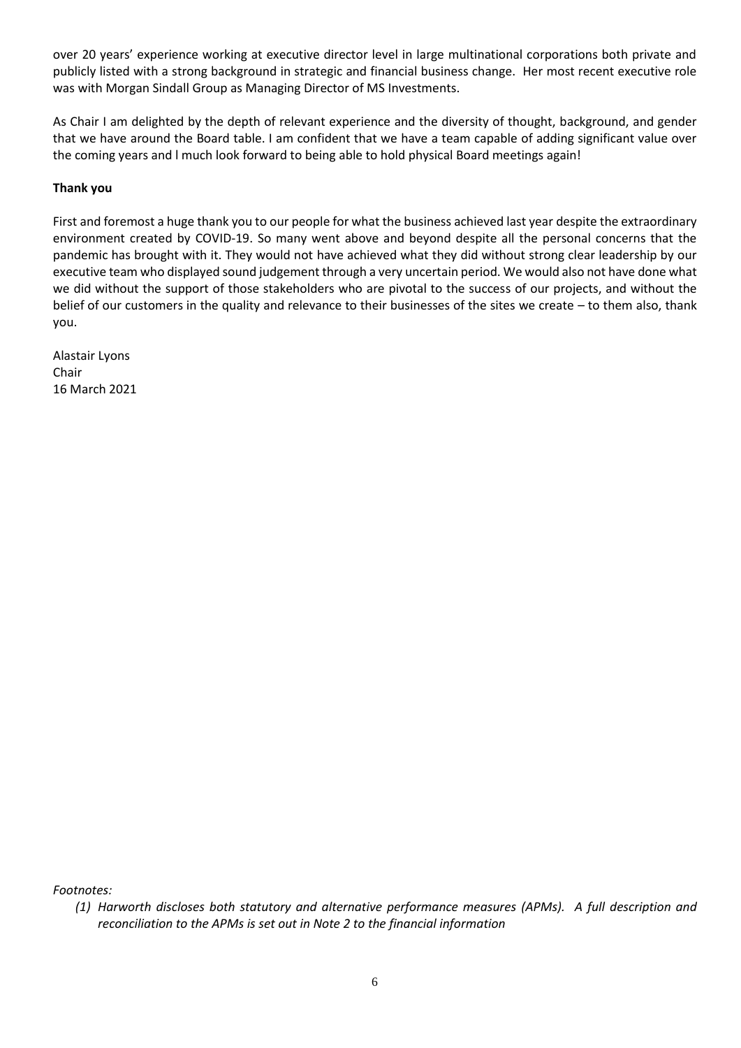over 20 years' experience working at executive director level in large multinational corporations both private and publicly listed with a strong background in strategic and financial business change. Her most recent executive role was with Morgan Sindall Group as Managing Director of MS Investments.

As Chair I am delighted by the depth of relevant experience and the diversity of thought, background, and gender that we have around the Board table. I am confident that we have a team capable of adding significant value over the coming years and l much look forward to being able to hold physical Board meetings again!

**Thank you**

First and foremost a huge thank you to our people for what the business achieved last year despite the extraordinary environment created by COVID-19. So many went above and beyond despite all the personal concerns that the pandemic has brought with it. They would not have achieved what they did without strong clear leadership by our executive team who displayed sound judgement through a very uncertain period. We would also not have done what we did without the support of those stakeholders who are pivotal to the success of our projects, and without the belief of our customers in the quality and relevance to their businesses of the sites we create – to them also, thank you.

Alastair Lyons
Chair
16 March 2021

*Footnotes:*

*(1) Harworth discloses both statutory and alternative performance measures (APMs). A full description and reconciliation to the APMs is set out in Note 2 to the financial information*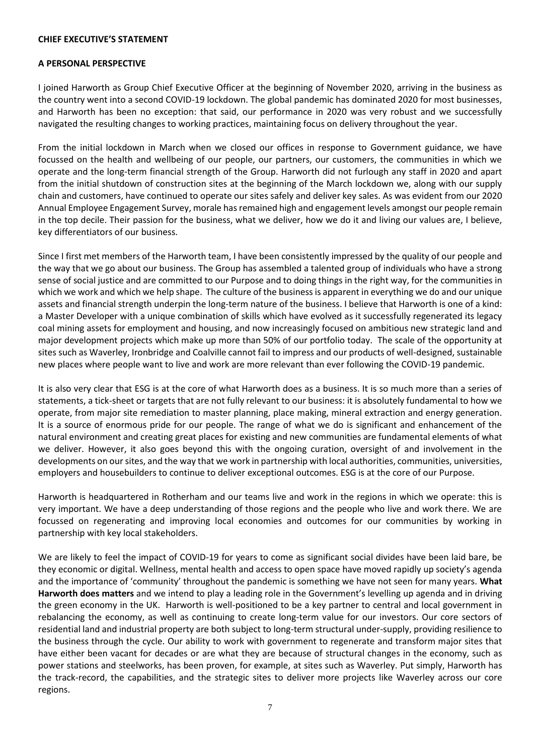## CHIEF EXECUTIVE'S STATEMENT

### A PERSONAL PERSPECTIVE

I joined Harworth as Group Chief Executive Officer at the beginning of November 2020, arriving in the business as the country went into a second COVID-19 lockdown. The global pandemic has dominated 2020 for most businesses, and Harworth has been no exception: that said, our performance in 2020 was very robust and we successfully navigated the resulting changes to working practices, maintaining focus on delivery throughout the year.

From the initial lockdown in March when we closed our offices in response to Government guidance, we have focussed on the health and wellbeing of our people, our partners, our customers, the communities in which we operate and the long-term financial strength of the Group. Harworth did not furlough any staff in 2020 and apart from the initial shutdown of construction sites at the beginning of the March lockdown we, along with our supply chain and customers, have continued to operate our sites safely and deliver key sales. As was evident from our 2020 Annual Employee Engagement Survey, morale has remained high and engagement levels amongst our people remain in the top decile. Their passion for the business, what we deliver, how we do it and living our values are, I believe, key differentiators of our business.

Since I first met members of the Harworth team, I have been consistently impressed by the quality of our people and the way that we go about our business. The Group has assembled a talented group of individuals who have a strong sense of social justice and are committed to our Purpose and to doing things in the right way, for the communities in which we work and which we help shape. The culture of the business is apparent in everything we do and our unique assets and financial strength underpin the long-term nature of the business. I believe that Harworth is one of a kind: a Master Developer with a unique combination of skills which have evolved as it successfully regenerated its legacy coal mining assets for employment and housing, and now increasingly focused on ambitious new strategic land and major development projects which make up more than 50% of our portfolio today. The scale of the opportunity at sites such as Waverley, Ironbridge and Coalville cannot fail to impress and our products of well-designed, sustainable new places where people want to live and work are more relevant than ever following the COVID-19 pandemic.

It is also very clear that ESG is at the core of what Harworth does as a business. It is so much more than a series of statements, a tick-sheet or targets that are not fully relevant to our business: it is absolutely fundamental to how we operate, from major site remediation to master planning, place making, mineral extraction and energy generation. It is a source of enormous pride for our people. The range of what we do is significant and enhancement of the natural environment and creating great places for existing and new communities are fundamental elements of what we deliver. However, it also goes beyond this with the ongoing curation, oversight of and involvement in the developments on our sites, and the way that we work in partnership with local authorities, communities, universities, employers and housebuilders to continue to deliver exceptional outcomes. ESG is at the core of our Purpose.

Harworth is headquartered in Rotherham and our teams live and work in the regions in which we operate: this is very important. We have a deep understanding of those regions and the people who live and work there. We are focussed on regenerating and improving local economies and outcomes for our communities by working in partnership with key local stakeholders.

We are likely to feel the impact of COVID-19 for years to come as significant social divides have been laid bare, be they economic or digital. Wellness, mental health and access to open space have moved rapidly up society's agenda and the importance of 'community' throughout the pandemic is something we have not seen for many years. **What Harworth does matters** and we intend to play a leading role in the Government's levelling up agenda and in driving the green economy in the UK. Harworth is well-positioned to be a key partner to central and local government in rebalancing the economy, as well as continuing to create long-term value for our investors. Our core sectors of residential land and industrial property are both subject to long-term structural under-supply, providing resilience to the business through the cycle. Our ability to work with government to regenerate and transform major sites that have either been vacant for decades or are what they are because of structural changes in the economy, such as power stations and steelworks, has been proven, for example, at sites such as Waverley. Put simply, Harworth has the track-record, the capabilities, and the strategic sites to deliver more projects like Waverley across our core regions.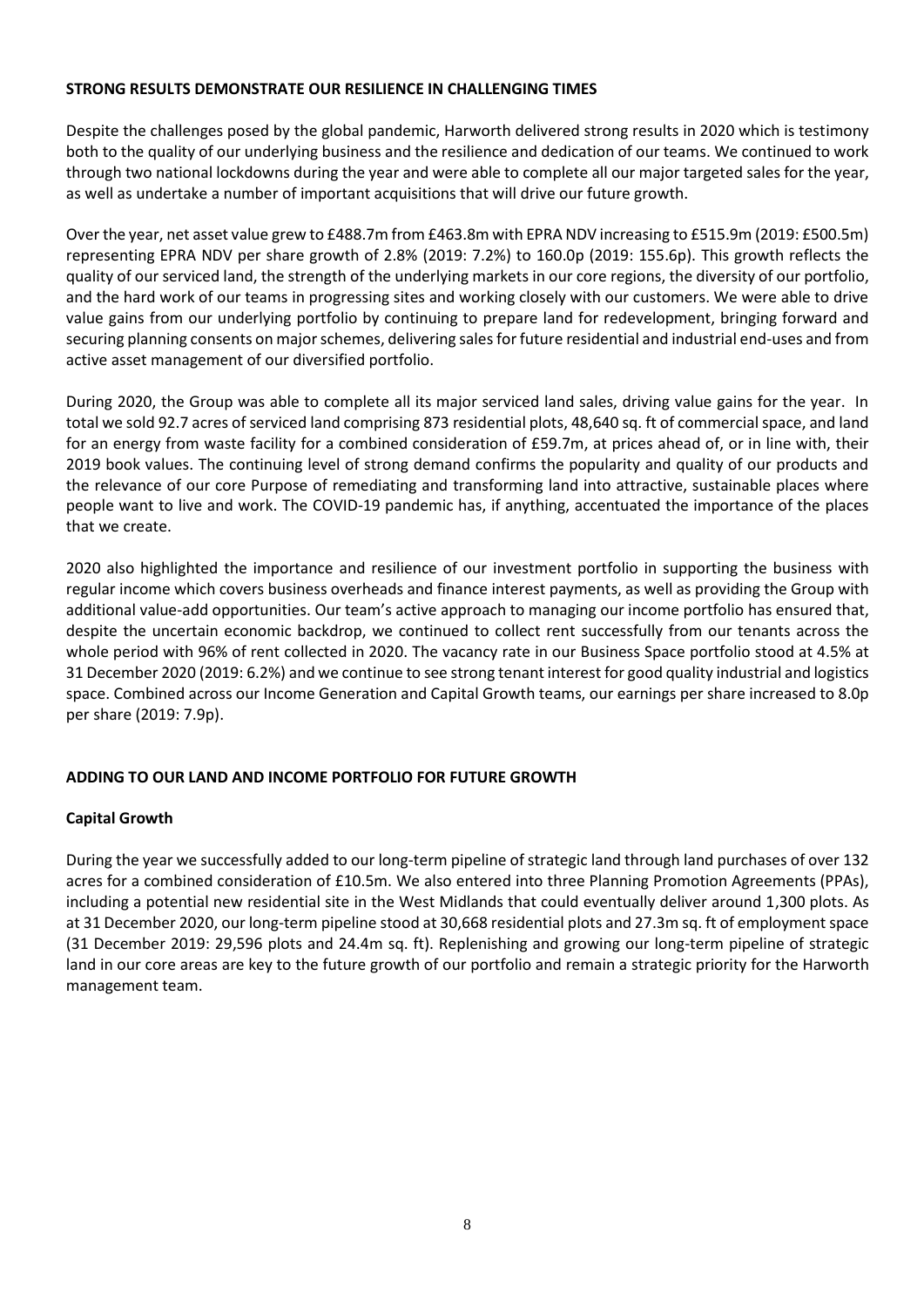## STRONG RESULTS DEMONSTRATE OUR RESILIENCE IN CHALLENGING TIMES

Despite the challenges posed by the global pandemic, Harworth delivered strong results in 2020 which is testimony both to the quality of our underlying business and the resilience and dedication of our teams. We continued to work through two national lockdowns during the year and were able to complete all our major targeted sales for the year, as well as undertake a number of important acquisitions that will drive our future growth.

Over the year, net asset value grew to £488.7m from £463.8m with EPRA NDV increasing to £515.9m (2019: £500.5m) representing EPRA NDV per share growth of 2.8% (2019: 7.2%) to 160.0p (2019: 155.6p). This growth reflects the quality of our serviced land, the strength of the underlying markets in our core regions, the diversity of our portfolio, and the hard work of our teams in progressing sites and working closely with our customers. We were able to drive value gains from our underlying portfolio by continuing to prepare land for redevelopment, bringing forward and securing planning consents on major schemes, delivering sales for future residential and industrial end-uses and from active asset management of our diversified portfolio.

During 2020, the Group was able to complete all its major serviced land sales, driving value gains for the year. In total we sold 92.7 acres of serviced land comprising 873 residential plots, 48,640 sq. ft of commercial space, and land for an energy from waste facility for a combined consideration of £59.7m, at prices ahead of, or in line with, their 2019 book values. The continuing level of strong demand confirms the popularity and quality of our products and the relevance of our core Purpose of remediating and transforming land into attractive, sustainable places where people want to live and work. The COVID-19 pandemic has, if anything, accentuated the importance of the places that we create.

2020 also highlighted the importance and resilience of our investment portfolio in supporting the business with regular income which covers business overheads and finance interest payments, as well as providing the Group with additional value-add opportunities. Our team's active approach to managing our income portfolio has ensured that, despite the uncertain economic backdrop, we continued to collect rent successfully from our tenants across the whole period with 96% of rent collected in 2020. The vacancy rate in our Business Space portfolio stood at 4.5% at 31 December 2020 (2019: 6.2%) and we continue to see strong tenant interest for good quality industrial and logistics space. Combined across our Income Generation and Capital Growth teams, our earnings per share increased to 8.0p per share (2019: 7.9p).

## ADDING TO OUR LAND AND INCOME PORTFOLIO FOR FUTURE GROWTH

### Capital Growth

During the year we successfully added to our long-term pipeline of strategic land through land purchases of over 132 acres for a combined consideration of £10.5m. We also entered into three Planning Promotion Agreements (PPAs), including a potential new residential site in the West Midlands that could eventually deliver around 1,300 plots. As at 31 December 2020, our long-term pipeline stood at 30,668 residential plots and 27.3m sq. ft of employment space (31 December 2019: 29,596 plots and 24.4m sq. ft). Replenishing and growing our long-term pipeline of strategic land in our core areas are key to the future growth of our portfolio and remain a strategic priority for the Harworth management team.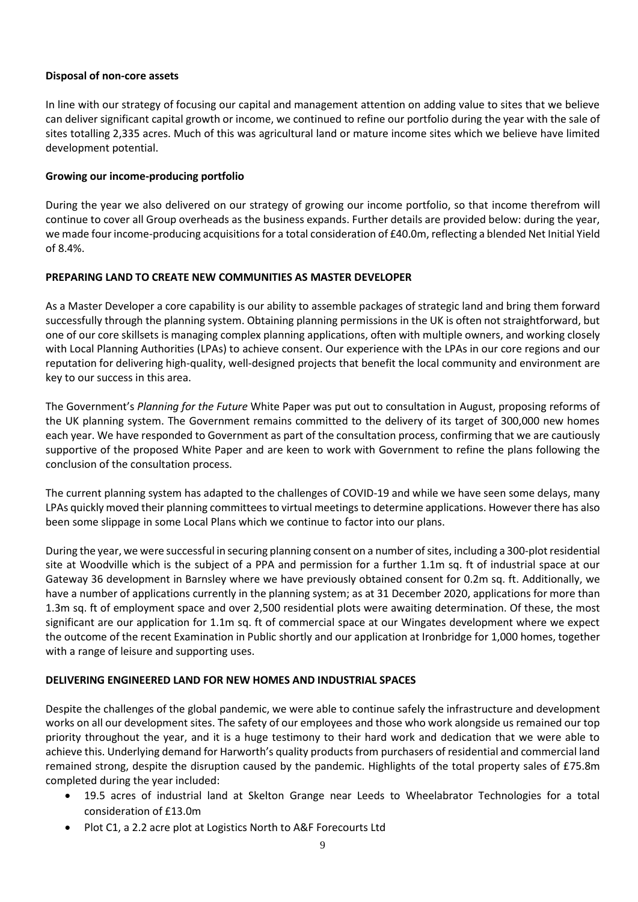**Disposal of non-core assets**

In line with our strategy of focusing our capital and management attention on adding value to sites that we believe can deliver significant capital growth or income, we continued to refine our portfolio during the year with the sale of sites totalling 2,335 acres. Much of this was agricultural land or mature income sites which we believe have limited development potential.

**Growing our income-producing portfolio**

During the year we also delivered on our strategy of growing our income portfolio, so that income therefrom will continue to cover all Group overheads as the business expands. Further details are provided below: during the year, we made four income-producing acquisitions for a total consideration of £40.0m, reflecting a blended Net Initial Yield of 8.4%.

**PREPARING LAND TO CREATE NEW COMMUNITIES AS MASTER DEVELOPER**

As a Master Developer a core capability is our ability to assemble packages of strategic land and bring them forward successfully through the planning system. Obtaining planning permissions in the UK is often not straightforward, but one of our core skillsets is managing complex planning applications, often with multiple owners, and working closely with Local Planning Authorities (LPAs) to achieve consent. Our experience with the LPAs in our core regions and our reputation for delivering high-quality, well-designed projects that benefit the local community and environment are key to our success in this area.

The Government's *Planning for the Future* White Paper was put out to consultation in August, proposing reforms of the UK planning system. The Government remains committed to the delivery of its target of 300,000 new homes each year. We have responded to Government as part of the consultation process, confirming that we are cautiously supportive of the proposed White Paper and are keen to work with Government to refine the plans following the conclusion of the consultation process.

The current planning system has adapted to the challenges of COVID-19 and while we have seen some delays, many LPAs quickly moved their planning committees to virtual meetings to determine applications. However there has also been some slippage in some Local Plans which we continue to factor into our plans.

During the year, we were successful in securing planning consent on a number of sites, including a 300-plot residential site at Woodville which is the subject of a PPA and permission for a further 1.1m sq. ft of industrial space at our Gateway 36 development in Barnsley where we have previously obtained consent for 0.2m sq. ft. Additionally, we have a number of applications currently in the planning system; as at 31 December 2020, applications for more than 1.3m sq. ft of employment space and over 2,500 residential plots were awaiting determination. Of these, the most significant are our application for 1.1m sq. ft of commercial space at our Wingates development where we expect the outcome of the recent Examination in Public shortly and our application at Ironbridge for 1,000 homes, together with a range of leisure and supporting uses.

**DELIVERING ENGINEERED LAND FOR NEW HOMES AND INDUSTRIAL SPACES**

Despite the challenges of the global pandemic, we were able to continue safely the infrastructure and development works on all our development sites. The safety of our employees and those who work alongside us remained our top priority throughout the year, and it is a huge testimony to their hard work and dedication that we were able to achieve this. Underlying demand for Harworth's quality products from purchasers of residential and commercial land remained strong, despite the disruption caused by the pandemic. Highlights of the total property sales of £75.8m completed during the year included:

- 19.5 acres of industrial land at Skelton Grange near Leeds to Wheelabrator Technologies for a total consideration of £13.0m
- Plot C1, a 2.2 acre plot at Logistics North to A&F Forecourts Ltd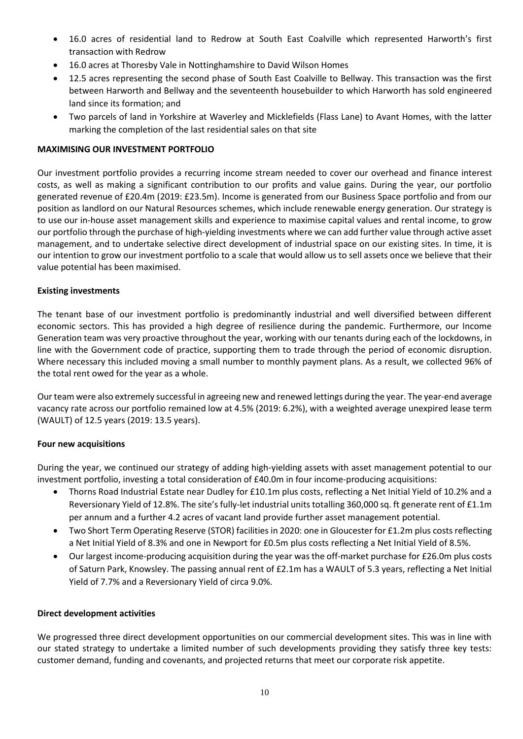- 16.0 acres of residential land to Redrow at South East Coalville which represented Harworth's first transaction with Redrow
- 16.0 acres at Thoresby Vale in Nottinghamshire to David Wilson Homes
- 12.5 acres representing the second phase of South East Coalville to Bellway. This transaction was the first between Harworth and Bellway and the seventeenth housebuilder to which Harworth has sold engineered land since its formation; and
- Two parcels of land in Yorkshire at Waverley and Micklefields (Flass Lane) to Avant Homes, with the latter marking the completion of the last residential sales on that site

**MAXIMISING OUR INVESTMENT PORTFOLIO**

Our investment portfolio provides a recurring income stream needed to cover our overhead and finance interest costs, as well as making a significant contribution to our profits and value gains. During the year, our portfolio generated revenue of £20.4m (2019: £23.5m). Income is generated from our Business Space portfolio and from our position as landlord on our Natural Resources schemes, which include renewable energy generation. Our strategy is to use our in-house asset management skills and experience to maximise capital values and rental income, to grow our portfolio through the purchase of high-yielding investments where we can add further value through active asset management, and to undertake selective direct development of industrial space on our existing sites. In time, it is our intention to grow our investment portfolio to a scale that would allow us to sell assets once we believe that their value potential has been maximised.

**Existing investments**

The tenant base of our investment portfolio is predominantly industrial and well diversified between different economic sectors. This has provided a high degree of resilience during the pandemic. Furthermore, our Income Generation team was very proactive throughout the year, working with our tenants during each of the lockdowns, in line with the Government code of practice, supporting them to trade through the period of economic disruption. Where necessary this included moving a small number to monthly payment plans. As a result, we collected 96% of the total rent owed for the year as a whole.

Our team were also extremely successful in agreeing new and renewed lettings during the year. The year-end average vacancy rate across our portfolio remained low at 4.5% (2019: 6.2%), with a weighted average unexpired lease term (WAULT) of 12.5 years (2019: 13.5 years).

**Four new acquisitions**

During the year, we continued our strategy of adding high-yielding assets with asset management potential to our investment portfolio, investing a total consideration of £40.0m in four income-producing acquisitions:

- Thorns Road Industrial Estate near Dudley for £10.1m plus costs, reflecting a Net Initial Yield of 10.2% and a Reversionary Yield of 12.8%. The site's fully-let industrial units totalling 360,000 sq. ft generate rent of £1.1m per annum and a further 4.2 acres of vacant land provide further asset management potential.
- Two Short Term Operating Reserve (STOR) facilities in 2020: one in Gloucester for £1.2m plus costs reflecting a Net Initial Yield of 8.3% and one in Newport for £0.5m plus costs reflecting a Net Initial Yield of 8.5%.
- Our largest income-producing acquisition during the year was the off-market purchase for £26.0m plus costs of Saturn Park, Knowsley. The passing annual rent of £2.1m has a WAULT of 5.3 years, reflecting a Net Initial Yield of 7.7% and a Reversionary Yield of circa 9.0%.

**Direct development activities**

We progressed three direct development opportunities on our commercial development sites. This was in line with our stated strategy to undertake a limited number of such developments providing they satisfy three key tests: customer demand, funding and covenants, and projected returns that meet our corporate risk appetite.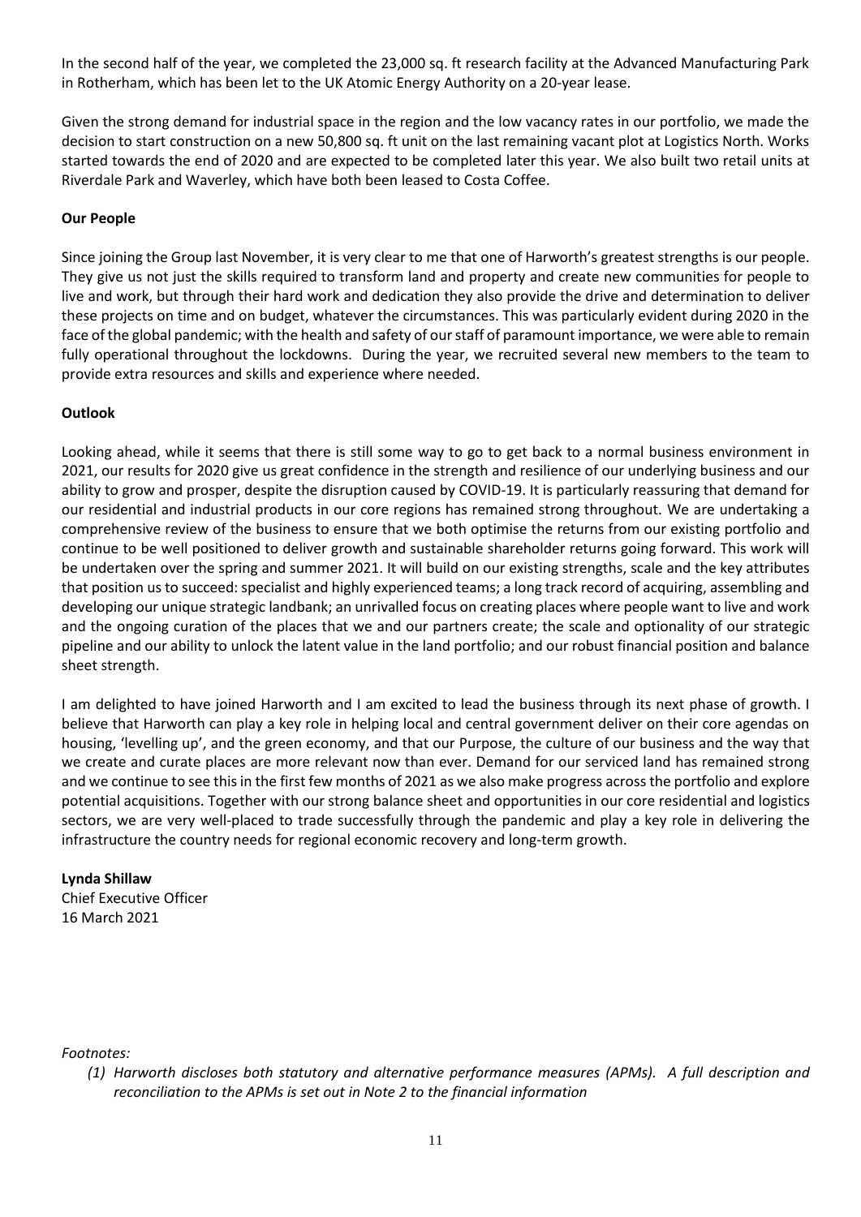In the second half of the year, we completed the 23,000 sq. ft research facility at the Advanced Manufacturing Park in Rotherham, which has been let to the UK Atomic Energy Authority on a 20-year lease.

Given the strong demand for industrial space in the region and the low vacancy rates in our portfolio, we made the decision to start construction on a new 50,800 sq. ft unit on the last remaining vacant plot at Logistics North. Works started towards the end of 2020 and are expected to be completed later this year. We also built two retail units at Riverdale Park and Waverley, which have both been leased to Costa Coffee.

**Our People**

Since joining the Group last November, it is very clear to me that one of Harworth's greatest strengths is our people. They give us not just the skills required to transform land and property and create new communities for people to live and work, but through their hard work and dedication they also provide the drive and determination to deliver these projects on time and on budget, whatever the circumstances. This was particularly evident during 2020 in the face of the global pandemic; with the health and safety of our staff of paramount importance, we were able to remain fully operational throughout the lockdowns. During the year, we recruited several new members to the team to provide extra resources and skills and experience where needed.

**Outlook**

Looking ahead, while it seems that there is still some way to go to get back to a normal business environment in 2021, our results for 2020 give us great confidence in the strength and resilience of our underlying business and our ability to grow and prosper, despite the disruption caused by COVID-19. It is particularly reassuring that demand for our residential and industrial products in our core regions has remained strong throughout. We are undertaking a comprehensive review of the business to ensure that we both optimise the returns from our existing portfolio and continue to be well positioned to deliver growth and sustainable shareholder returns going forward. This work will be undertaken over the spring and summer 2021. It will build on our existing strengths, scale and the key attributes that position us to succeed: specialist and highly experienced teams; a long track record of acquiring, assembling and developing our unique strategic landbank; an unrivalled focus on creating places where people want to live and work and the ongoing curation of the places that we and our partners create; the scale and optionality of our strategic pipeline and our ability to unlock the latent value in the land portfolio; and our robust financial position and balance sheet strength.

I am delighted to have joined Harworth and I am excited to lead the business through its next phase of growth. I believe that Harworth can play a key role in helping local and central government deliver on their core agendas on housing, 'levelling up', and the green economy, and that our Purpose, the culture of our business and the way that we create and curate places are more relevant now than ever. Demand for our serviced land has remained strong and we continue to see this in the first few months of 2021 as we also make progress across the portfolio and explore potential acquisitions. Together with our strong balance sheet and opportunities in our core residential and logistics sectors, we are very well-placed to trade successfully through the pandemic and play a key role in delivering the infrastructure the country needs for regional economic recovery and long-term growth.

**Lynda Shillaw**
Chief Executive Officer
16 March 2021

*Footnotes:*

*(1) Harworth discloses both statutory and alternative performance measures (APMs). A full description and reconciliation to the APMs is set out in Note 2 to the financial information*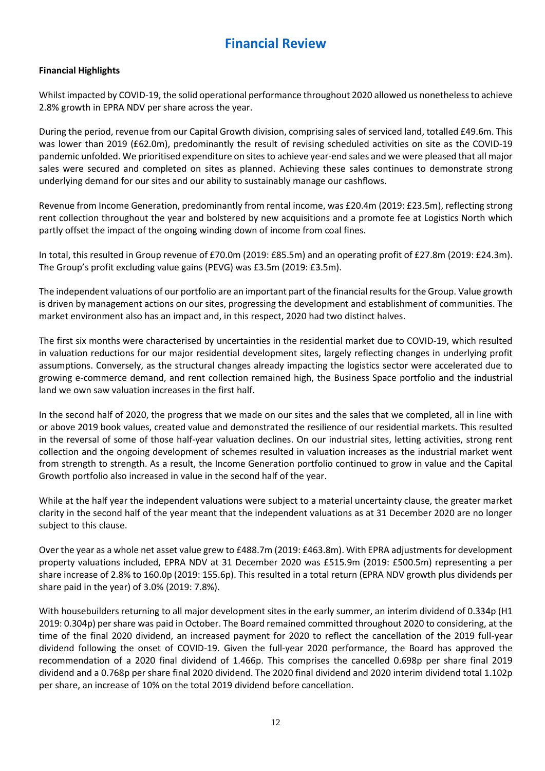# Financial Review

**Financial Highlights**

Whilst impacted by COVID-19, the solid operational performance throughout 2020 allowed us nonetheless to achieve 2.8% growth in EPRA NDV per share across the year.

During the period, revenue from our Capital Growth division, comprising sales of serviced land, totalled £49.6m. This was lower than 2019 (£62.0m), predominantly the result of revising scheduled activities on site as the COVID-19 pandemic unfolded. We prioritised expenditure on sites to achieve year-end sales and we were pleased that all major sales were secured and completed on sites as planned. Achieving these sales continues to demonstrate strong underlying demand for our sites and our ability to sustainably manage our cashflows.

Revenue from Income Generation, predominantly from rental income, was £20.4m (2019: £23.5m), reflecting strong rent collection throughout the year and bolstered by new acquisitions and a promote fee at Logistics North which partly offset the impact of the ongoing winding down of income from coal fines.

In total, this resulted in Group revenue of £70.0m (2019: £85.5m) and an operating profit of £27.8m (2019: £24.3m). The Group's profit excluding value gains (PEVG) was £3.5m (2019: £3.5m).

The independent valuations of our portfolio are an important part of the financial results for the Group. Value growth is driven by management actions on our sites, progressing the development and establishment of communities. The market environment also has an impact and, in this respect, 2020 had two distinct halves.

The first six months were characterised by uncertainties in the residential market due to COVID-19, which resulted in valuation reductions for our major residential development sites, largely reflecting changes in underlying profit assumptions. Conversely, as the structural changes already impacting the logistics sector were accelerated due to growing e-commerce demand, and rent collection remained high, the Business Space portfolio and the industrial land we own saw valuation increases in the first half.

In the second half of 2020, the progress that we made on our sites and the sales that we completed, all in line with or above 2019 book values, created value and demonstrated the resilience of our residential markets. This resulted in the reversal of some of those half-year valuation declines. On our industrial sites, letting activities, strong rent collection and the ongoing development of schemes resulted in valuation increases as the industrial market went from strength to strength. As a result, the Income Generation portfolio continued to grow in value and the Capital Growth portfolio also increased in value in the second half of the year.

While at the half year the independent valuations were subject to a material uncertainty clause, the greater market clarity in the second half of the year meant that the independent valuations as at 31 December 2020 are no longer subject to this clause.

Over the year as a whole net asset value grew to £488.7m (2019: £463.8m). With EPRA adjustments for development property valuations included, EPRA NDV at 31 December 2020 was £515.9m (2019: £500.5m) representing a per share increase of 2.8% to 160.0p (2019: 155.6p). This resulted in a total return (EPRA NDV growth plus dividends per share paid in the year) of 3.0% (2019: 7.8%).

With housebuilders returning to all major development sites in the early summer, an interim dividend of 0.334p (H1 2019: 0.304p) per share was paid in October. The Board remained committed throughout 2020 to considering, at the time of the final 2020 dividend, an increased payment for 2020 to reflect the cancellation of the 2019 full-year dividend following the onset of COVID-19. Given the full-year 2020 performance, the Board has approved the recommendation of a 2020 final dividend of 1.466p. This comprises the cancelled 0.698p per share final 2019 dividend and a 0.768p per share final 2020 dividend. The 2020 final dividend and 2020 interim dividend total 1.102p per share, an increase of 10% on the total 2019 dividend before cancellation.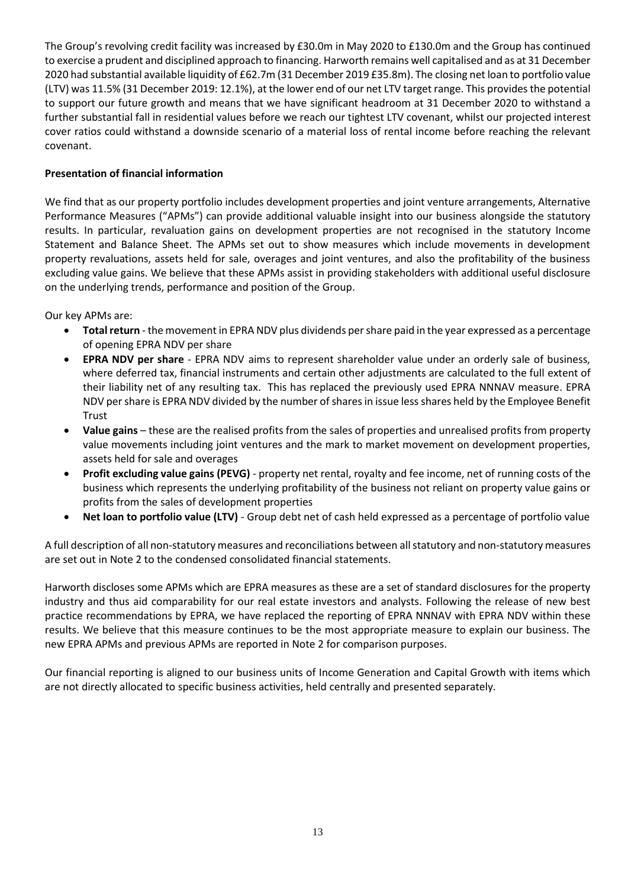The Group's revolving credit facility was increased by £30.0m in May 2020 to £130.0m and the Group has continued to exercise a prudent and disciplined approach to financing. Harworth remains well capitalised and as at 31 December 2020 had substantial available liquidity of £62.7m (31 December 2019 £35.8m). The closing net loan to portfolio value (LTV) was 11.5% (31 December 2019: 12.1%), at the lower end of our net LTV target range. This provides the potential to support our future growth and means that we have significant headroom at 31 December 2020 to withstand a further substantial fall in residential values before we reach our tightest LTV covenant, whilst our projected interest cover ratios could withstand a downside scenario of a material loss of rental income before reaching the relevant covenant.

**Presentation of financial information**

We find that as our property portfolio includes development properties and joint venture arrangements, Alternative Performance Measures ("APMs") can provide additional valuable insight into our business alongside the statutory results. In particular, revaluation gains on development properties are not recognised in the statutory Income Statement and Balance Sheet. The APMs set out to show measures which include movements in development property revaluations, assets held for sale, overages and joint ventures, and also the profitability of the business excluding value gains. We believe that these APMs assist in providing stakeholders with additional useful disclosure on the underlying trends, performance and position of the Group.

Our key APMs are:

- **Total return** - the movement in EPRA NDV plus dividends per share paid in the year expressed as a percentage of opening EPRA NDV per share
- **EPRA NDV per share** - EPRA NDV aims to represent shareholder value under an orderly sale of business, where deferred tax, financial instruments and certain other adjustments are calculated to the full extent of their liability net of any resulting tax. This has replaced the previously used EPRA NNNAV measure. EPRA NDV per share is EPRA NDV divided by the number of shares in issue less shares held by the Employee Benefit Trust
- **Value gains** – these are the realised profits from the sales of properties and unrealised profits from property value movements including joint ventures and the mark to market movement on development properties, assets held for sale and overages
- **Profit excluding value gains (PEVG)** - property net rental, royalty and fee income, net of running costs of the business which represents the underlying profitability of the business not reliant on property value gains or profits from the sales of development properties
- **Net loan to portfolio value (LTV)** - Group debt net of cash held expressed as a percentage of portfolio value

A full description of all non-statutory measures and reconciliations between all statutory and non-statutory measures are set out in Note 2 to the condensed consolidated financial statements.

Harworth discloses some APMs which are EPRA measures as these are a set of standard disclosures for the property industry and thus aid comparability for our real estate investors and analysts. Following the release of new best practice recommendations by EPRA, we have replaced the reporting of EPRA NNNAV with EPRA NDV within these results. We believe that this measure continues to be the most appropriate measure to explain our business. The new EPRA APMs and previous APMs are reported in Note 2 for comparison purposes.

Our financial reporting is aligned to our business units of Income Generation and Capital Growth with items which are not directly allocated to specific business activities, held centrally and presented separately.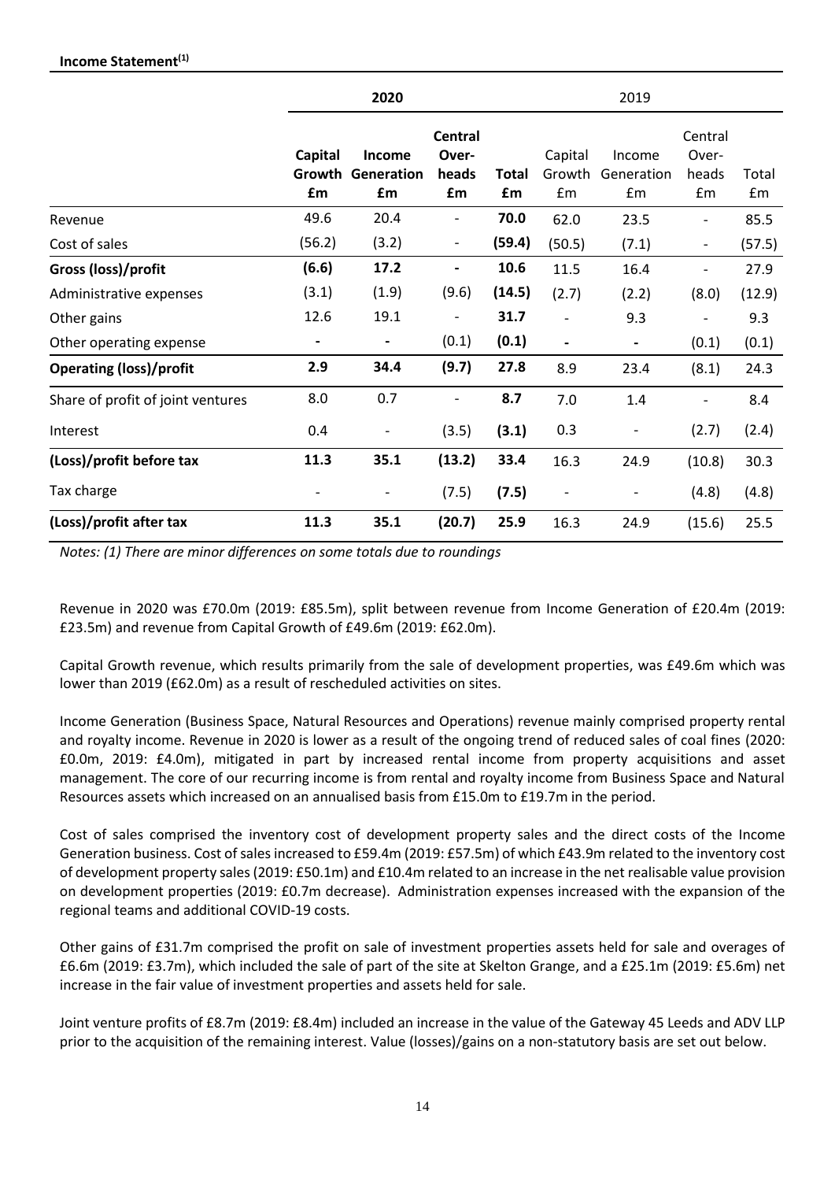**Income Statement[1]**

| | 2020 | | | | 2019 | | | |
|---|---|---|---|---|---|---|---|---|
| | **Capital Growth £m** | **Income Generation £m** | **Central Over-heads £m** | **Total £m** | Capital Growth £m | Income Generation £m | Central Over-heads £m | Total £m |
| Revenue | 49.6 | 20.4 | - | **70.0** | 62.0 | 23.5 | - | 85.5 |
| Cost of sales | (56.2) | (3.2) | - | **(59.4)** | (50.5) | (7.1) | - | (57.5) |
| **Gross (loss)/profit** | **(6.6)** | **17.2** | **-** | **10.6** | 11.5 | 16.4 | - | 27.9 |
| Administrative expenses | (3.1) | (1.9) | (9.6) | **(14.5)** | (2.7) | (2.2) | (8.0) | (12.9) |
| Other gains | 12.6 | 19.1 | - | **31.7** | - | 9.3 | - | 9.3 |
| Other operating expense | - | - | (0.1) | **(0.1)** | - | - | (0.1) | (0.1) |
| **Operating (loss)/profit** | **2.9** | **34.4** | **(9.7)** | **27.8** | 8.9 | 23.4 | (8.1) | 24.3 |
| Share of profit of joint ventures | 8.0 | 0.7 | - | **8.7** | 7.0 | 1.4 | - | 8.4 |
| Interest | 0.4 | - | (3.5) | **(3.1)** | 0.3 | - | (2.7) | (2.4) |
| **(Loss)/profit before tax** | **11.3** | **35.1** | **(13.2)** | **33.4** | 16.3 | 24.9 | (10.8) | 30.3 |
| Tax charge | - | - | (7.5) | **(7.5)** | - | - | (4.8) | (4.8) |
| **(Loss)/profit after tax** | **11.3** | **35.1** | **(20.7)** | **25.9** | 16.3 | 24.9 | (15.6) | 25.5 |

*Notes: (1) There are minor differences on some totals due to roundings*

Revenue in 2020 was £70.0m (2019: £85.5m), split between revenue from Income Generation of £20.4m (2019: £23.5m) and revenue from Capital Growth of £49.6m (2019: £62.0m).

Capital Growth revenue, which results primarily from the sale of development properties, was £49.6m which was lower than 2019 (£62.0m) as a result of rescheduled activities on sites.

Income Generation (Business Space, Natural Resources and Operations) revenue mainly comprised property rental and royalty income. Revenue in 2020 is lower as a result of the ongoing trend of reduced sales of coal fines (2020: £0.0m, 2019: £4.0m), mitigated in part by increased rental income from property acquisitions and asset management. The core of our recurring income is from rental and royalty income from Business Space and Natural Resources assets which increased on an annualised basis from £15.0m to £19.7m in the period.

Cost of sales comprised the inventory cost of development property sales and the direct costs of the Income Generation business. Cost of sales increased to £59.4m (2019: £57.5m) of which £43.9m related to the inventory cost of development property sales (2019: £50.1m) and £10.4m related to an increase in the net realisable value provision on development properties (2019: £0.7m decrease). Administration expenses increased with the expansion of the regional teams and additional COVID-19 costs.

Other gains of £31.7m comprised the profit on sale of investment properties assets held for sale and overages of £6.6m (2019: £3.7m), which included the sale of part of the site at Skelton Grange, and a £25.1m (2019: £5.6m) net increase in the fair value of investment properties and assets held for sale.

Joint venture profits of £8.7m (2019: £8.4m) included an increase in the value of the Gateway 45 Leeds and ADV LLP prior to the acquisition of the remaining interest. Value (losses)/gains on a non-statutory basis are set out below.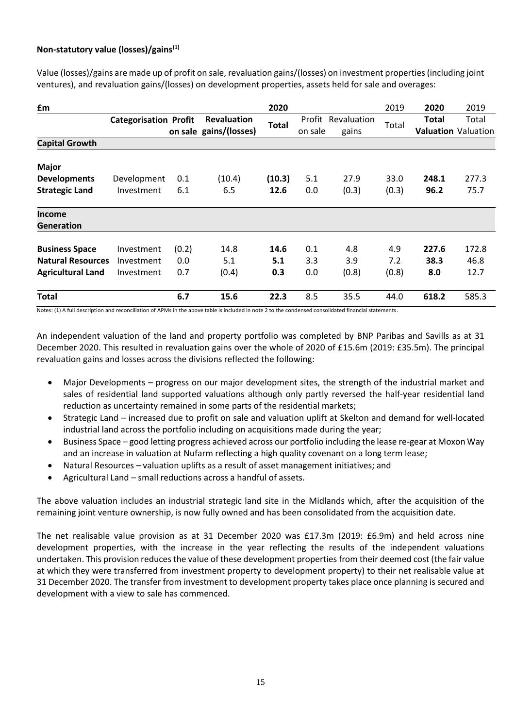**Non-statutory value (losses)/gains[(1)]**

Value (losses)/gains are made up of profit on sale, revaluation gains/(losses) on investment properties (including joint ventures), and revaluation gains/(losses) on development properties, assets held for sale and overages:

| £m | | | | 2020 | | | 2019 | 2020 | 2019 |
|---|---|---|---|---|---|---|---|---|---|
| | **Categorisation** | **Profit on sale** | **Revaluation gains/(losses)** | **Total** | Profit on sale | Revaluation gains | Total | **Total Valuation** | Total Valuation |
| **Capital Growth** | | | | | | | | | |
| **Major Developments** | Development | 0.1 | (10.4) | **(10.3)** | 5.1 | 27.9 | 33.0 | **248.1** | 277.3 |
| **Strategic Land** | Investment | 6.1 | 6.5 | **12.6** | 0.0 | (0.3) | (0.3) | **96.2** | 75.7 |
| **Income Generation** | | | | | | | | | |
| **Business Space** | Investment | (0.2) | 14.8 | **14.6** | 0.1 | 4.8 | 4.9 | **227.6** | 172.8 |
| **Natural Resources** | Investment | 0.0 | 5.1 | **5.1** | 3.3 | 3.9 | 7.2 | **38.3** | 46.8 |
| **Agricultural Land** | Investment | 0.7 | (0.4) | **0.3** | 0.0 | (0.8) | (0.8) | **8.0** | 12.7 |
| **Total** | | **6.7** | **15.6** | **22.3** | 8.5 | 35.5 | 44.0 | **618.2** | 585.3 |

Notes: (1) A full description and reconciliation of APMs in the above table is included in note 2 to the condensed consolidated financial statements.

An independent valuation of the land and property portfolio was completed by BNP Paribas and Savills as at 31 December 2020. This resulted in revaluation gains over the whole of 2020 of £15.6m (2019: £35.5m). The principal revaluation gains and losses across the divisions reflected the following:

- Major Developments – progress on our major development sites, the strength of the industrial market and sales of residential land supported valuations although only partly reversed the half-year residential land reduction as uncertainty remained in some parts of the residential markets;
- Strategic Land – increased due to profit on sale and valuation uplift at Skelton and demand for well-located industrial land across the portfolio including on acquisitions made during the year;
- Business Space – good letting progress achieved across our portfolio including the lease re-gear at Moxon Way and an increase in valuation at Nufarm reflecting a high quality covenant on a long term lease;
- Natural Resources – valuation uplifts as a result of asset management initiatives; and
- Agricultural Land – small reductions across a handful of assets.

The above valuation includes an industrial strategic land site in the Midlands which, after the acquisition of the remaining joint venture ownership, is now fully owned and has been consolidated from the acquisition date.

The net realisable value provision as at 31 December 2020 was £17.3m (2019: £6.9m) and held across nine development properties, with the increase in the year reflecting the results of the independent valuations undertaken. This provision reduces the value of these development properties from their deemed cost (the fair value at which they were transferred from investment property to development property) to their net realisable value at 31 December 2020. The transfer from investment to development property takes place once planning is secured and development with a view to sale has commenced.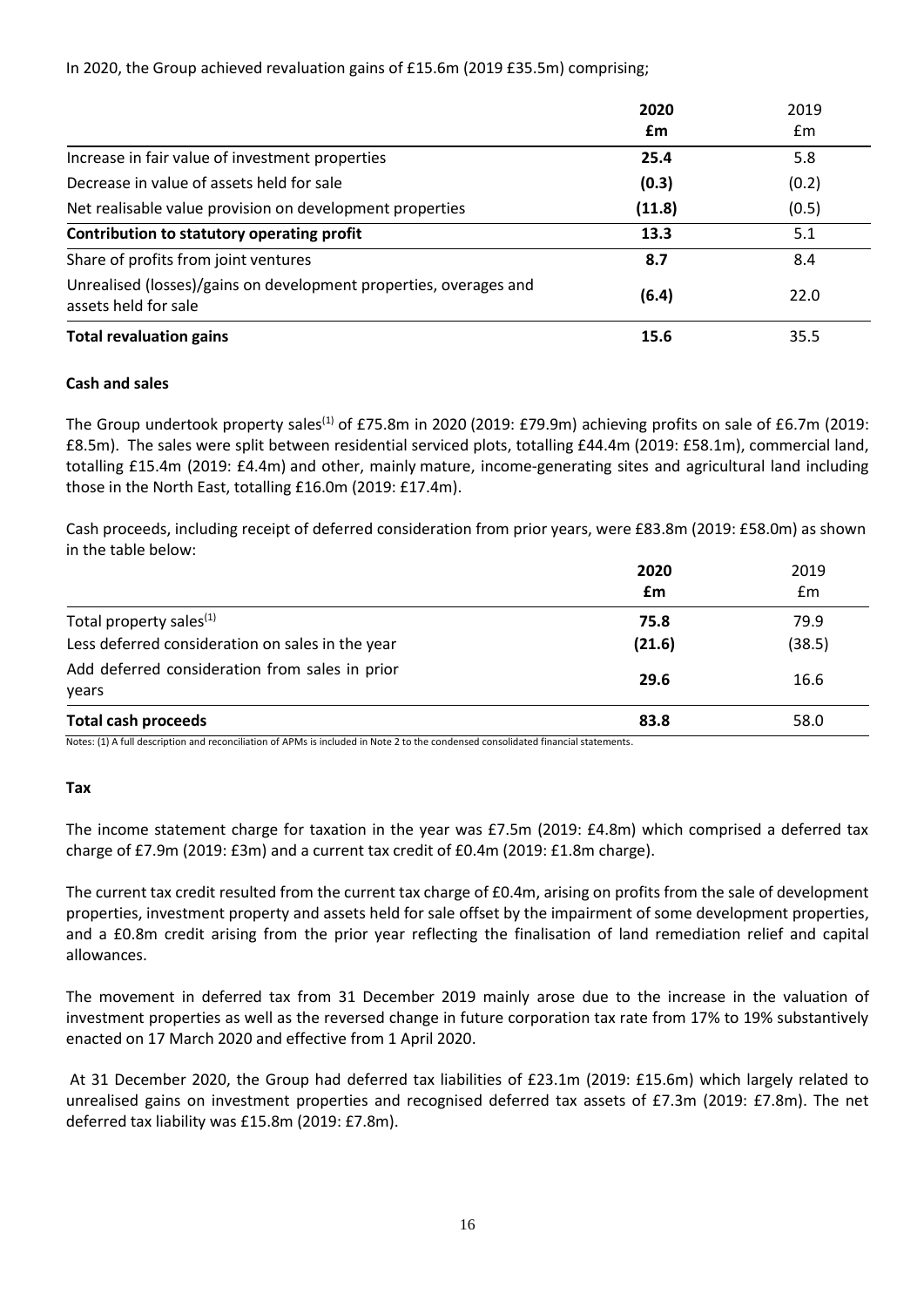In 2020, the Group achieved revaluation gains of £15.6m (2019 £35.5m) comprising;

| | **2020** | 2019 |
|---|---|---|
| | **£m** | £m |
| Increase in fair value of investment properties | **25.4** | 5.8 |
| Decrease in value of assets held for sale | **(0.3)** | (0.2) |
| Net realisable value provision on development properties | **(11.8)** | (0.5) |
| **Contribution to statutory operating profit** | **13.3** | 5.1 |
| Share of profits from joint ventures | **8.7** | 8.4 |
| Unrealised (losses)/gains on development properties, overages and assets held for sale | **(6.4)** | 22.0 |
| **Total revaluation gains** | **15.6** | 35.5 |

**Cash and sales**

The Group undertook property sales[1] of £75.8m in 2020 (2019: £79.9m) achieving profits on sale of £6.7m (2019: £8.5m). The sales were split between residential serviced plots, totalling £44.4m (2019: £58.1m), commercial land, totalling £15.4m (2019: £4.4m) and other, mainly mature, income-generating sites and agricultural land including those in the North East, totalling £16.0m (2019: £17.4m).

Cash proceeds, including receipt of deferred consideration from prior years, were £83.8m (2019: £58.0m) as shown in the table below:

| | **2020** | 2019 |
|---|---|---|
| | **£m** | £m |
| Total property sales[1] | **75.8** | 79.9 |
| Less deferred consideration on sales in the year | **(21.6)** | (38.5) |
| Add deferred consideration from sales in prior years | **29.6** | 16.6 |
| **Total cash proceeds** | **83.8** | 58.0 |

Notes: (1) A full description and reconciliation of APMs is included in Note 2 to the condensed consolidated financial statements.

**Tax**

The income statement charge for taxation in the year was £7.5m (2019: £4.8m) which comprised a deferred tax charge of £7.9m (2019: £3m) and a current tax credit of £0.4m (2019: £1.8m charge).

The current tax credit resulted from the current tax charge of £0.4m, arising on profits from the sale of development properties, investment property and assets held for sale offset by the impairment of some development properties, and a £0.8m credit arising from the prior year reflecting the finalisation of land remediation relief and capital allowances.

The movement in deferred tax from 31 December 2019 mainly arose due to the increase in the valuation of investment properties as well as the reversed change in future corporation tax rate from 17% to 19% substantively enacted on 17 March 2020 and effective from 1 April 2020.

At 31 December 2020, the Group had deferred tax liabilities of £23.1m (2019: £15.6m) which largely related to unrealised gains on investment properties and recognised deferred tax assets of £7.3m (2019: £7.8m). The net deferred tax liability was £15.8m (2019: £7.8m).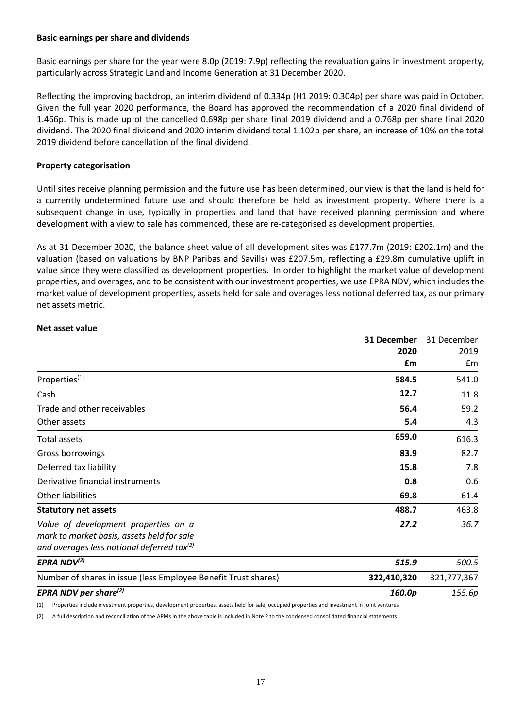**Basic earnings per share and dividends**

Basic earnings per share for the year were 8.0p (2019: 7.9p) reflecting the revaluation gains in investment property, particularly across Strategic Land and Income Generation at 31 December 2020.

Reflecting the improving backdrop, an interim dividend of 0.334p (H1 2019: 0.304p) per share was paid in October. Given the full year 2020 performance, the Board has approved the recommendation of a 2020 final dividend of 1.466p. This is made up of the cancelled 0.698p per share final 2019 dividend and a 0.768p per share final 2020 dividend. The 2020 final dividend and 2020 interim dividend total 1.102p per share, an increase of 10% on the total 2019 dividend before cancellation of the final dividend.

**Property categorisation**

Until sites receive planning permission and the future use has been determined, our view is that the land is held for a currently undetermined future use and should therefore be held as investment property. Where there is a subsequent change in use, typically in properties and land that have received planning permission and where development with a view to sale has commenced, these are re-categorised as development properties.

As at 31 December 2020, the balance sheet value of all development sites was £177.7m (2019: £202.1m) and the valuation (based on valuations by BNP Paribas and Savills) was £207.5m, reflecting a £29.8m cumulative uplift in value since they were classified as development properties. In order to highlight the market value of development properties, and overages, and to be consistent with our investment properties, we use EPRA NDV, which includes the market value of development properties, assets held for sale and overages less notional deferred tax, as our primary net assets metric.

**Net asset value**

| | **31 December 2020 £m** | 31 December 2019 £m |
|---|---|---|
| Properties[(1)] | **584.5** | 541.0 |
| Cash | **12.7** | 11.8 |
| Trade and other receivables | **56.4** | 59.2 |
| Other assets | **5.4** | 4.3 |
| Total assets | **659.0** | 616.3 |
| Gross borrowings | **83.9** | 82.7 |
| Deferred tax liability | **15.8** | 7.8 |
| Derivative financial instruments | **0.8** | 0.6 |
| Other liabilities | **69.8** | 61.4 |
| **Statutory net assets** | **488.7** | 463.8 |
| *Value of development properties on a mark to market basis, assets held for sale and overages less notional deferred tax[(2)]* | ***27.2*** | *36.7* |
| ***EPRA NDV[(2)]*** | ***515.9*** | *500.5* |
| Number of shares in issue (less Employee Benefit Trust shares) | **322,410,320** | 321,777,367 |
| ***EPRA NDV per share[(2)]*** | ***160.0p*** | *155.6p* |

(1) Properties include investment properties, development properties, assets held for sale, occupied properties and investment in joint ventures

(2) A full description and reconciliation of the APMs in the above table is included in Note 2 to the condensed consolidated financial statements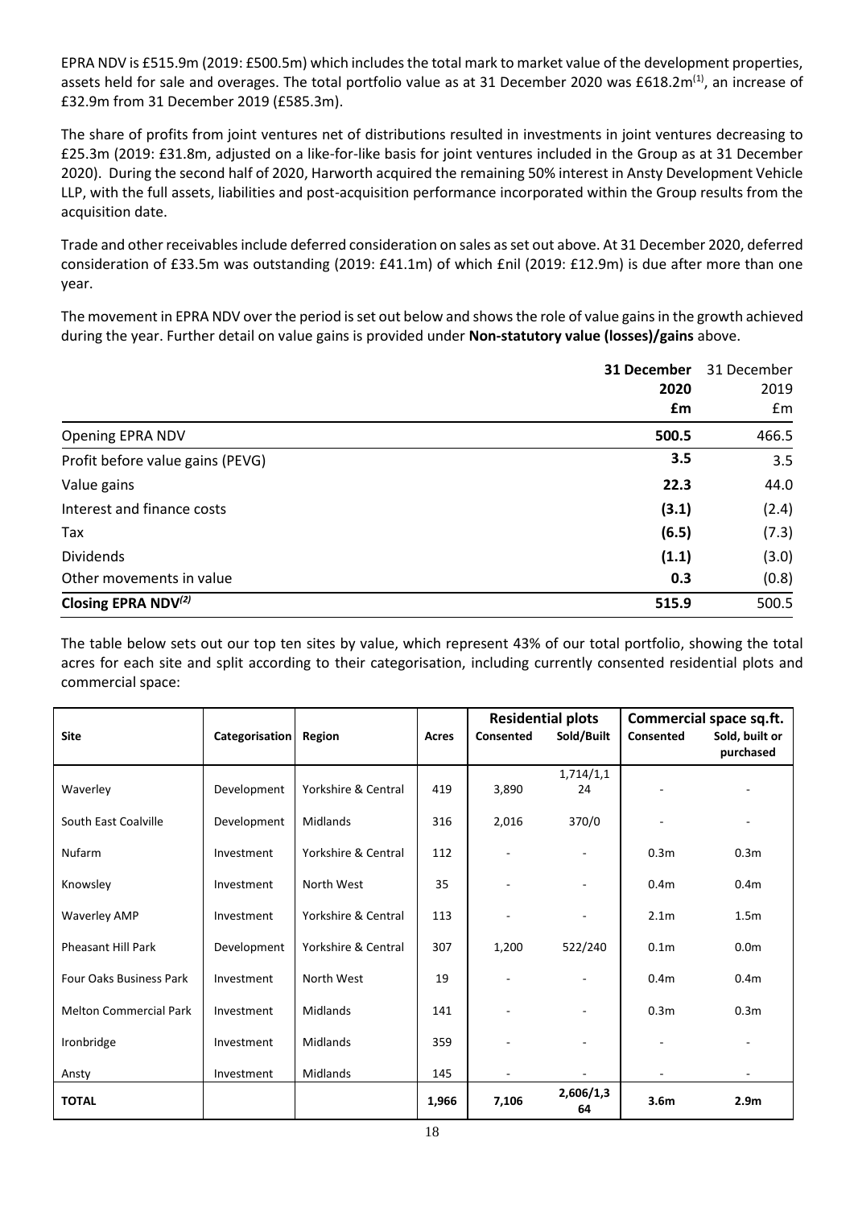EPRA NDV is £515.9m (2019: £500.5m) which includes the total mark to market value of the development properties, assets held for sale and overages. The total portfolio value as at 31 December 2020 was £618.2m[(1)], an increase of £32.9m from 31 December 2019 (£585.3m).

The share of profits from joint ventures net of distributions resulted in investments in joint ventures decreasing to £25.3m (2019: £31.8m, adjusted on a like-for-like basis for joint ventures included in the Group as at 31 December 2020). During the second half of 2020, Harworth acquired the remaining 50% interest in Ansty Development Vehicle LLP, with the full assets, liabilities and post-acquisition performance incorporated within the Group results from the acquisition date.

Trade and other receivables include deferred consideration on sales as set out above. At 31 December 2020, deferred consideration of £33.5m was outstanding (2019: £41.1m) of which £nil (2019: £12.9m) is due after more than one year.

The movement in EPRA NDV over the period is set out below and shows the role of value gains in the growth achieved during the year. Further detail on value gains is provided under **Non-statutory value (losses)/gains** above.

| | **31 December 2020 £m** | 31 December 2019 £m |
|---|---|---|
| Opening EPRA NDV | **500.5** | 466.5 |
| Profit before value gains (PEVG) | **3.5** | 3.5 |
| Value gains | **22.3** | 44.0 |
| Interest and finance costs | **(3.1)** | (2.4) |
| Tax | **(6.5)** | (7.3) |
| Dividends | **(1.1)** | (3.0) |
| Other movements in value | **0.3** | (0.8) |
| **Closing EPRA NDV[(2)]** | **515.9** | 500.5 |

The table below sets out our top ten sites by value, which represent 43% of our total portfolio, showing the total acres for each site and split according to their categorisation, including currently consented residential plots and commercial space:

| Site | Categorisation | Region | Acres | Residential plots | | Commercial space sq.ft. | |
|---|---|---|---|---|---|---|---|
| | | | | Consented | Sold/Built | Consented | Sold, built or purchased |
| Waverley | Development | Yorkshire & Central | 419 | 3,890 | 1,714/1,124 | - | - |
| South East Coalville | Development | Midlands | 316 | 2,016 | 370/0 | - | - |
| Nufarm | Investment | Yorkshire & Central | 112 | - | - | 0.3m | 0.3m |
| Knowsley | Investment | North West | 35 | - | - | 0.4m | 0.4m |
| Waverley AMP | Investment | Yorkshire & Central | 113 | - | - | 2.1m | 1.5m |
| Pheasant Hill Park | Development | Yorkshire & Central | 307 | 1,200 | 522/240 | 0.1m | 0.0m |
| Four Oaks Business Park | Investment | North West | 19 | - | - | 0.4m | 0.4m |
| Melton Commercial Park | Investment | Midlands | 141 | - | - | 0.3m | 0.3m |
| Ironbridge | Investment | Midlands | 359 | - | - | - | - |
| Ansty | Investment | Midlands | 145 | - | - | - | - |
| **TOTAL** | | | **1,966** | **7,106** | **2,606/1,364** | **3.6m** | **2.9m** |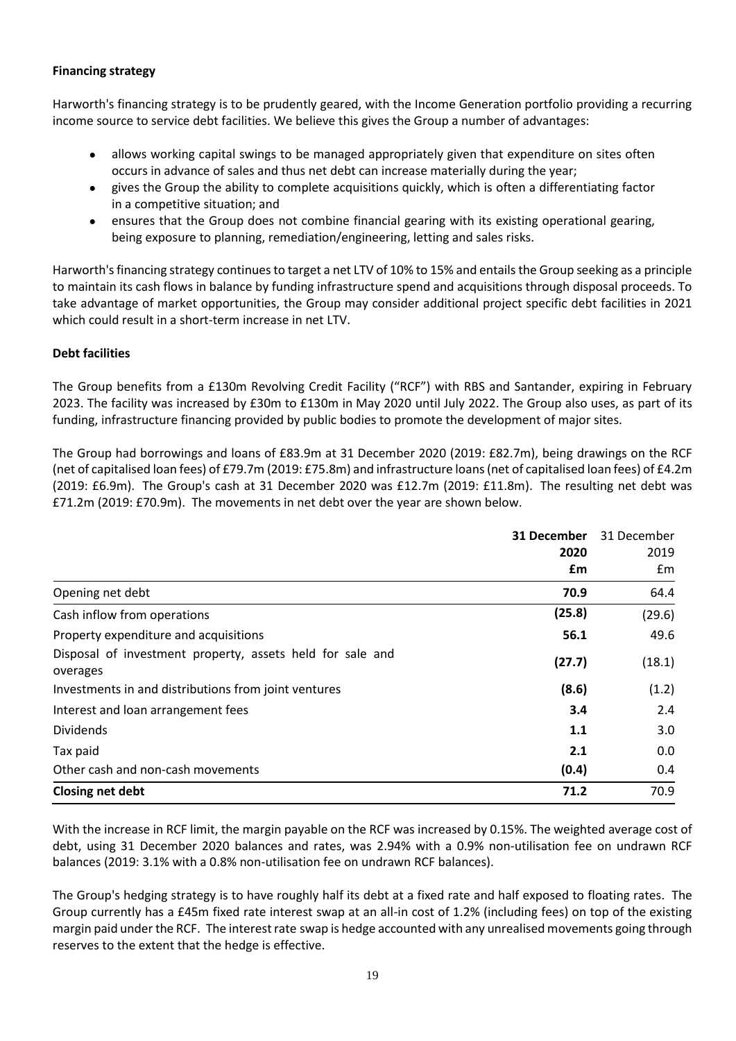**Financing strategy**

Harworth's financing strategy is to be prudently geared, with the Income Generation portfolio providing a recurring income source to service debt facilities. We believe this gives the Group a number of advantages:

- allows working capital swings to be managed appropriately given that expenditure on sites often occurs in advance of sales and thus net debt can increase materially during the year;
- gives the Group the ability to complete acquisitions quickly, which is often a differentiating factor in a competitive situation; and
- ensures that the Group does not combine financial gearing with its existing operational gearing, being exposure to planning, remediation/engineering, letting and sales risks.

Harworth's financing strategy continues to target a net LTV of 10% to 15% and entails the Group seeking as a principle to maintain its cash flows in balance by funding infrastructure spend and acquisitions through disposal proceeds. To take advantage of market opportunities, the Group may consider additional project specific debt facilities in 2021 which could result in a short-term increase in net LTV.

**Debt facilities**

The Group benefits from a £130m Revolving Credit Facility ("RCF") with RBS and Santander, expiring in February 2023. The facility was increased by £30m to £130m in May 2020 until July 2022. The Group also uses, as part of its funding, infrastructure financing provided by public bodies to promote the development of major sites.

The Group had borrowings and loans of £83.9m at 31 December 2020 (2019: £82.7m), being drawings on the RCF (net of capitalised loan fees) of £79.7m (2019: £75.8m) and infrastructure loans (net of capitalised loan fees) of £4.2m (2019: £6.9m). The Group's cash at 31 December 2020 was £12.7m (2019: £11.8m). The resulting net debt was £71.2m (2019: £70.9m). The movements in net debt over the year are shown below.

| | **31 December 2020 £m** | 31 December 2019 £m |
|---|---|---|
| Opening net debt | **70.9** | 64.4 |
| Cash inflow from operations | **(25.8)** | (29.6) |
| Property expenditure and acquisitions | **56.1** | 49.6 |
| Disposal of investment property, assets held for sale and overages | **(27.7)** | (18.1) |
| Investments in and distributions from joint ventures | **(8.6)** | (1.2) |
| Interest and loan arrangement fees | **3.4** | 2.4 |
| Dividends | **1.1** | 3.0 |
| Tax paid | **2.1** | 0.0 |
| Other cash and non-cash movements | **(0.4)** | 0.4 |
| **Closing net debt** | **71.2** | 70.9 |

With the increase in RCF limit, the margin payable on the RCF was increased by 0.15%. The weighted average cost of debt, using 31 December 2020 balances and rates, was 2.94% with a 0.9% non-utilisation fee on undrawn RCF balances (2019: 3.1% with a 0.8% non-utilisation fee on undrawn RCF balances).

The Group's hedging strategy is to have roughly half its debt at a fixed rate and half exposed to floating rates. The Group currently has a £45m fixed rate interest swap at an all-in cost of 1.2% (including fees) on top of the existing margin paid under the RCF. The interest rate swap is hedge accounted with any unrealised movements going through reserves to the extent that the hedge is effective.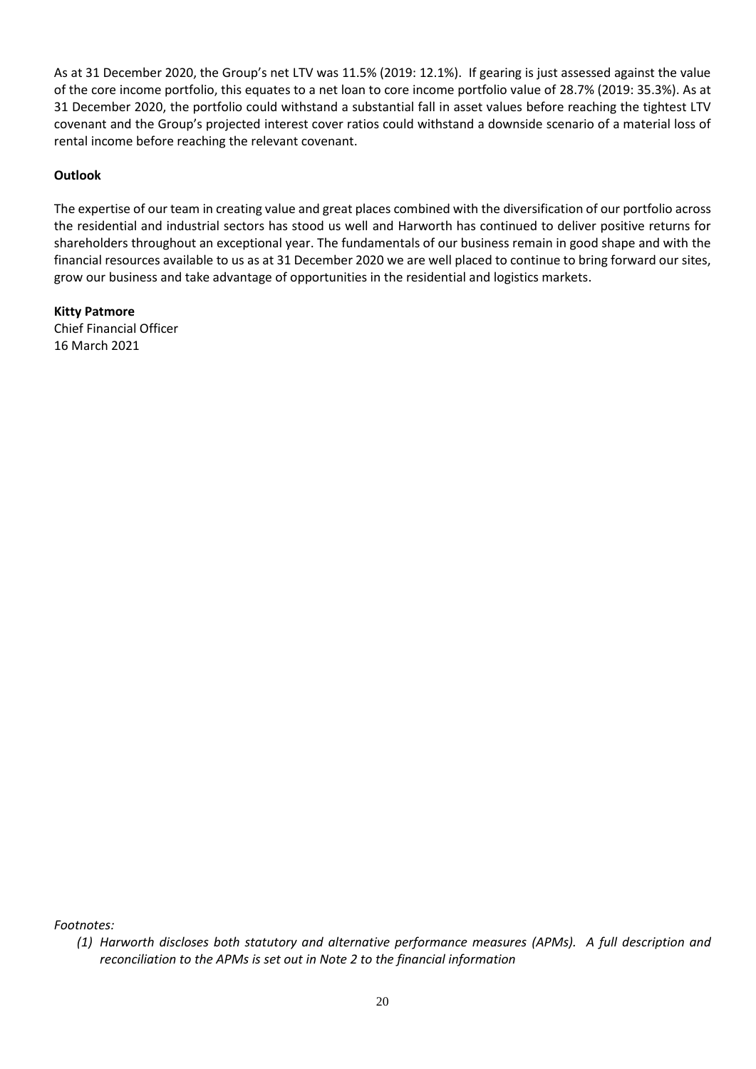As at 31 December 2020, the Group's net LTV was 11.5% (2019: 12.1%). If gearing is just assessed against the value of the core income portfolio, this equates to a net loan to core income portfolio value of 28.7% (2019: 35.3%). As at 31 December 2020, the portfolio could withstand a substantial fall in asset values before reaching the tightest LTV covenant and the Group's projected interest cover ratios could withstand a downside scenario of a material loss of rental income before reaching the relevant covenant.

**Outlook**

The expertise of our team in creating value and great places combined with the diversification of our portfolio across the residential and industrial sectors has stood us well and Harworth has continued to deliver positive returns for shareholders throughout an exceptional year. The fundamentals of our business remain in good shape and with the financial resources available to us as at 31 December 2020 we are well placed to continue to bring forward our sites, grow our business and take advantage of opportunities in the residential and logistics markets.

**Kitty Patmore**
Chief Financial Officer
16 March 2021

*Footnotes:*

*(1) Harworth discloses both statutory and alternative performance measures (APMs). A full description and reconciliation to the APMs is set out in Note 2 to the financial information*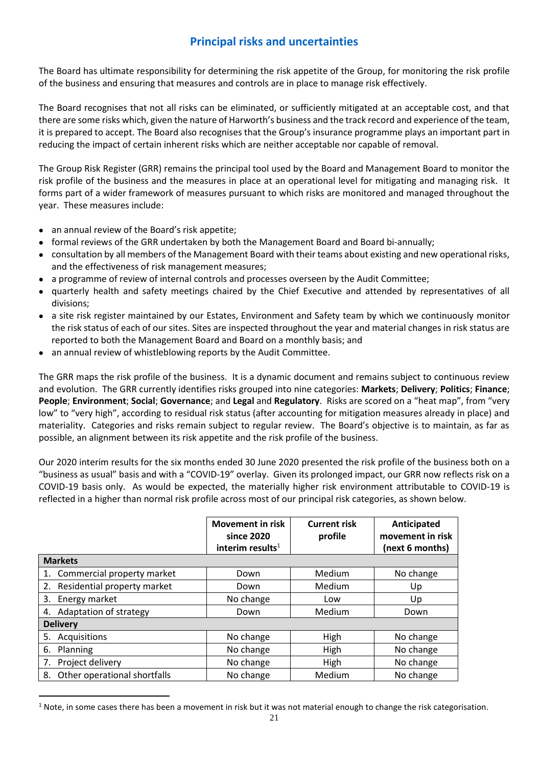## Principal risks and uncertainties

The Board has ultimate responsibility for determining the risk appetite of the Group, for monitoring the risk profile of the business and ensuring that measures and controls are in place to manage risk effectively.

The Board recognises that not all risks can be eliminated, or sufficiently mitigated at an acceptable cost, and that there are some risks which, given the nature of Harworth's business and the track record and experience of the team, it is prepared to accept. The Board also recognises that the Group's insurance programme plays an important part in reducing the impact of certain inherent risks which are neither acceptable nor capable of removal.

The Group Risk Register (GRR) remains the principal tool used by the Board and Management Board to monitor the risk profile of the business and the measures in place at an operational level for mitigating and managing risk. It forms part of a wider framework of measures pursuant to which risks are monitored and managed throughout the year. These measures include:

- an annual review of the Board's risk appetite;
- formal reviews of the GRR undertaken by both the Management Board and Board bi-annually;
- consultation by all members of the Management Board with their teams about existing and new operational risks, and the effectiveness of risk management measures;
- a programme of review of internal controls and processes overseen by the Audit Committee;
- quarterly health and safety meetings chaired by the Chief Executive and attended by representatives of all divisions;
- a site risk register maintained by our Estates, Environment and Safety team by which we continuously monitor the risk status of each of our sites. Sites are inspected throughout the year and material changes in risk status are reported to both the Management Board and Board on a monthly basis; and
- an annual review of whistleblowing reports by the Audit Committee.

The GRR maps the risk profile of the business. It is a dynamic document and remains subject to continuous review and evolution. The GRR currently identifies risks grouped into nine categories: **Markets**; **Delivery**; **Politics**; **Finance**; **People**; **Environment**; **Social**; **Governance**; and **Legal** and **Regulatory**. Risks are scored on a "heat map", from "very low" to "very high", according to residual risk status (after accounting for mitigation measures already in place) and materiality. Categories and risks remain subject to regular review. The Board's objective is to maintain, as far as possible, an alignment between its risk appetite and the risk profile of the business.

Our 2020 interim results for the six months ended 30 June 2020 presented the risk profile of the business both on a "business as usual" basis and with a "COVID-19" overlay. Given its prolonged impact, our GRR now reflects risk on a COVID-19 basis only. As would be expected, the materially higher risk environment attributable to COVID-19 is reflected in a higher than normal risk profile across most of our principal risk categories, as shown below.

| | Movement in risk since 2020 interim results[1] | Current risk profile | Anticipated movement in risk (next 6 months) |
|---|---|---|---|
| **Markets** | | | |
| 1. Commercial property market | Down | Medium | No change |
| 2. Residential property market | Down | Medium | Up |
| 3. Energy market | No change | Low | Up |
| 4. Adaptation of strategy | Down | Medium | Down |
| **Delivery** | | | |
| 5. Acquisitions | No change | High | No change |
| 6. Planning | No change | High | No change |
| 7. Project delivery | No change | High | No change |
| 8. Other operational shortfalls | No change | Medium | No change |

[1] Note, in some cases there has been a movement in risk but it was not material enough to change the risk categorisation.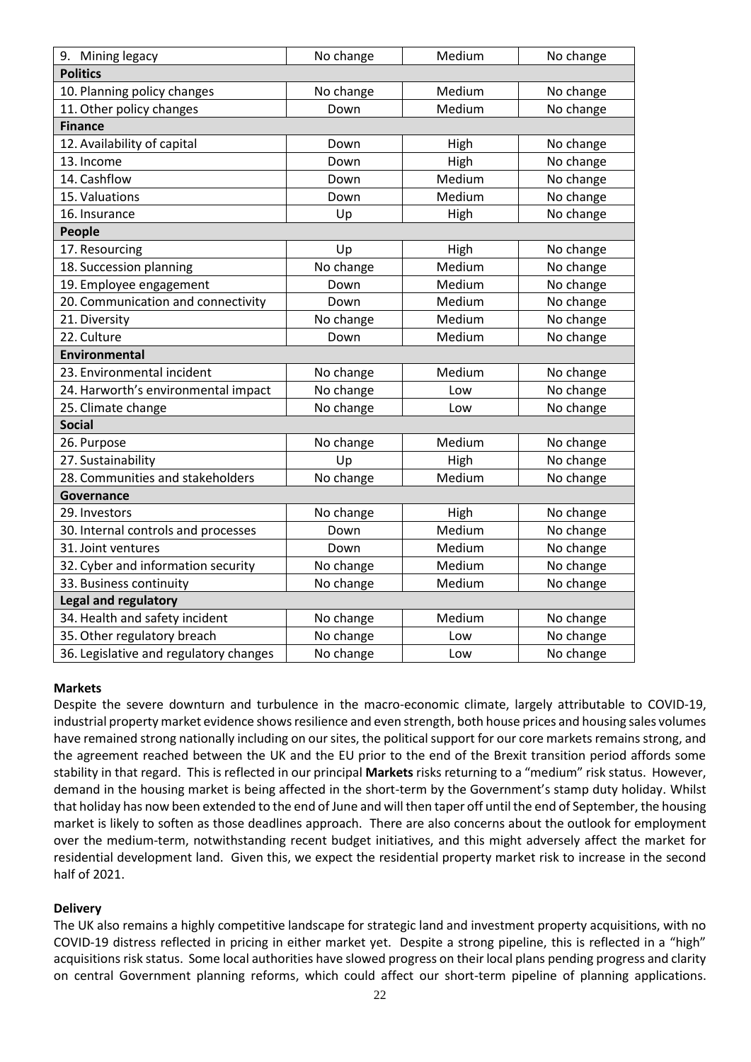| 9. Mining legacy | No change | Medium | No change |
|---|---|---|---|
| **Politics** | | | |
| 10. Planning policy changes | No change | Medium | No change |
| 11. Other policy changes | Down | Medium | No change |
| **Finance** | | | |
| 12. Availability of capital | Down | High | No change |
| 13. Income | Down | High | No change |
| 14. Cashflow | Down | Medium | No change |
| 15. Valuations | Down | Medium | No change |
| 16. Insurance | Up | High | No change |
| **People** | | | |
| 17. Resourcing | Up | High | No change |
| 18. Succession planning | No change | Medium | No change |
| 19. Employee engagement | Down | Medium | No change |
| 20. Communication and connectivity | Down | Medium | No change |
| 21. Diversity | No change | Medium | No change |
| 22. Culture | Down | Medium | No change |
| **Environmental** | | | |
| 23. Environmental incident | No change | Medium | No change |
| 24. Harworth's environmental impact | No change | Low | No change |
| 25. Climate change | No change | Low | No change |
| **Social** | | | |
| 26. Purpose | No change | Medium | No change |
| 27. Sustainability | Up | High | No change |
| 28. Communities and stakeholders | No change | Medium | No change |
| **Governance** | | | |
| 29. Investors | No change | High | No change |
| 30. Internal controls and processes | Down | Medium | No change |
| 31. Joint ventures | Down | Medium | No change |
| 32. Cyber and information security | No change | Medium | No change |
| 33. Business continuity | No change | Medium | No change |
| **Legal and regulatory** | | | |
| 34. Health and safety incident | No change | Medium | No change |
| 35. Other regulatory breach | No change | Low | No change |
| 36. Legislative and regulatory changes | No change | Low | No change |

**Markets**

Despite the severe downturn and turbulence in the macro-economic climate, largely attributable to COVID-19, industrial property market evidence shows resilience and even strength, both house prices and housing sales volumes have remained strong nationally including on our sites, the political support for our core markets remains strong, and the agreement reached between the UK and the EU prior to the end of the Brexit transition period affords some stability in that regard. This is reflected in our principal **Markets** risks returning to a "medium" risk status. However, demand in the housing market is being affected in the short-term by the Government's stamp duty holiday. Whilst that holiday has now been extended to the end of June and will then taper off until the end of September, the housing market is likely to soften as those deadlines approach. There are also concerns about the outlook for employment over the medium-term, notwithstanding recent budget initiatives, and this might adversely affect the market for residential development land. Given this, we expect the residential property market risk to increase in the second half of 2021.

**Delivery**

The UK also remains a highly competitive landscape for strategic land and investment property acquisitions, with no COVID-19 distress reflected in pricing in either market yet. Despite a strong pipeline, this is reflected in a "high" acquisitions risk status. Some local authorities have slowed progress on their local plans pending progress and clarity on central Government planning reforms, which could affect our short-term pipeline of planning applications.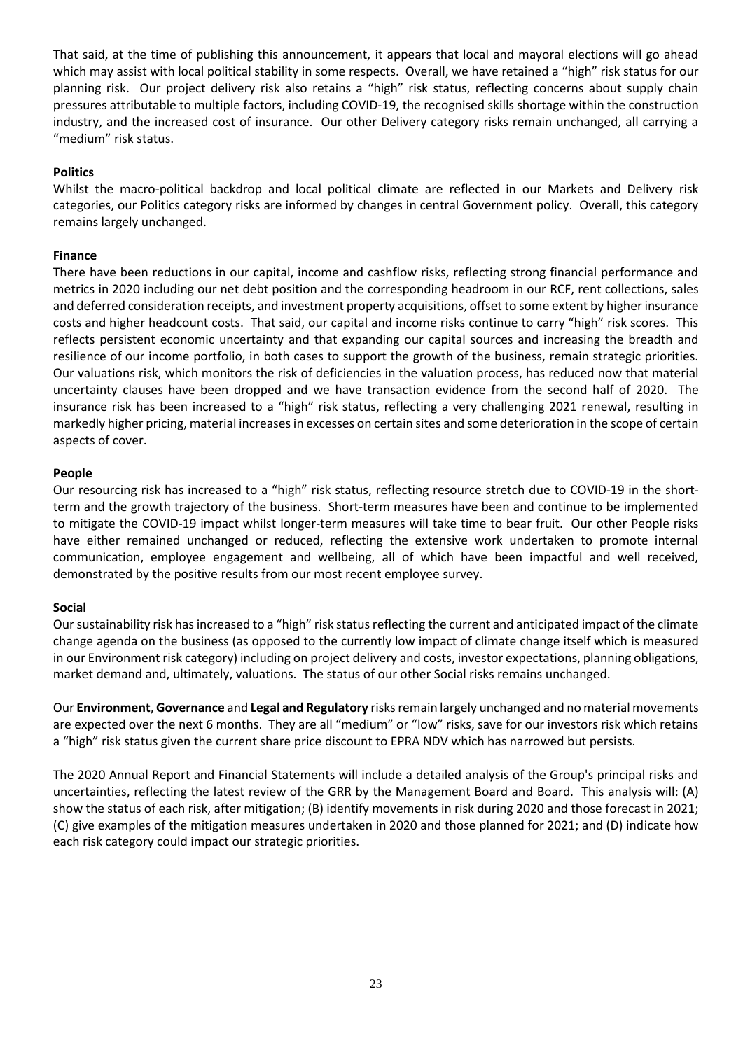That said, at the time of publishing this announcement, it appears that local and mayoral elections will go ahead which may assist with local political stability in some respects. Overall, we have retained a "high" risk status for our planning risk. Our project delivery risk also retains a "high" risk status, reflecting concerns about supply chain pressures attributable to multiple factors, including COVID-19, the recognised skills shortage within the construction industry, and the increased cost of insurance. Our other Delivery category risks remain unchanged, all carrying a "medium" risk status.

**Politics**

Whilst the macro-political backdrop and local political climate are reflected in our Markets and Delivery risk categories, our Politics category risks are informed by changes in central Government policy. Overall, this category remains largely unchanged.

**Finance**

There have been reductions in our capital, income and cashflow risks, reflecting strong financial performance and metrics in 2020 including our net debt position and the corresponding headroom in our RCF, rent collections, sales and deferred consideration receipts, and investment property acquisitions, offset to some extent by higher insurance costs and higher headcount costs. That said, our capital and income risks continue to carry "high" risk scores. This reflects persistent economic uncertainty and that expanding our capital sources and increasing the breadth and resilience of our income portfolio, in both cases to support the growth of the business, remain strategic priorities. Our valuations risk, which monitors the risk of deficiencies in the valuation process, has reduced now that material uncertainty clauses have been dropped and we have transaction evidence from the second half of 2020. The insurance risk has been increased to a "high" risk status, reflecting a very challenging 2021 renewal, resulting in markedly higher pricing, material increases in excesses on certain sites and some deterioration in the scope of certain aspects of cover.

**People**

Our resourcing risk has increased to a "high" risk status, reflecting resource stretch due to COVID-19 in the short-term and the growth trajectory of the business. Short-term measures have been and continue to be implemented to mitigate the COVID-19 impact whilst longer-term measures will take time to bear fruit. Our other People risks have either remained unchanged or reduced, reflecting the extensive work undertaken to promote internal communication, employee engagement and wellbeing, all of which have been impactful and well received, demonstrated by the positive results from our most recent employee survey.

**Social**

Our sustainability risk has increased to a "high" risk status reflecting the current and anticipated impact of the climate change agenda on the business (as opposed to the currently low impact of climate change itself which is measured in our Environment risk category) including on project delivery and costs, investor expectations, planning obligations, market demand and, ultimately, valuations. The status of our other Social risks remains unchanged.

Our **Environment**, **Governance** and **Legal and Regulatory** risks remain largely unchanged and no material movements are expected over the next 6 months. They are all "medium" or "low" risks, save for our investors risk which retains a "high" risk status given the current share price discount to EPRA NDV which has narrowed but persists.

The 2020 Annual Report and Financial Statements will include a detailed analysis of the Group's principal risks and uncertainties, reflecting the latest review of the GRR by the Management Board and Board. This analysis will: (A) show the status of each risk, after mitigation; (B) identify movements in risk during 2020 and those forecast in 2021; (C) give examples of the mitigation measures undertaken in 2020 and those planned for 2021; and (D) indicate how each risk category could impact our strategic priorities.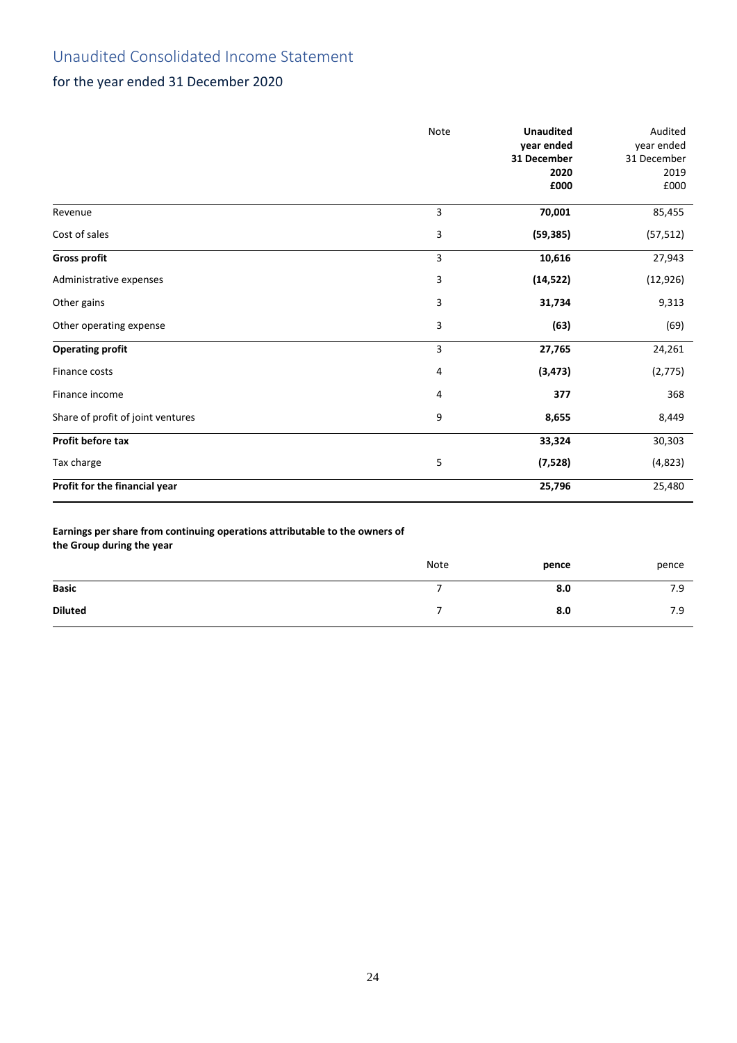# Unaudited Consolidated Income Statement

## for the year ended 31 December 2020

| | Note | **Unaudited year ended 31 December 2020 £000** | Audited year ended 31 December 2019 £000 |
|---|---|---|---|
| Revenue | 3 | **70,001** | 85,455 |
| Cost of sales | 3 | **(59,385)** | (57,512) |
| **Gross profit** | 3 | **10,616** | 27,943 |
| Administrative expenses | 3 | **(14,522)** | (12,926) |
| Other gains | 3 | **31,734** | 9,313 |
| Other operating expense | 3 | **(63)** | (69) |
| **Operating profit** | 3 | **27,765** | 24,261 |
| Finance costs | 4 | **(3,473)** | (2,775) |
| Finance income | 4 | **377** | 368 |
| Share of profit of joint ventures | 9 | **8,655** | 8,449 |
| **Profit before tax** | | **33,324** | 30,303 |
| Tax charge | 5 | **(7,528)** | (4,823) |
| **Profit for the financial year** | | **25,796** | 25,480 |

**Earnings per share from continuing operations attributable to the owners of the Group during the year**

| | Note | **pence** | pence |
|---|---|---|---|
| **Basic** | 7 | **8.0** | 7.9 |
| **Diluted** | 7 | **8.0** | 7.9 |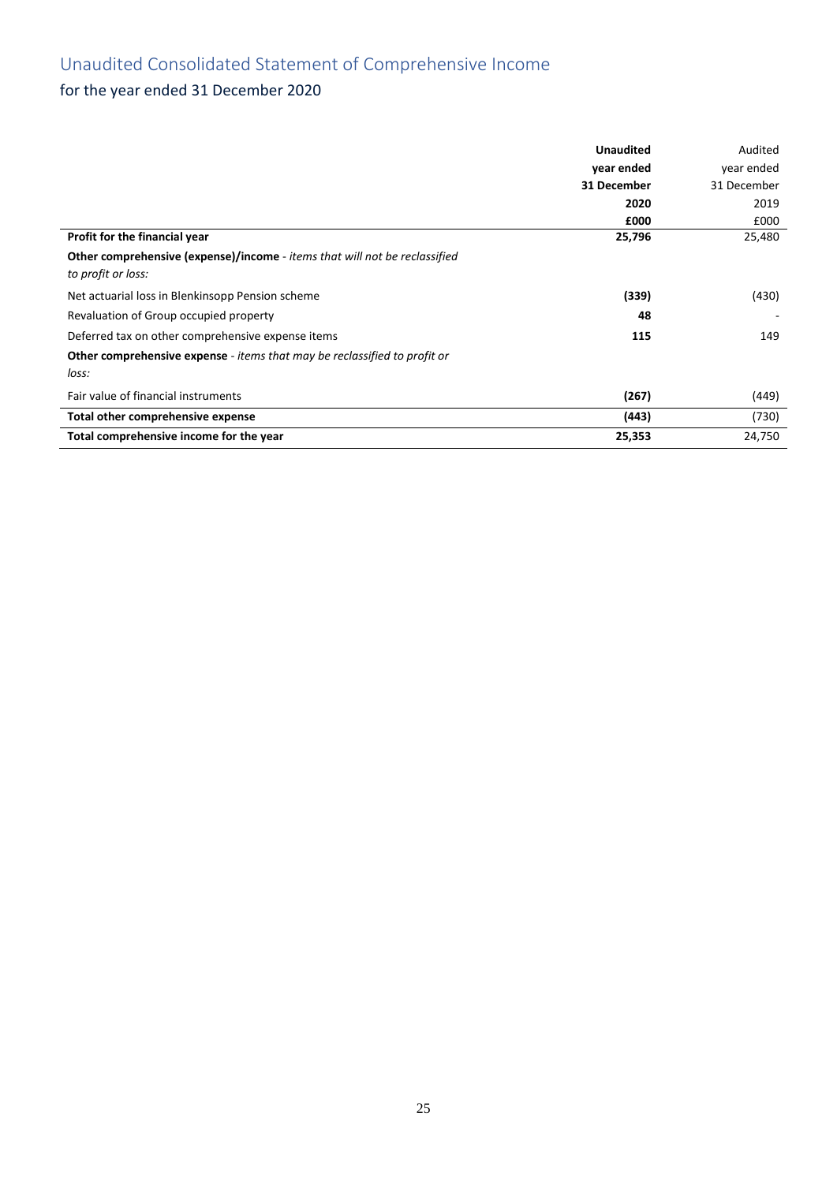# Unaudited Consolidated Statement of Comprehensive Income

## for the year ended 31 December 2020

| | **Unaudited year ended 31 December 2020 £000** | Audited year ended 31 December 2019 £000 |
|---|---|---|
| **Profit for the financial year** | **25,796** | 25,480 |
| **Other comprehensive (expense)/income** - *items that will not be reclassified to profit or loss:* | | |
| Net actuarial loss in Blenkinsopp Pension scheme | **(339)** | (430) |
| Revaluation of Group occupied property | **48** | - |
| Deferred tax on other comprehensive expense items | **115** | 149 |
| **Other comprehensive expense** - *items that may be reclassified to profit or loss:* | | |
| Fair value of financial instruments | **(267)** | (449) |
| **Total other comprehensive expense** | **(443)** | (730) |
| **Total comprehensive income for the year** | **25,353** | 24,750 |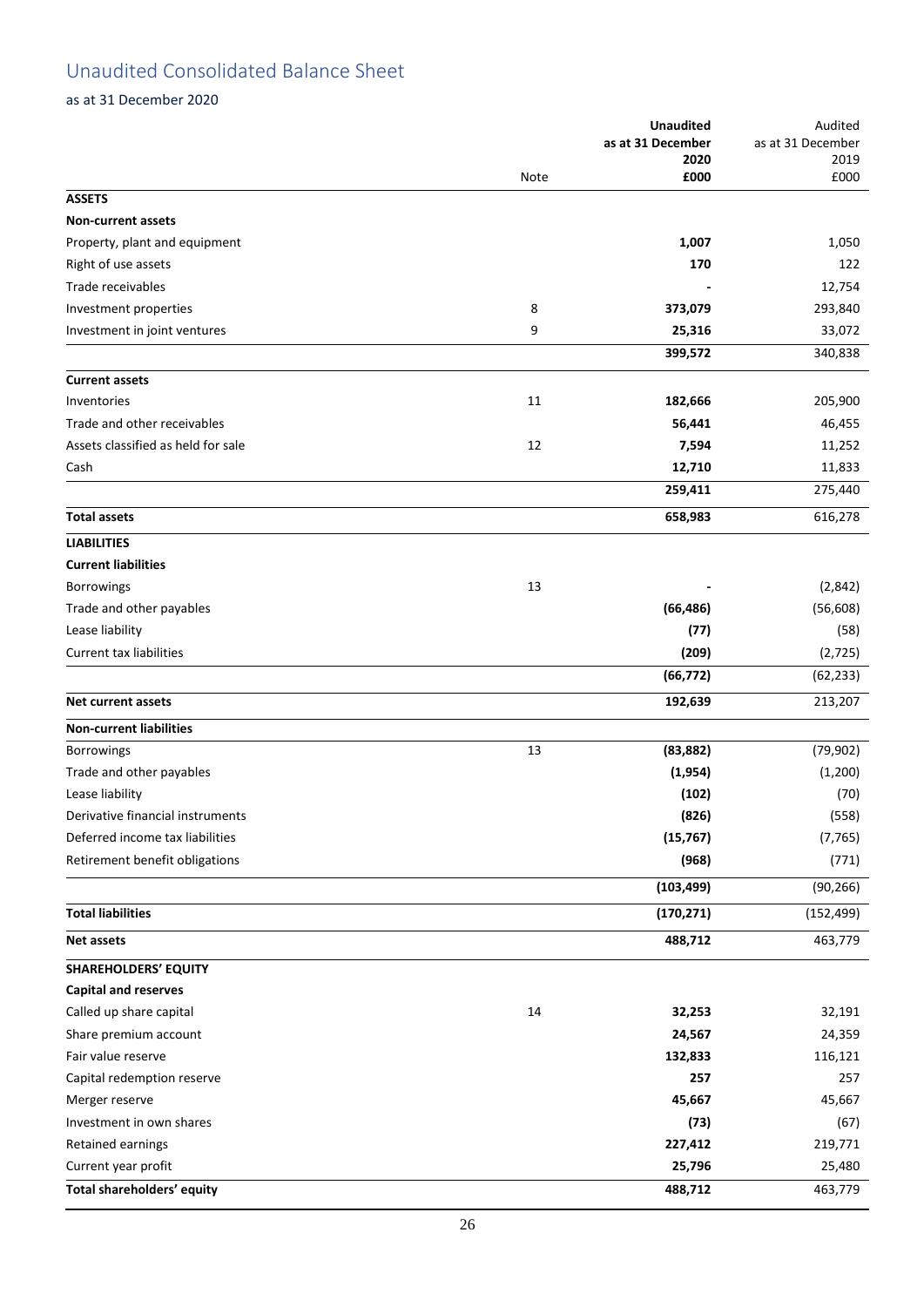# Unaudited Consolidated Balance Sheet

as at 31 December 2020

| | Note | **Unaudited as at 31 December 2020 £000** | Audited as at 31 December 2019 £000 |
|---|---|---|---|
| **ASSETS** | | | |
| **Non-current assets** | | | |
| Property, plant and equipment | | **1,007** | 1,050 |
| Right of use assets | | **170** | 122 |
| Trade receivables | | **-** | 12,754 |
| Investment properties | 8 | **373,079** | 293,840 |
| Investment in joint ventures | 9 | **25,316** | 33,072 |
| | | **399,572** | 340,838 |
| **Current assets** | | | |
| Inventories | 11 | **182,666** | 205,900 |
| Trade and other receivables | | **56,441** | 46,455 |
| Assets classified as held for sale | 12 | **7,594** | 11,252 |
| Cash | | **12,710** | 11,833 |
| | | **259,411** | 275,440 |
| **Total assets** | | **658,983** | 616,278 |
| **LIABILITIES** | | | |
| **Current liabilities** | | | |
| Borrowings | 13 | **-** | (2,842) |
| Trade and other payables | | **(66,486)** | (56,608) |
| Lease liability | | **(77)** | (58) |
| Current tax liabilities | | **(209)** | (2,725) |
| | | **(66,772)** | (62,233) |
| **Net current assets** | | **192,639** | 213,207 |
| **Non-current liabilities** | | | |
| Borrowings | 13 | **(83,882)** | (79,902) |
| Trade and other payables | | **(1,954)** | (1,200) |
| Lease liability | | **(102)** | (70) |
| Derivative financial instruments | | **(826)** | (558) |
| Deferred income tax liabilities | | **(15,767)** | (7,765) |
| Retirement benefit obligations | | **(968)** | (771) |
| | | **(103,499)** | (90,266) |
| **Total liabilities** | | **(170,271)** | (152,499) |
| **Net assets** | | **488,712** | 463,779 |
| **SHAREHOLDERS' EQUITY** | | | |
| **Capital and reserves** | | | |
| Called up share capital | 14 | **32,253** | 32,191 |
| Share premium account | | **24,567** | 24,359 |
| Fair value reserve | | **132,833** | 116,121 |
| Capital redemption reserve | | **257** | 257 |
| Merger reserve | | **45,667** | 45,667 |
| Investment in own shares | | **(73)** | (67) |
| Retained earnings | | **227,412** | 219,771 |
| Current year profit | | **25,796** | 25,480 |
| **Total shareholders' equity** | | **488,712** | 463,779 |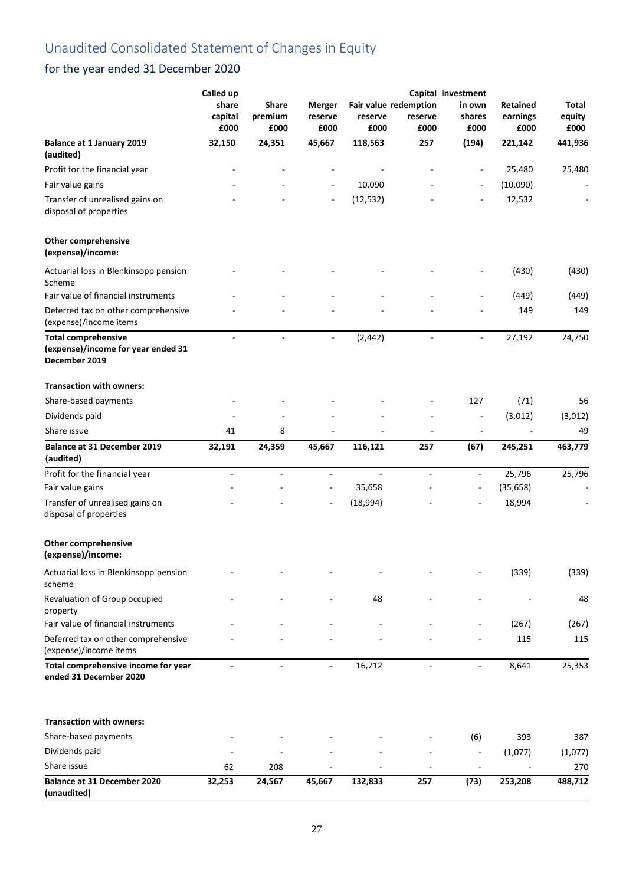# Unaudited Consolidated Statement of Changes in Equity

## for the year ended 31 December 2020

| | Called up share capital £000 | Share premium £000 | Merger reserve £000 | Fair value reserve £000 | Capital redemption reserve £000 | Investment in own shares £000 | Retained earnings £000 | Total equity £000 |
|---|---|---|---|---|---|---|---|---|
| **Balance at 1 January 2019 (audited)** | **32,150** | **24,351** | **45,667** | **118,563** | **257** | **(194)** | **221,142** | **441,936** |
| Profit for the financial year | - | - | - | - | - | - | 25,480 | 25,480 |
| Fair value gains | - | - | - | 10,090 | - | - | (10,090) | - |
| Transfer of unrealised gains on disposal of properties | - | - | - | (12,532) | - | - | 12,532 | - |
| **Other comprehensive (expense)/income:** | | | | | | | | |
| Actuarial loss in Blenkinsopp pension Scheme | - | - | - | - | - | - | (430) | (430) |
| Fair value of financial instruments | - | - | - | - | - | - | (449) | (449) |
| Deferred tax on other comprehensive (expense)/income items | - | - | - | - | - | - | 149 | 149 |
| **Total comprehensive (expense)/income for year ended 31 December 2019** | - | - | - | (2,442) | - | - | 27,192 | 24,750 |
| **Transaction with owners:** | | | | | | | | |
| Share-based payments | - | - | - | - | - | 127 | (71) | 56 |
| Dividends paid | - | - | - | - | - | - | (3,012) | (3,012) |
| Share issue | 41 | 8 | - | - | - | - | - | 49 |
| **Balance at 31 December 2019 (audited)** | **32,191** | **24,359** | **45,667** | **116,121** | **257** | **(67)** | **245,251** | **463,779** |
| Profit for the financial year | - | - | - | - | - | - | 25,796 | 25,796 |
| Fair value gains | - | - | - | 35,658 | - | - | (35,658) | - |
| Transfer of unrealised gains on disposal of properties | - | - | - | (18,994) | - | - | 18,994 | - |
| **Other comprehensive (expense)/income:** | | | | | | | | |
| Actuarial loss in Blenkinsopp pension scheme | - | - | - | - | - | - | (339) | (339) |
| Revaluation of Group occupied property | - | - | - | 48 | - | - | - | 48 |
| Fair value of financial instruments | - | - | - | - | - | - | (267) | (267) |
| Deferred tax on other comprehensive (expense)/income items | - | - | - | - | - | - | 115 | 115 |
| **Total comprehensive income for year ended 31 December 2020** | - | - | - | 16,712 | - | - | 8,641 | 25,353 |
| **Transaction with owners:** | | | | | | | | |
| Share-based payments | - | - | - | - | - | (6) | 393 | 387 |
| Dividends paid | - | - | - | - | - | - | (1,077) | (1,077) |
| Share issue | 62 | 208 | - | - | - | - | - | 270 |
| **Balance at 31 December 2020 (unaudited)** | **32,253** | **24,567** | **45,667** | **132,833** | **257** | **(73)** | **253,208** | **488,712** |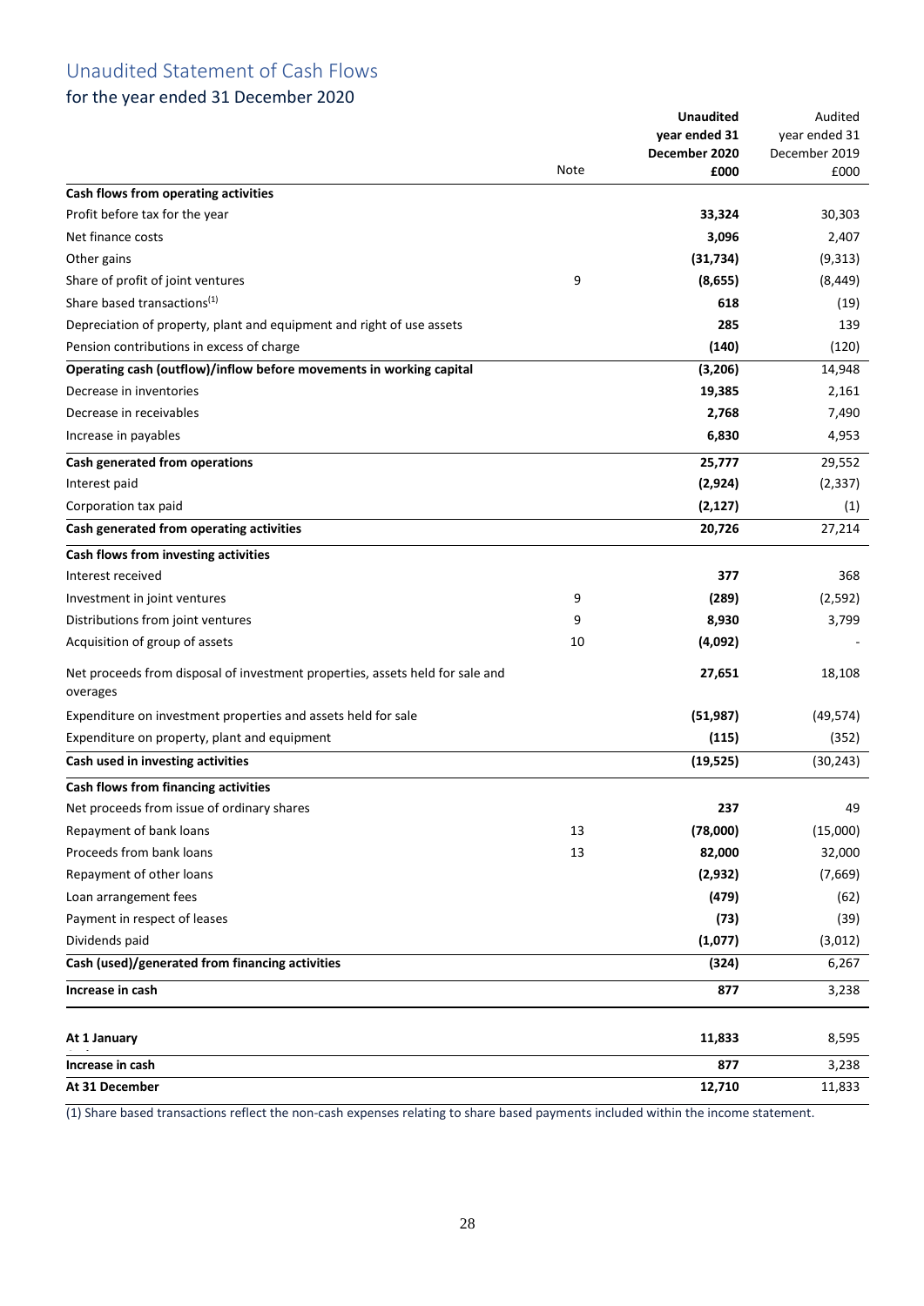# Unaudited Statement of Cash Flows

## for the year ended 31 December 2020

| | Note | Unaudited year ended 31 December 2020 £000 | Audited year ended 31 December 2019 £000 |
|---|---|---|---|
| **Cash flows from operating activities** | | | |
| Profit before tax for the year | | **33,324** | 30,303 |
| Net finance costs | | **3,096** | 2,407 |
| Other gains | | **(31,734)** | (9,313) |
| Share of profit of joint ventures | 9 | **(8,655)** | (8,449) |
| Share based transactions[1] | | **618** | (19) |
| Depreciation of property, plant and equipment and right of use assets | | **285** | 139 |
| Pension contributions in excess of charge | | **(140)** | (120) |
| **Operating cash (outflow)/inflow before movements in working capital** | | **(3,206)** | 14,948 |
| Decrease in inventories | | **19,385** | 2,161 |
| Decrease in receivables | | **2,768** | 7,490 |
| Increase in payables | | **6,830** | 4,953 |
| **Cash generated from operations** | | **25,777** | 29,552 |
| Interest paid | | **(2,924)** | (2,337) |
| Corporation tax paid | | **(2,127)** | (1) |
| **Cash generated from operating activities** | | **20,726** | 27,214 |
| **Cash flows from investing activities** | | | |
| Interest received | | **377** | 368 |
| Investment in joint ventures | 9 | **(289)** | (2,592) |
| Distributions from joint ventures | 9 | **8,930** | 3,799 |
| Acquisition of group of assets | 10 | **(4,092)** | - |
| Net proceeds from disposal of investment properties, assets held for sale and overages | | **27,651** | 18,108 |
| Expenditure on investment properties and assets held for sale | | **(51,987)** | (49,574) |
| Expenditure on property, plant and equipment | | **(115)** | (352) |
| **Cash used in investing activities** | | **(19,525)** | (30,243) |
| **Cash flows from financing activities** | | | |
| Net proceeds from issue of ordinary shares | | **237** | 49 |
| Repayment of bank loans | 13 | **(78,000)** | (15,000) |
| Proceeds from bank loans | 13 | **82,000** | 32,000 |
| Repayment of other loans | | **(2,932)** | (7,669) |
| Loan arrangement fees | | **(479)** | (62) |
| Payment in respect of leases | | **(73)** | (39) |
| Dividends paid | | **(1,077)** | (3,012) |
| **Cash (used)/generated from financing activities** | | **(324)** | 6,267 |
| **Increase in cash** | | **877** | 3,238 |
| | | | |
| **At 1 January** | | **11,833** | 8,595 |
| **Increase in cash** | | **877** | 3,238 |
| **At 31 December** | | **12,710** | 11,833 |

(1) Share based transactions reflect the non-cash expenses relating to share based payments included within the income statement.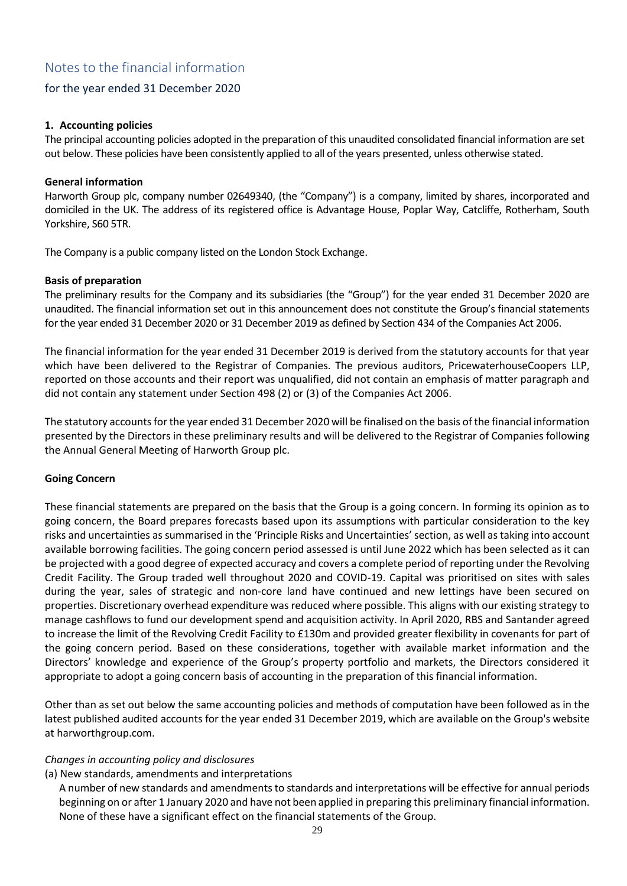# Notes to the financial information

## for the year ended 31 December 2020

### 1. Accounting policies

The principal accounting policies adopted in the preparation of this unaudited consolidated financial information are set out below. These policies have been consistently applied to all of the years presented, unless otherwise stated.

**General information**

Harworth Group plc, company number 02649340, (the "Company") is a company, limited by shares, incorporated and domiciled in the UK. The address of its registered office is Advantage House, Poplar Way, Catcliffe, Rotherham, South Yorkshire, S60 5TR.

The Company is a public company listed on the London Stock Exchange.

**Basis of preparation**

The preliminary results for the Company and its subsidiaries (the "Group") for the year ended 31 December 2020 are unaudited. The financial information set out in this announcement does not constitute the Group's financial statements for the year ended 31 December 2020 or 31 December 2019 as defined by Section 434 of the Companies Act 2006.

The financial information for the year ended 31 December 2019 is derived from the statutory accounts for that year which have been delivered to the Registrar of Companies. The previous auditors, PricewaterhouseCoopers LLP, reported on those accounts and their report was unqualified, did not contain an emphasis of matter paragraph and did not contain any statement under Section 498 (2) or (3) of the Companies Act 2006.

The statutory accounts for the year ended 31 December 2020 will be finalised on the basis of the financial information presented by the Directors in these preliminary results and will be delivered to the Registrar of Companies following the Annual General Meeting of Harworth Group plc.

**Going Concern**

These financial statements are prepared on the basis that the Group is a going concern. In forming its opinion as to going concern, the Board prepares forecasts based upon its assumptions with particular consideration to the key risks and uncertainties as summarised in the 'Principle Risks and Uncertainties' section, as well as taking into account available borrowing facilities. The going concern period assessed is until June 2022 which has been selected as it can be projected with a good degree of expected accuracy and covers a complete period of reporting under the Revolving Credit Facility. The Group traded well throughout 2020 and COVID-19. Capital was prioritised on sites with sales during the year, sales of strategic and non-core land have continued and new lettings have been secured on properties. Discretionary overhead expenditure was reduced where possible. This aligns with our existing strategy to manage cashflows to fund our development spend and acquisition activity. In April 2020, RBS and Santander agreed to increase the limit of the Revolving Credit Facility to £130m and provided greater flexibility in covenants for part of the going concern period. Based on these considerations, together with available market information and the Directors' knowledge and experience of the Group's property portfolio and markets, the Directors considered it appropriate to adopt a going concern basis of accounting in the preparation of this financial information.

Other than as set out below the same accounting policies and methods of computation have been followed as in the latest published audited accounts for the year ended 31 December 2019, which are available on the Group's website at harworthgroup.com.

*Changes in accounting policy and disclosures*

(a) New standards, amendments and interpretations

A number of new standards and amendments to standards and interpretations will be effective for annual periods beginning on or after 1 January 2020 and have not been applied in preparing this preliminary financial information. None of these have a significant effect on the financial statements of the Group.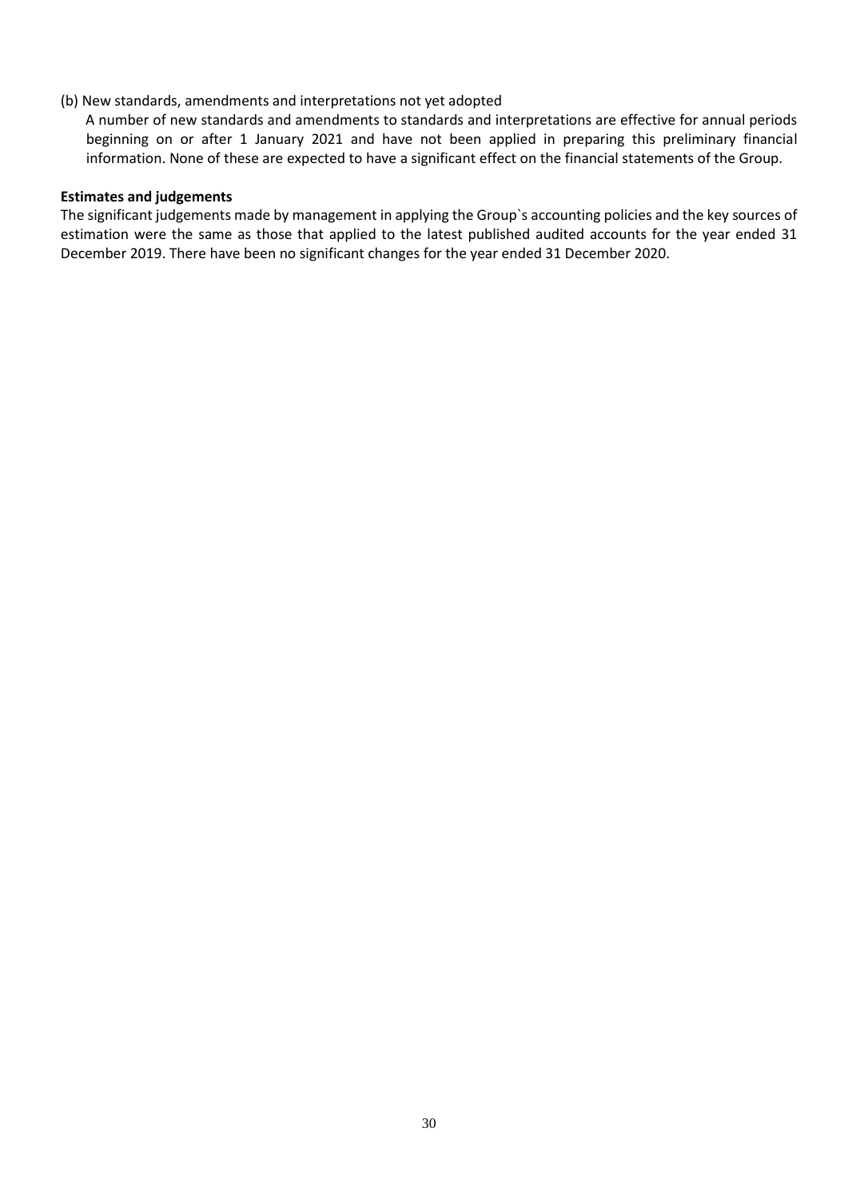(b) New standards, amendments and interpretations not yet adopted

A number of new standards and amendments to standards and interpretations are effective for annual periods beginning on or after 1 January 2021 and have not been applied in preparing this preliminary financial information. None of these are expected to have a significant effect on the financial statements of the Group.

**Estimates and judgements**

The significant judgements made by management in applying the Group`s accounting policies and the key sources of estimation were the same as those that applied to the latest published audited accounts for the year ended 31 December 2019. There have been no significant changes for the year ended 31 December 2020.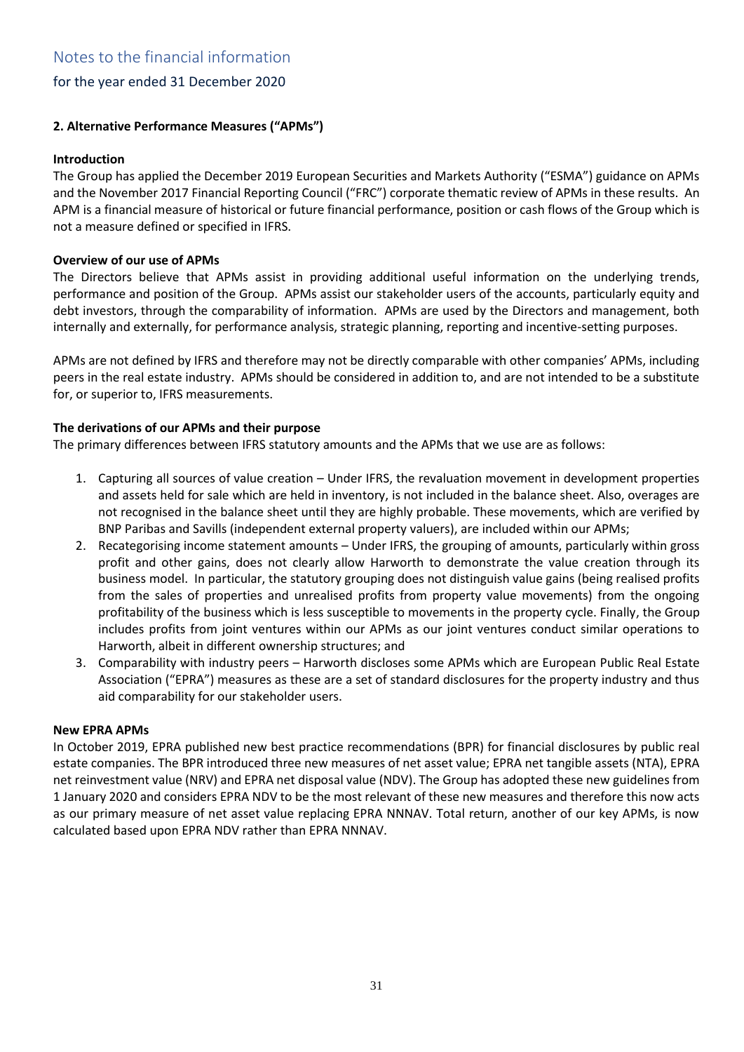# Notes to the financial information

## for the year ended 31 December 2020

### 2. Alternative Performance Measures ("APMs")

**Introduction**

The Group has applied the December 2019 European Securities and Markets Authority ("ESMA") guidance on APMs and the November 2017 Financial Reporting Council ("FRC") corporate thematic review of APMs in these results. An APM is a financial measure of historical or future financial performance, position or cash flows of the Group which is not a measure defined or specified in IFRS.

**Overview of our use of APMs**

The Directors believe that APMs assist in providing additional useful information on the underlying trends, performance and position of the Group. APMs assist our stakeholder users of the accounts, particularly equity and debt investors, through the comparability of information. APMs are used by the Directors and management, both internally and externally, for performance analysis, strategic planning, reporting and incentive-setting purposes.

APMs are not defined by IFRS and therefore may not be directly comparable with other companies' APMs, including peers in the real estate industry. APMs should be considered in addition to, and are not intended to be a substitute for, or superior to, IFRS measurements.

**The derivations of our APMs and their purpose**

The primary differences between IFRS statutory amounts and the APMs that we use are as follows:

1. Capturing all sources of value creation – Under IFRS, the revaluation movement in development properties and assets held for sale which are held in inventory, is not included in the balance sheet. Also, overages are not recognised in the balance sheet until they are highly probable. These movements, which are verified by BNP Paribas and Savills (independent external property valuers), are included within our APMs;
2. Recategorising income statement amounts – Under IFRS, the grouping of amounts, particularly within gross profit and other gains, does not clearly allow Harworth to demonstrate the value creation through its business model. In particular, the statutory grouping does not distinguish value gains (being realised profits from the sales of properties and unrealised profits from property value movements) from the ongoing profitability of the business which is less susceptible to movements in the property cycle. Finally, the Group includes profits from joint ventures within our APMs as our joint ventures conduct similar operations to Harworth, albeit in different ownership structures; and
3. Comparability with industry peers – Harworth discloses some APMs which are European Public Real Estate Association ("EPRA") measures as these are a set of standard disclosures for the property industry and thus aid comparability for our stakeholder users.

**New EPRA APMs**

In October 2019, EPRA published new best practice recommendations (BPR) for financial disclosures by public real estate companies. The BPR introduced three new measures of net asset value; EPRA net tangible assets (NTA), EPRA net reinvestment value (NRV) and EPRA net disposal value (NDV). The Group has adopted these new guidelines from 1 January 2020 and considers EPRA NDV to be the most relevant of these new measures and therefore this now acts as our primary measure of net asset value replacing EPRA NNNAV. Total return, another of our key APMs, is now calculated based upon EPRA NDV rather than EPRA NNNAV.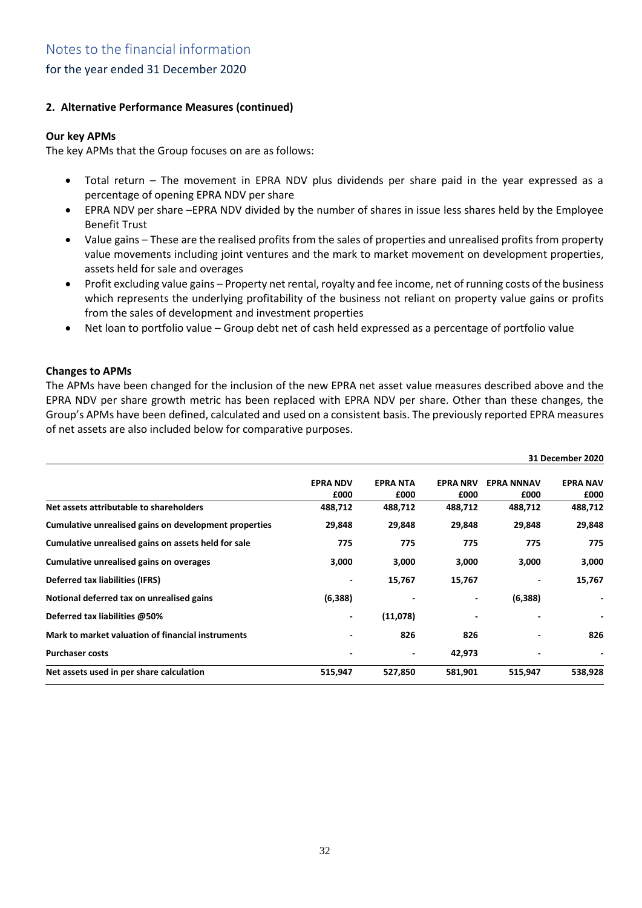# Notes to the financial information

## for the year ended 31 December 2020

### 2. Alternative Performance Measures (continued)

**Our key APMs**

The key APMs that the Group focuses on are as follows:

- Total return – The movement in EPRA NDV plus dividends per share paid in the year expressed as a percentage of opening EPRA NDV per share
- EPRA NDV per share –EPRA NDV divided by the number of shares in issue less shares held by the Employee Benefit Trust
- Value gains – These are the realised profits from the sales of properties and unrealised profits from property value movements including joint ventures and the mark to market movement on development properties, assets held for sale and overages
- Profit excluding value gains – Property net rental, royalty and fee income, net of running costs of the business which represents the underlying profitability of the business not reliant on property value gains or profits from the sales of development and investment properties
- Net loan to portfolio value – Group debt net of cash held expressed as a percentage of portfolio value

**Changes to APMs**

The APMs have been changed for the inclusion of the new EPRA net asset value measures described above and the EPRA NDV per share growth metric has been replaced with EPRA NDV per share. Other than these changes, the Group's APMs have been defined, calculated and used on a consistent basis. The previously reported EPRA measures of net assets are also included below for comparative purposes.

| | | | | | **31 December 2020** |
|---|---|---|---|---|---|
| | **EPRA NDV £000** | **EPRA NTA £000** | **EPRA NRV £000** | **EPRA NNNAV £000** | **EPRA NAV £000** |
| **Net assets attributable to shareholders** | **488,712** | **488,712** | **488,712** | **488,712** | **488,712** |
| **Cumulative unrealised gains on development properties** | **29,848** | **29,848** | **29,848** | **29,848** | **29,848** |
| **Cumulative unrealised gains on assets held for sale** | **775** | **775** | **775** | **775** | **775** |
| **Cumulative unrealised gains on overages** | **3,000** | **3,000** | **3,000** | **3,000** | **3,000** |
| **Deferred tax liabilities (IFRS)** | **-** | **15,767** | **15,767** | **-** | **15,767** |
| **Notional deferred tax on unrealised gains** | **(6,388)** | **-** | **-** | **(6,388)** | **-** |
| **Deferred tax liabilities @50%** | **-** | **(11,078)** | **-** | **-** | **-** |
| **Mark to market valuation of financial instruments** | **-** | **826** | **826** | **-** | **826** |
| **Purchaser costs** | **-** | **-** | **42,973** | **-** | **-** |
| **Net assets used in per share calculation** | **515,947** | **527,850** | **581,901** | **515,947** | **538,928** |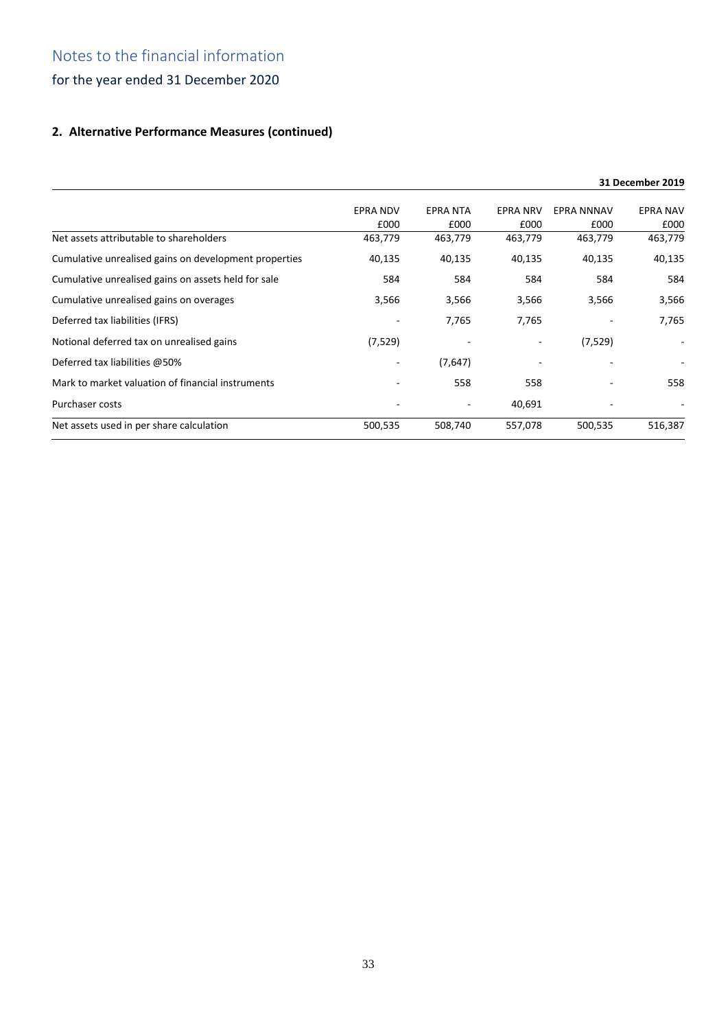# Notes to the financial information

for the year ended 31 December 2020

## 2. Alternative Performance Measures (continued)

| | | | | | 31 December 2019 |
|---|---|---|---|---|---|
| | EPRA NDV £000 | EPRA NTA £000 | EPRA NRV £000 | EPRA NNNAV £000 | EPRA NAV £000 |
| Net assets attributable to shareholders | 463,779 | 463,779 | 463,779 | 463,779 | 463,779 |
| Cumulative unrealised gains on development properties | 40,135 | 40,135 | 40,135 | 40,135 | 40,135 |
| Cumulative unrealised gains on assets held for sale | 584 | 584 | 584 | 584 | 584 |
| Cumulative unrealised gains on overages | 3,566 | 3,566 | 3,566 | 3,566 | 3,566 |
| Deferred tax liabilities (IFRS) | - | 7,765 | 7,765 | - | 7,765 |
| Notional deferred tax on unrealised gains | (7,529) | - | - | (7,529) | - |
| Deferred tax liabilities @50% | - | (7,647) | - | - | - |
| Mark to market valuation of financial instruments | - | 558 | 558 | - | 558 |
| Purchaser costs | - | - | 40,691 | - | - |
| Net assets used in per share calculation | 500,535 | 508,740 | 557,078 | 500,535 | 516,387 |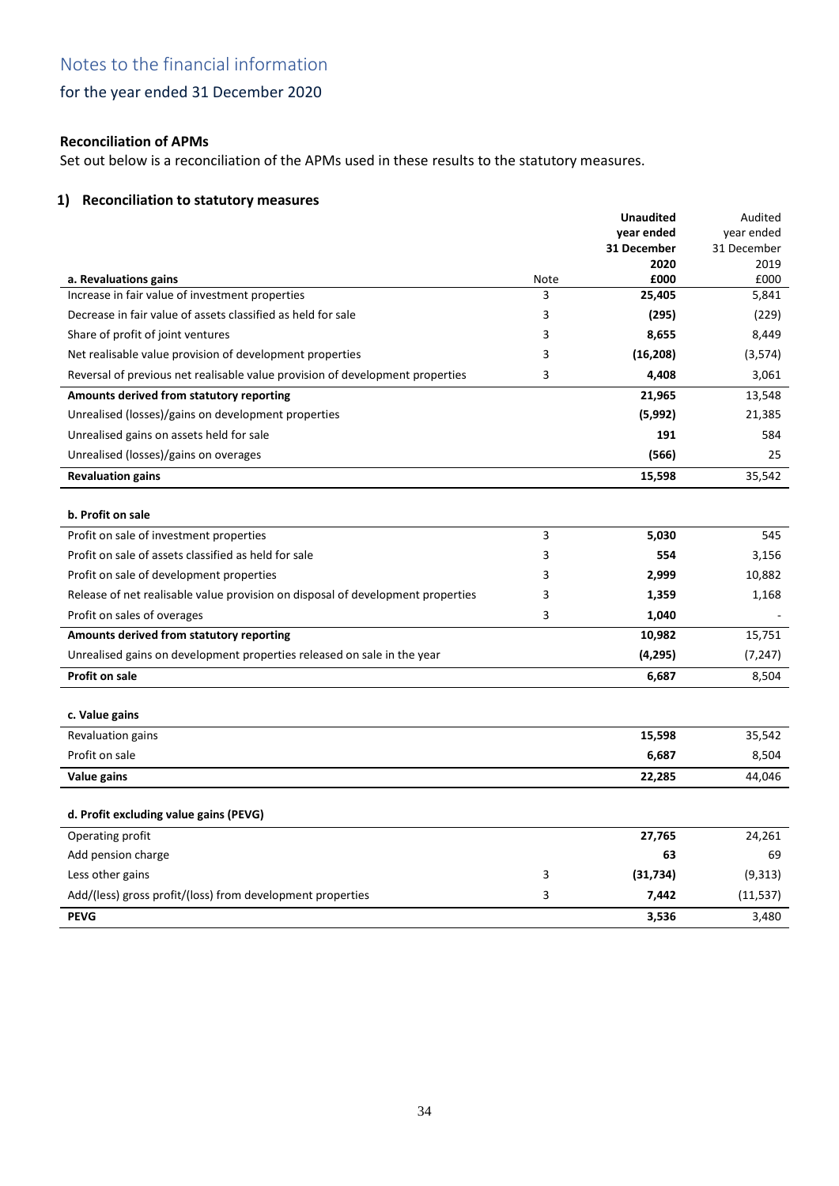# Notes to the financial information

## for the year ended 31 December 2020

**Reconciliation of APMs**

Set out below is a reconciliation of the APMs used in these results to the statutory measures.

### 1) Reconciliation to statutory measures

| a. Revaluations gains | Note | **Unaudited year ended 31 December 2020 £000** | Audited year ended 31 December 2019 £000 |
|---|---|---|---|
| Increase in fair value of investment properties | 3 | **25,405** | 5,841 |
| Decrease in fair value of assets classified as held for sale | 3 | **(295)** | (229) |
| Share of profit of joint ventures | 3 | **8,655** | 8,449 |
| Net realisable value provision of development properties | 3 | **(16,208)** | (3,574) |
| Reversal of previous net realisable value provision of development properties | 3 | **4,408** | 3,061 |
| **Amounts derived from statutory reporting** | | **21,965** | 13,548 |
| Unrealised (losses)/gains on development properties | | **(5,992)** | 21,385 |
| Unrealised gains on assets held for sale | | **191** | 584 |
| Unrealised (losses)/gains on overages | | **(566)** | 25 |
| **Revaluation gains** | | **15,598** | 35,542 |

| **b. Profit on sale** | | | |
|---|---|---|---|
| Profit on sale of investment properties | 3 | **5,030** | 545 |
| Profit on sale of assets classified as held for sale | 3 | **554** | 3,156 |
| Profit on sale of development properties | 3 | **2,999** | 10,882 |
| Release of net realisable value provision on disposal of development properties | 3 | **1,359** | 1,168 |
| Profit on sales of overages | 3 | **1,040** | - |
| **Amounts derived from statutory reporting** | | **10,982** | 15,751 |
| Unrealised gains on development properties released on sale in the year | | **(4,295)** | (7,247) |
| **Profit on sale** | | **6,687** | 8,504 |

| **c. Value gains** | | | |
|---|---|---|---|
| Revaluation gains | | **15,598** | 35,542 |
| Profit on sale | | **6,687** | 8,504 |
| **Value gains** | | **22,285** | 44,046 |

| **d. Profit excluding value gains (PEVG)** | | | |
|---|---|---|---|
| Operating profit | | **27,765** | 24,261 |
| Add pension charge | | **63** | 69 |
| Less other gains | 3 | **(31,734)** | (9,313) |
| Add/(less) gross profit/(loss) from development properties | 3 | **7,442** | (11,537) |
| **PEVG** | | **3,536** | 3,480 |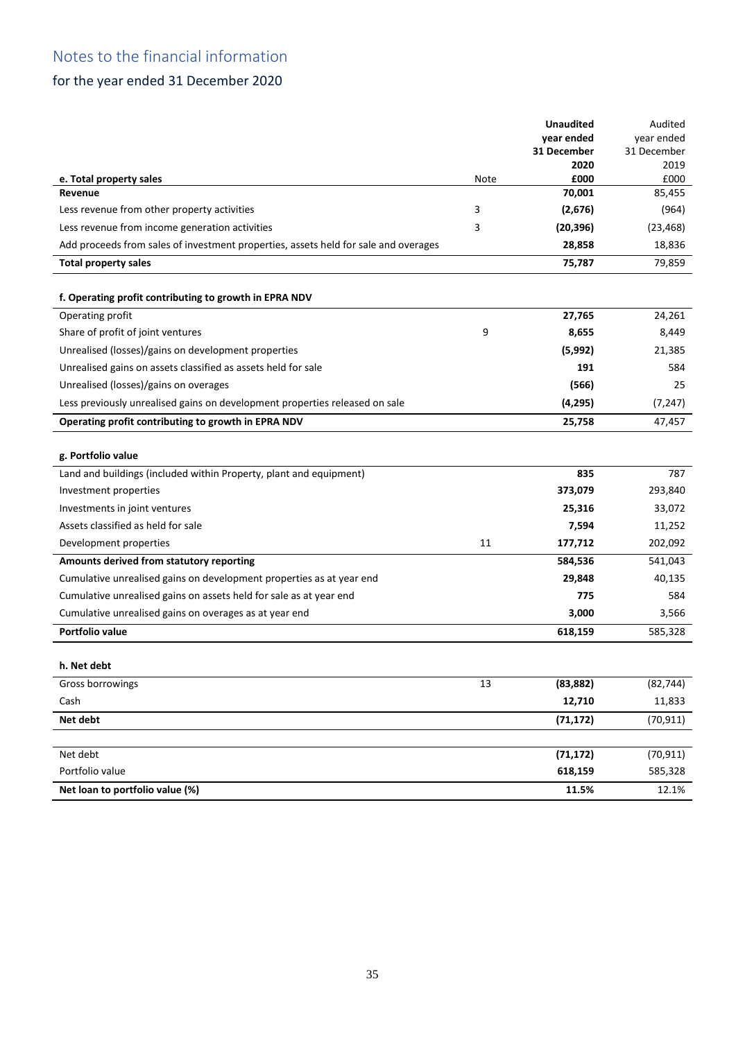# Notes to the financial information

## for the year ended 31 December 2020

| e. Total property sales | Note | **Unaudited year ended 31 December 2020 £000** | Audited year ended 31 December 2019 £000 |
|---|---|---|---|
| **Revenue** | | **70,001** | 85,455 |
| Less revenue from other property activities | 3 | **(2,676)** | (964) |
| Less revenue from income generation activities | 3 | **(20,396)** | (23,468) |
| Add proceeds from sales of investment properties, assets held for sale and overages | | **28,858** | 18,836 |
| **Total property sales** | | **75,787** | 79,859 |

| f. Operating profit contributing to growth in EPRA NDV | Note | 2020 £000 | 2019 £000 |
|---|---|---|---|
| Operating profit | | **27,765** | 24,261 |
| Share of profit of joint ventures | 9 | **8,655** | 8,449 |
| Unrealised (losses)/gains on development properties | | **(5,992)** | 21,385 |
| Unrealised gains on assets classified as assets held for sale | | **191** | 584 |
| Unrealised (losses)/gains on overages | | **(566)** | 25 |
| Less previously unrealised gains on development properties released on sale | | **(4,295)** | (7,247) |
| **Operating profit contributing to growth in EPRA NDV** | | **25,758** | 47,457 |

| g. Portfolio value | Note | 2020 £000 | 2019 £000 |
|---|---|---|---|
| Land and buildings (included within Property, plant and equipment) | | **835** | 787 |
| Investment properties | | **373,079** | 293,840 |
| Investments in joint ventures | | **25,316** | 33,072 |
| Assets classified as held for sale | | **7,594** | 11,252 |
| Development properties | 11 | **177,712** | 202,092 |
| **Amounts derived from statutory reporting** | | **584,536** | 541,043 |
| Cumulative unrealised gains on development properties as at year end | | **29,848** | 40,135 |
| Cumulative unrealised gains on assets held for sale as at year end | | **775** | 584 |
| Cumulative unrealised gains on overages as at year end | | **3,000** | 3,566 |
| **Portfolio value** | | **618,159** | 585,328 |

| h. Net debt | Note | 2020 £000 | 2019 £000 |
|---|---|---|---|
| Gross borrowings | 13 | **(83,882)** | (82,744) |
| Cash | | **12,710** | 11,833 |
| **Net debt** | | **(71,172)** | (70,911) |
| | | | |
| Net debt | | **(71,172)** | (70,911) |
| Portfolio value | | **618,159** | 585,328 |
| **Net loan to portfolio value (%)** | | **11.5%** | 12.1% |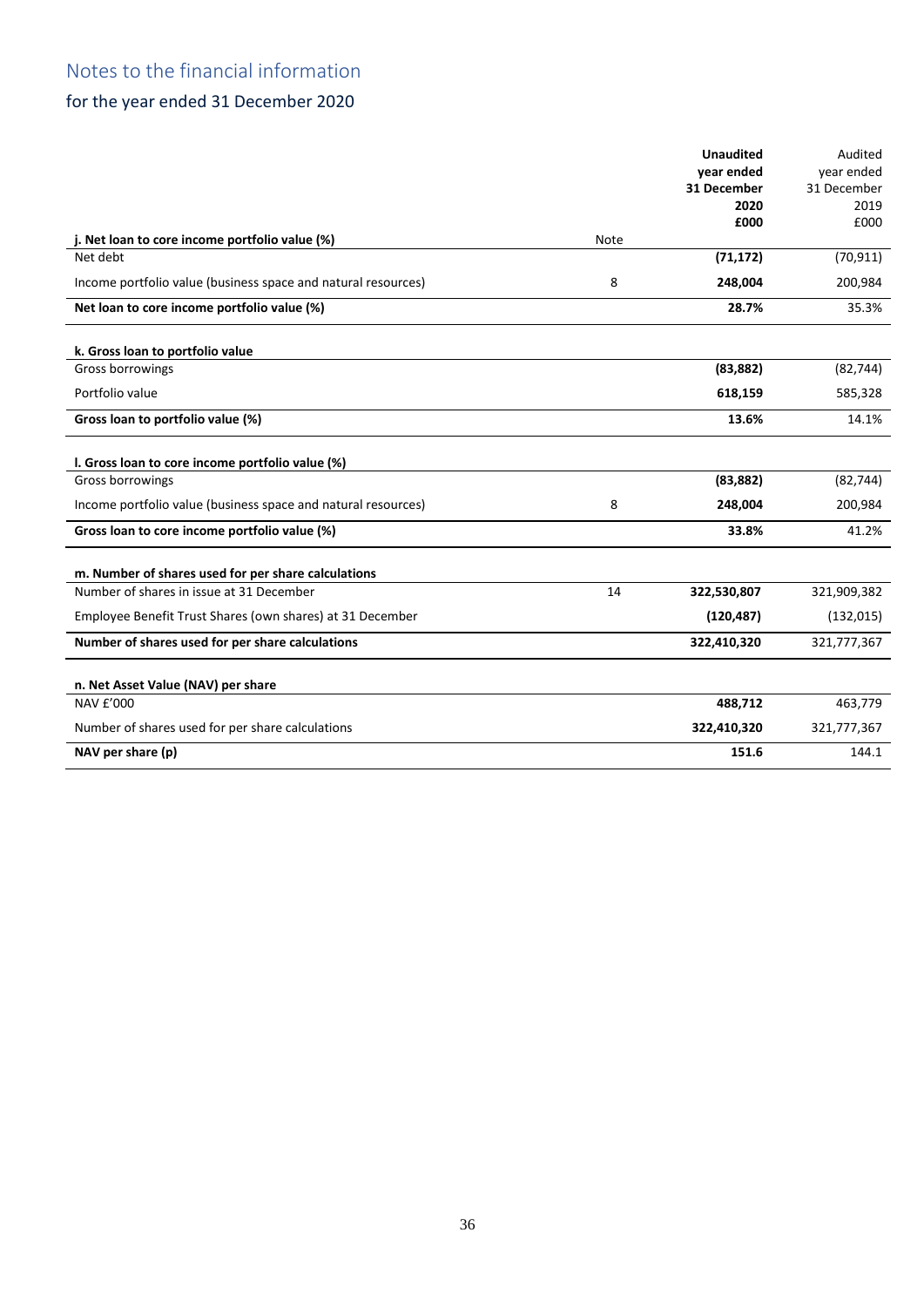# Notes to the financial information

## for the year ended 31 December 2020

| | Note | Unaudited year ended 31 December 2020 £000 | Audited year ended 31 December 2019 £000 |
|---|---|---|---|
| **j. Net loan to core income portfolio value (%)** | | | |
| Net debt | | **(71,172)** | (70,911) |
| Income portfolio value (business space and natural resources) | 8 | **248,004** | 200,984 |
| **Net loan to core income portfolio value (%)** | | **28.7%** | 35.3% |
| **k. Gross loan to portfolio value** | | | |
| Gross borrowings | | **(83,882)** | (82,744) |
| Portfolio value | | **618,159** | 585,328 |
| **Gross loan to portfolio value (%)** | | **13.6%** | 14.1% |
| **l. Gross loan to core income portfolio value (%)** | | | |
| Gross borrowings | | **(83,882)** | (82,744) |
| Income portfolio value (business space and natural resources) | 8 | **248,004** | 200,984 |
| **Gross loan to core income portfolio value (%)** | | **33.8%** | 41.2% |
| **m. Number of shares used for per share calculations** | | | |
| Number of shares in issue at 31 December | 14 | **322,530,807** | 321,909,382 |
| Employee Benefit Trust Shares (own shares) at 31 December | | **(120,487)** | (132,015) |
| **Number of shares used for per share calculations** | | **322,410,320** | 321,777,367 |
| **n. Net Asset Value (NAV) per share** | | | |
| NAV £'000 | | **488,712** | 463,779 |
| Number of shares used for per share calculations | | **322,410,320** | 321,777,367 |
| **NAV per share (p)** | | **151.6** | 144.1 |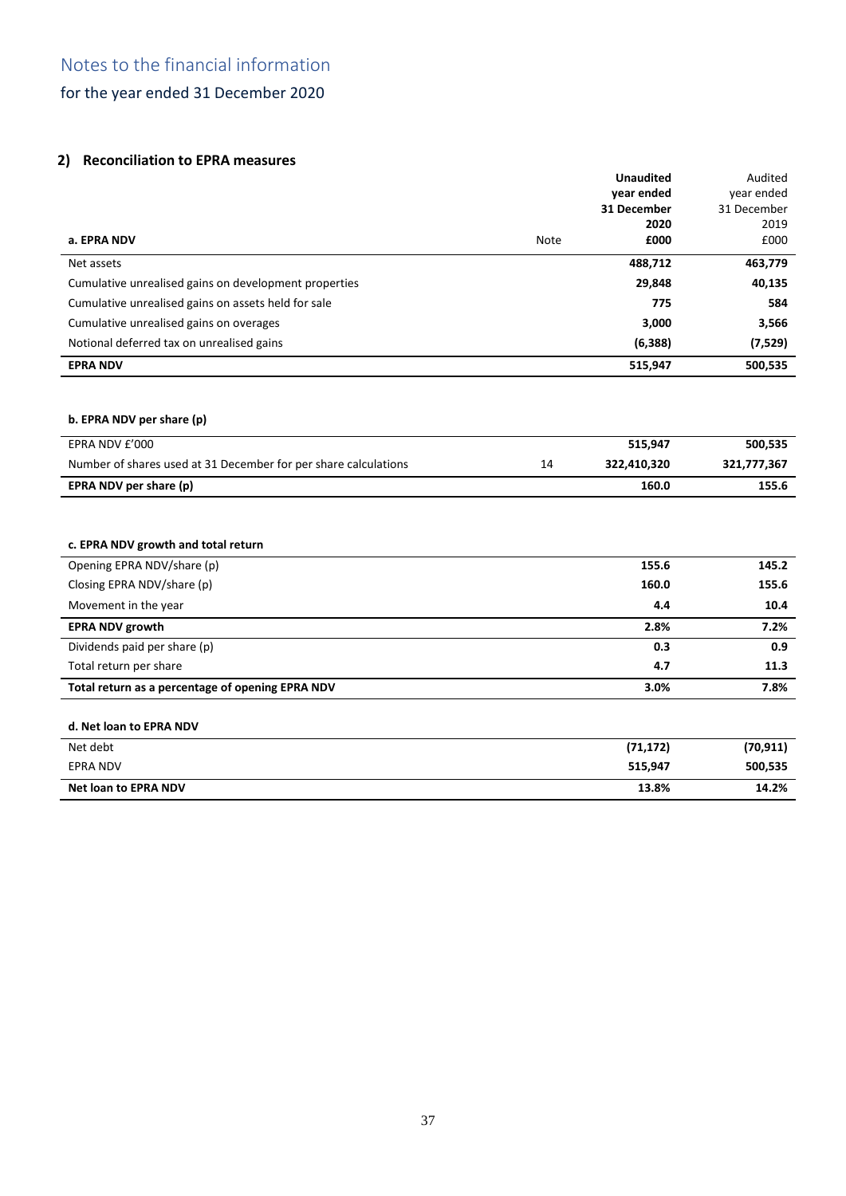# Notes to the financial information

## for the year ended 31 December 2020

### 2) Reconciliation to EPRA measures

| a. EPRA NDV | Note | **Unaudited year ended 31 December 2020 £000** | Audited year ended 31 December 2019 £000 |
|---|---|---|---|
| Net assets | | **488,712** | **463,779** |
| Cumulative unrealised gains on development properties | | **29,848** | **40,135** |
| Cumulative unrealised gains on assets held for sale | | **775** | **584** |
| Cumulative unrealised gains on overages | | **3,000** | **3,566** |
| Notional deferred tax on unrealised gains | | **(6,388)** | **(7,529)** |
| **EPRA NDV** | | **515,947** | **500,535** |

**b. EPRA NDV per share (p)**

| | Note | 2020 | 2019 |
|---|---|---|---|
| EPRA NDV £'000 | | **515,947** | **500,535** |
| Number of shares used at 31 December for per share calculations | 14 | **322,410,320** | **321,777,367** |
| **EPRA NDV per share (p)** | | **160.0** | **155.6** |

**c. EPRA NDV growth and total return**

| | 2020 | 2019 |
|---|---|---|
| Opening EPRA NDV/share (p) | **155.6** | **145.2** |
| Closing EPRA NDV/share (p) | **160.0** | **155.6** |
| Movement in the year | **4.4** | **10.4** |
| **EPRA NDV growth** | **2.8%** | **7.2%** |
| Dividends paid per share (p) | **0.3** | **0.9** |
| Total return per share | **4.7** | **11.3** |
| **Total return as a percentage of opening EPRA NDV** | **3.0%** | **7.8%** |

**d. Net loan to EPRA NDV**

| | 2020 | 2019 |
|---|---|---|
| Net debt | **(71,172)** | **(70,911)** |
| EPRA NDV | **515,947** | **500,535** |
| **Net loan to EPRA NDV** | **13.8%** | **14.2%** |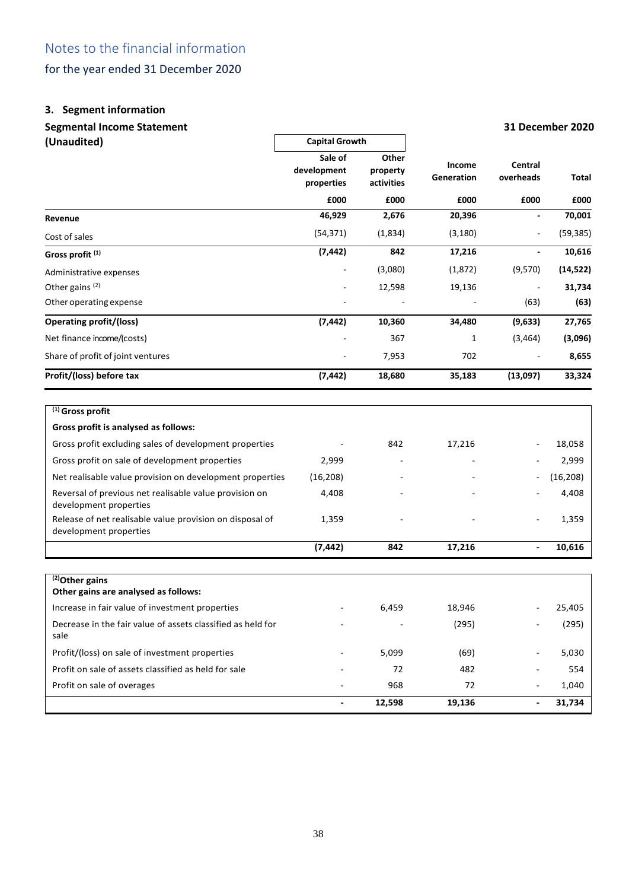# Notes to the financial information

for the year ended 31 December 2020

## 3. Segment information

### Segmental Income Statement (Unaudited)

**31 December 2020**

| | Capital Growth | | | | |
|---|---|---|---|---|---|
| | Sale of development properties | Other property activities | Income Generation | Central overheads | Total |
| | £000 | £000 | £000 | £000 | £000 |
| **Revenue** | **46,929** | **2,676** | **20,396** | **-** | **70,001** |
| Cost of sales | (54,371) | (1,834) | (3,180) | - | (59,385) |
| **Gross profit [1]** | **(7,442)** | **842** | **17,216** | **-** | **10,616** |
| Administrative expenses | - | (3,080) | (1,872) | (9,570) | **(14,522)** |
| Other gains [2] | - | 12,598 | 19,136 | - | **31,734** |
| Other operating expense | - | - | - | (63) | **(63)** |
| **Operating profit/(loss)** | **(7,442)** | **10,360** | **34,480** | **(9,633)** | **27,765** |
| Net finance income/(costs) | - | 367 | 1 | (3,464) | **(3,096)** |
| Share of profit of joint ventures | - | 7,953 | 702 | - | **8,655** |
| **Profit/(loss) before tax** | **(7,442)** | **18,680** | **35,183** | **(13,097)** | **33,324** |

**[1] Gross profit**

**Gross profit is analysed as follows:**

| | Sale of development properties | Other property activities | Income Generation | Central overheads | Total |
|---|---|---|---|---|---|
| Gross profit excluding sales of development properties | - | 842 | 17,216 | - | 18,058 |
| Gross profit on sale of development properties | 2,999 | - | - | - | 2,999 |
| Net realisable value provision on development properties | (16,208) | - | - | - | (16,208) |
| Reversal of previous net realisable value provision on development properties | 4,408 | - | - | - | 4,408 |
| Release of net realisable value provision on disposal of development properties | 1,359 | - | - | - | 1,359 |
| | **(7,442)** | **842** | **17,216** | **-** | **10,616** |

**[2] Other gains**

**Other gains are analysed as follows:**

| | Sale of development properties | Other property activities | Income Generation | Central overheads | Total |
|---|---|---|---|---|---|
| Increase in fair value of investment properties | - | 6,459 | 18,946 | - | 25,405 |
| Decrease in the fair value of assets classified as held for sale | - | - | (295) | - | (295) |
| Profit/(loss) on sale of investment properties | - | 5,099 | (69) | - | 5,030 |
| Profit on sale of assets classified as held for sale | - | 72 | 482 | - | 554 |
| Profit on sale of overages | - | 968 | 72 | - | 1,040 |
| | **-** | **12,598** | **19,136** | **-** | **31,734** |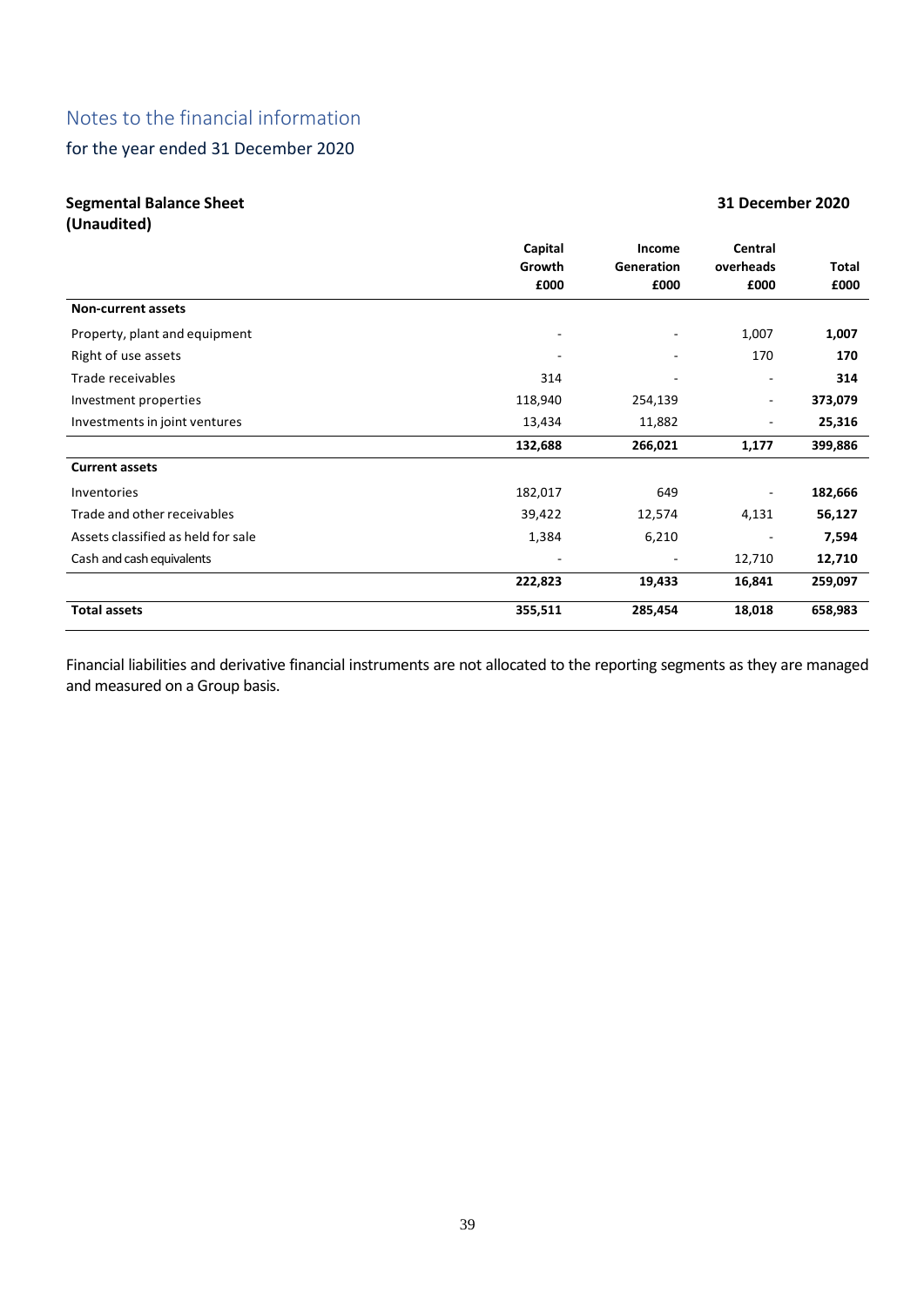# Notes to the financial information

for the year ended 31 December 2020

**Segmental Balance Sheet (Unaudited)**

**31 December 2020**

| | Capital Growth £000 | Income Generation £000 | Central overheads £000 | Total £000 |
|---|---|---|---|---|
| **Non-current assets** | | | | |
| Property, plant and equipment | - | - | 1,007 | **1,007** |
| Right of use assets | - | - | 170 | **170** |
| Trade receivables | 314 | - | - | **314** |
| Investment properties | 118,940 | 254,139 | - | **373,079** |
| Investments in joint ventures | 13,434 | 11,882 | - | **25,316** |
| | **132,688** | **266,021** | **1,177** | **399,886** |
| **Current assets** | | | | |
| Inventories | 182,017 | 649 | - | **182,666** |
| Trade and other receivables | 39,422 | 12,574 | 4,131 | **56,127** |
| Assets classified as held for sale | 1,384 | 6,210 | - | **7,594** |
| Cash and cash equivalents | - | - | 12,710 | **12,710** |
| | **222,823** | **19,433** | **16,841** | **259,097** |
| **Total assets** | **355,511** | **285,454** | **18,018** | **658,983** |

Financial liabilities and derivative financial instruments are not allocated to the reporting segments as they are managed and measured on a Group basis.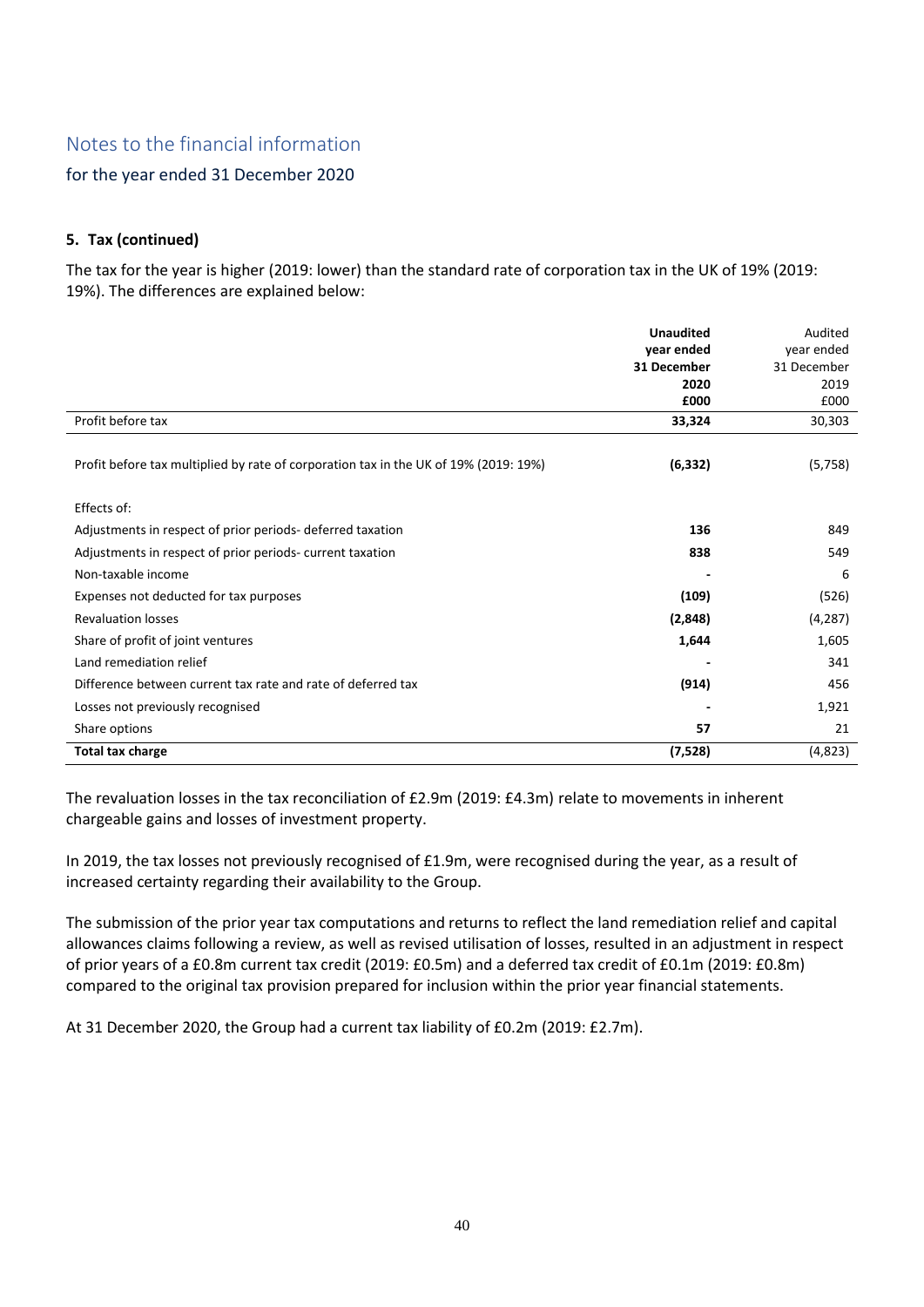# Notes to the financial information

## for the year ended 31 December 2020

### 5. Tax (continued)

The tax for the year is higher (2019: lower) than the standard rate of corporation tax in the UK of 19% (2019: 19%). The differences are explained below:

| | **Unaudited year ended 31 December 2020 £000** | Audited year ended 31 December 2019 £000 |
|---|---|---|
| Profit before tax | **33,324** | 30,303 |
| Profit before tax multiplied by rate of corporation tax in the UK of 19% (2019: 19%) | **(6,332)** | (5,758) |
| Effects of: | | |
| Adjustments in respect of prior periods- deferred taxation | **136** | 849 |
| Adjustments in respect of prior periods- current taxation | **838** | 549 |
| Non-taxable income | **-** | 6 |
| Expenses not deducted for tax purposes | **(109)** | (526) |
| Revaluation losses | **(2,848)** | (4,287) |
| Share of profit of joint ventures | **1,644** | 1,605 |
| Land remediation relief | **-** | 341 |
| Difference between current tax rate and rate of deferred tax | **(914)** | 456 |
| Losses not previously recognised | **-** | 1,921 |
| Share options | **57** | 21 |
| **Total tax charge** | **(7,528)** | (4,823) |

The revaluation losses in the tax reconciliation of £2.9m (2019: £4.3m) relate to movements in inherent chargeable gains and losses of investment property.

In 2019, the tax losses not previously recognised of £1.9m, were recognised during the year, as a result of increased certainty regarding their availability to the Group.

The submission of the prior year tax computations and returns to reflect the land remediation relief and capital allowances claims following a review, as well as revised utilisation of losses, resulted in an adjustment in respect of prior years of a £0.8m current tax credit (2019: £0.5m) and a deferred tax credit of £0.1m (2019: £0.8m) compared to the original tax provision prepared for inclusion within the prior year financial statements.

At 31 December 2020, the Group had a current tax liability of £0.2m (2019: £2.7m).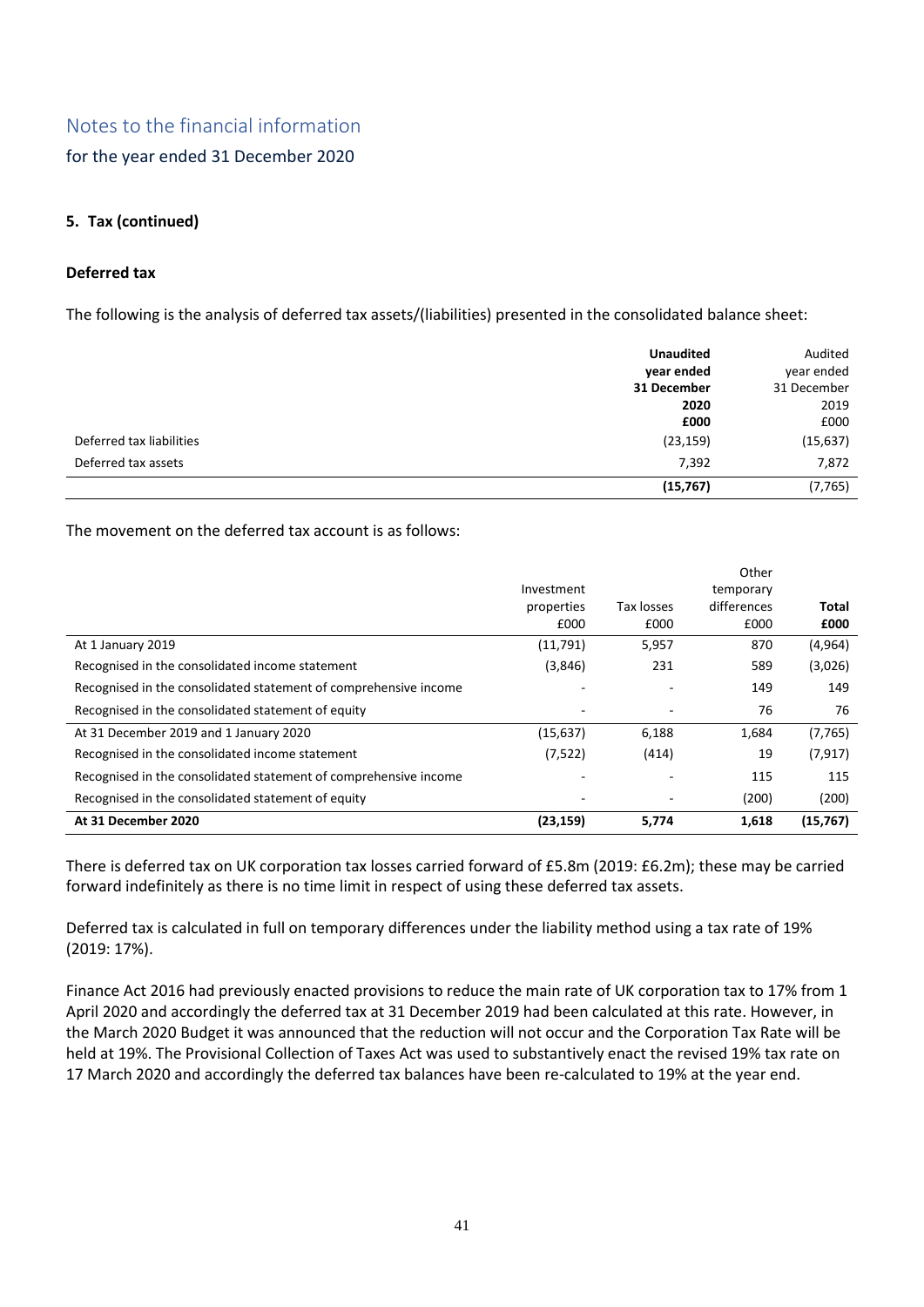# Notes to the financial information

## for the year ended 31 December 2020

### 5. Tax (continued)

**Deferred tax**

The following is the analysis of deferred tax assets/(liabilities) presented in the consolidated balance sheet:

| | **Unaudited year ended 31 December 2020 £000** | Audited year ended 31 December 2019 £000 |
|---|---|---|
| Deferred tax liabilities | (23,159) | (15,637) |
| Deferred tax assets | 7,392 | 7,872 |
| | **(15,767)** | (7,765) |

The movement on the deferred tax account is as follows:

| | Investment properties £000 | Tax losses £000 | Other temporary differences £000 | **Total £000** |
|---|---|---|---|---|
| At 1 January 2019 | (11,791) | 5,957 | 870 | (4,964) |
| Recognised in the consolidated income statement | (3,846) | 231 | 589 | (3,026) |
| Recognised in the consolidated statement of comprehensive income | - | - | 149 | 149 |
| Recognised in the consolidated statement of equity | - | - | 76 | 76 |
| At 31 December 2019 and 1 January 2020 | (15,637) | 6,188 | 1,684 | (7,765) |
| Recognised in the consolidated income statement | (7,522) | (414) | 19 | (7,917) |
| Recognised in the consolidated statement of comprehensive income | - | - | 115 | 115 |
| Recognised in the consolidated statement of equity | - | - | (200) | (200) |
| **At 31 December 2020** | **(23,159)** | **5,774** | **1,618** | **(15,767)** |

There is deferred tax on UK corporation tax losses carried forward of £5.8m (2019: £6.2m); these may be carried forward indefinitely as there is no time limit in respect of using these deferred tax assets.

Deferred tax is calculated in full on temporary differences under the liability method using a tax rate of 19% (2019: 17%).

Finance Act 2016 had previously enacted provisions to reduce the main rate of UK corporation tax to 17% from 1 April 2020 and accordingly the deferred tax at 31 December 2019 had been calculated at this rate. However, in the March 2020 Budget it was announced that the reduction will not occur and the Corporation Tax Rate will be held at 19%. The Provisional Collection of Taxes Act was used to substantively enact the revised 19% tax rate on 17 March 2020 and accordingly the deferred tax balances have been re-calculated to 19% at the year end.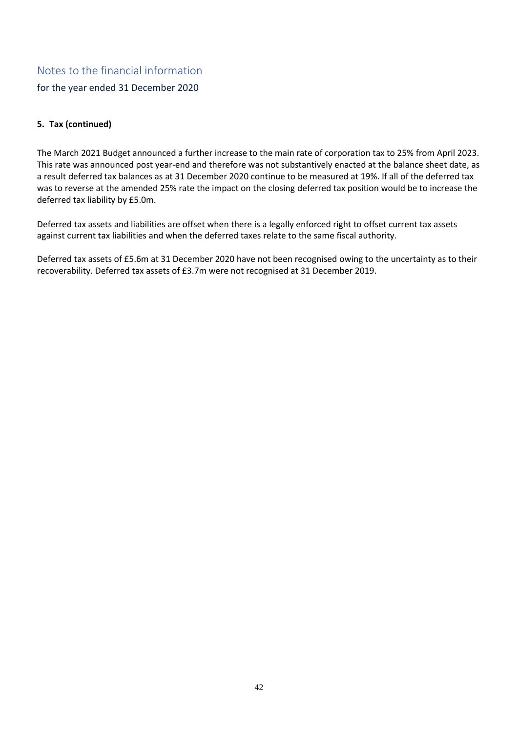# Notes to the financial information

## for the year ended 31 December 2020

**5. Tax (continued)**

The March 2021 Budget announced a further increase to the main rate of corporation tax to 25% from April 2023. This rate was announced post year-end and therefore was not substantively enacted at the balance sheet date, as a result deferred tax balances as at 31 December 2020 continue to be measured at 19%. If all of the deferred tax was to reverse at the amended 25% rate the impact on the closing deferred tax position would be to increase the deferred tax liability by £5.0m.

Deferred tax assets and liabilities are offset when there is a legally enforced right to offset current tax assets against current tax liabilities and when the deferred taxes relate to the same fiscal authority.

Deferred tax assets of £5.6m at 31 December 2020 have not been recognised owing to the uncertainty as to their recoverability. Deferred tax assets of £3.7m were not recognised at 31 December 2019.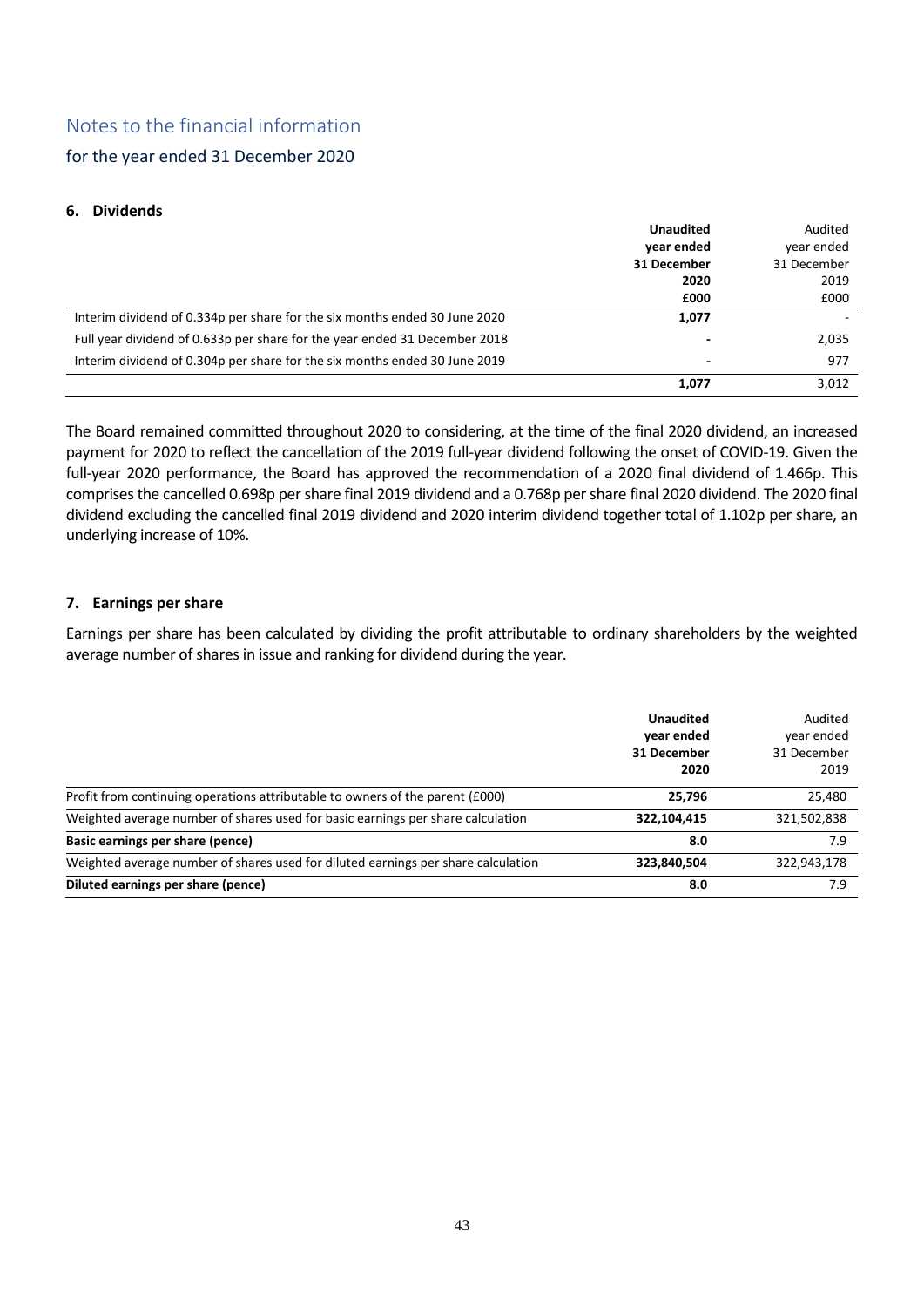# Notes to the financial information

## for the year ended 31 December 2020

### 6. Dividends

| | **Unaudited year ended 31 December 2020 £000** | Audited year ended 31 December 2019 £000 |
|---|---|---|
| Interim dividend of 0.334p per share for the six months ended 30 June 2020 | **1,077** | - |
| Full year dividend of 0.633p per share for the year ended 31 December 2018 | **-** | 2,035 |
| Interim dividend of 0.304p per share for the six months ended 30 June 2019 | **-** | 977 |
| | **1,077** | 3,012 |

The Board remained committed throughout 2020 to considering, at the time of the final 2020 dividend, an increased payment for 2020 to reflect the cancellation of the 2019 full-year dividend following the onset of COVID-19. Given the full-year 2020 performance, the Board has approved the recommendation of a 2020 final dividend of 1.466p. This comprises the cancelled 0.698p per share final 2019 dividend and a 0.768p per share final 2020 dividend. The 2020 final dividend excluding the cancelled final 2019 dividend and 2020 interim dividend together total of 1.102p per share, an underlying increase of 10%.

### 7. Earnings per share

Earnings per share has been calculated by dividing the profit attributable to ordinary shareholders by the weighted average number of shares in issue and ranking for dividend during the year.

| | **Unaudited year ended 31 December 2020** | Audited year ended 31 December 2019 |
|---|---|---|
| Profit from continuing operations attributable to owners of the parent (£000) | **25,796** | 25,480 |
| Weighted average number of shares used for basic earnings per share calculation | **322,104,415** | 321,502,838 |
| **Basic earnings per share (pence)** | **8.0** | 7.9 |
| Weighted average number of shares used for diluted earnings per share calculation | **323,840,504** | 322,943,178 |
| **Diluted earnings per share (pence)** | **8.0** | 7.9 |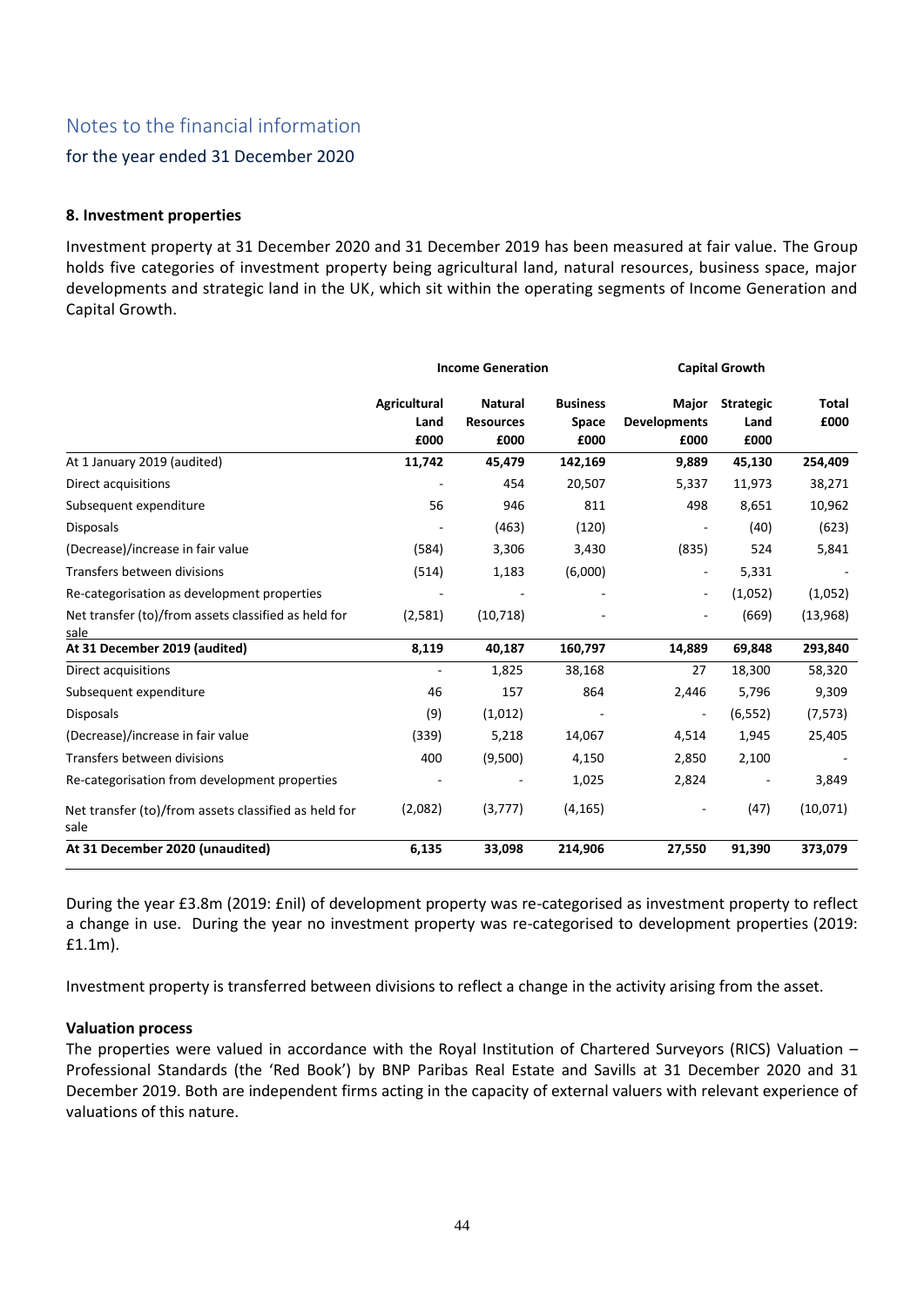# Notes to the financial information

## for the year ended 31 December 2020

### 8. Investment properties

Investment property at 31 December 2020 and 31 December 2019 has been measured at fair value. The Group holds five categories of investment property being agricultural land, natural resources, business space, major developments and strategic land in the UK, which sit within the operating segments of Income Generation and Capital Growth.

| | Income Generation | | | Capital Growth | | |
|---|---|---|---|---|---|---|
| | Agricultural Land £000 | Natural Resources £000 | Business Space £000 | Major Developments £000 | Strategic Land £000 | Total £000 |
| **At 1 January 2019 (audited)** | **11,742** | **45,479** | **142,169** | **9,889** | **45,130** | **254,409** |
| Direct acquisitions | - | 454 | 20,507 | 5,337 | 11,973 | 38,271 |
| Subsequent expenditure | 56 | 946 | 811 | 498 | 8,651 | 10,962 |
| Disposals | - | (463) | (120) | - | (40) | (623) |
| (Decrease)/increase in fair value | (584) | 3,306 | 3,430 | (835) | 524 | 5,841 |
| Transfers between divisions | (514) | 1,183 | (6,000) | - | 5,331 | - |
| Re-categorisation as development properties | - | - | - | - | (1,052) | (1,052) |
| Net transfer (to)/from assets classified as held for sale | (2,581) | (10,718) | - | - | (669) | (13,968) |
| **At 31 December 2019 (audited)** | **8,119** | **40,187** | **160,797** | **14,889** | **69,848** | **293,840** |
| Direct acquisitions | - | 1,825 | 38,168 | 27 | 18,300 | 58,320 |
| Subsequent expenditure | 46 | 157 | 864 | 2,446 | 5,796 | 9,309 |
| Disposals | (9) | (1,012) | - | - | (6,552) | (7,573) |
| (Decrease)/increase in fair value | (339) | 5,218 | 14,067 | 4,514 | 1,945 | 25,405 |
| Transfers between divisions | 400 | (9,500) | 4,150 | 2,850 | 2,100 | - |
| Re-categorisation from development properties | - | - | 1,025 | 2,824 | - | 3,849 |
| Net transfer (to)/from assets classified as held for sale | (2,082) | (3,777) | (4,165) | - | (47) | (10,071) |
| **At 31 December 2020 (unaudited)** | **6,135** | **33,098** | **214,906** | **27,550** | **91,390** | **373,079** |

During the year £3.8m (2019: £nil) of development property was re-categorised as investment property to reflect a change in use. During the year no investment property was re-categorised to development properties (2019: £1.1m).

Investment property is transferred between divisions to reflect a change in the activity arising from the asset.

**Valuation process**

The properties were valued in accordance with the Royal Institution of Chartered Surveyors (RICS) Valuation – Professional Standards (the 'Red Book') by BNP Paribas Real Estate and Savills at 31 December 2020 and 31 December 2019. Both are independent firms acting in the capacity of external valuers with relevant experience of valuations of this nature.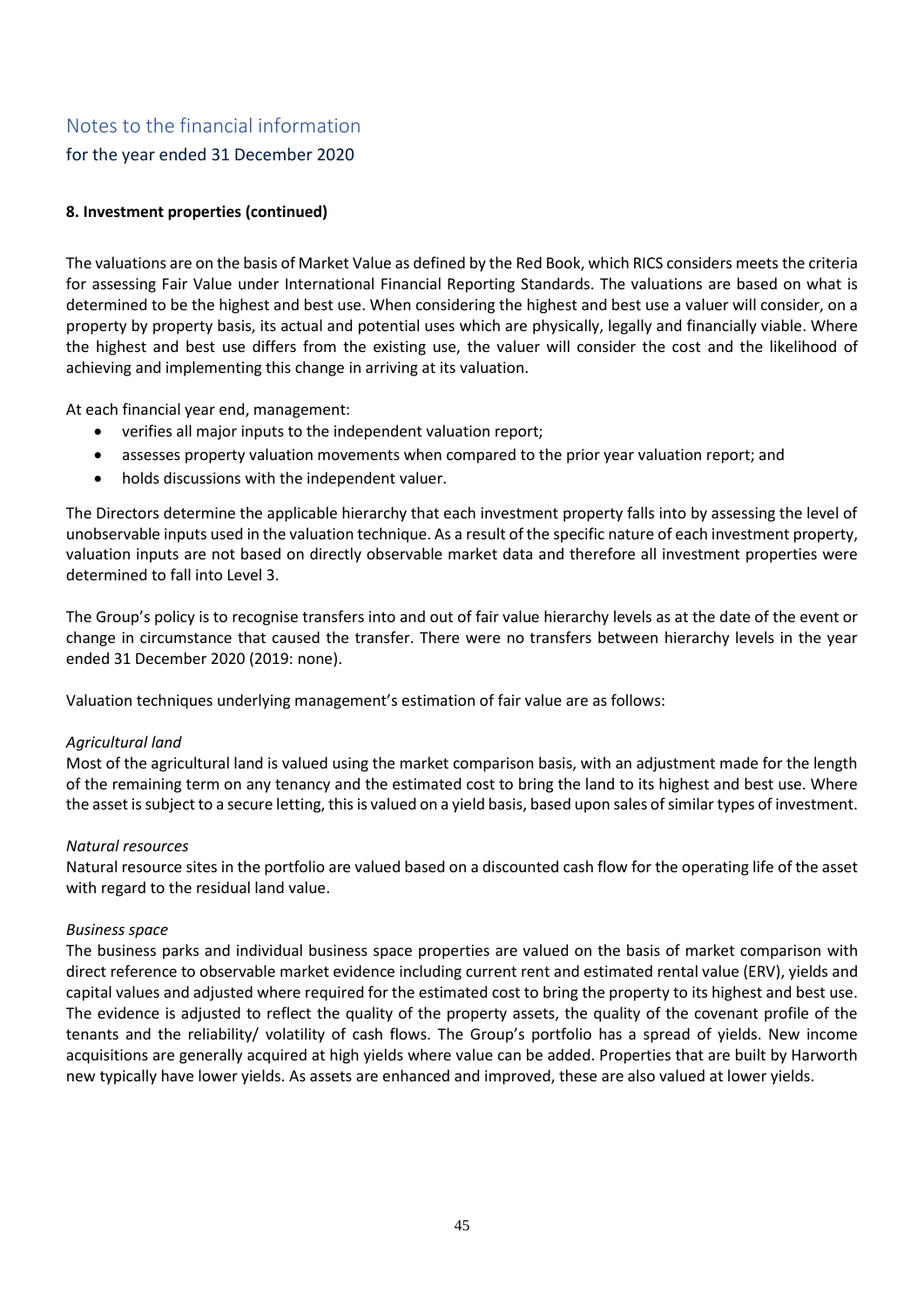# Notes to the financial information

for the year ended 31 December 2020

**8. Investment properties (continued)**

The valuations are on the basis of Market Value as defined by the Red Book, which RICS considers meets the criteria for assessing Fair Value under International Financial Reporting Standards. The valuations are based on what is determined to be the highest and best use. When considering the highest and best use a valuer will consider, on a property by property basis, its actual and potential uses which are physically, legally and financially viable. Where the highest and best use differs from the existing use, the valuer will consider the cost and the likelihood of achieving and implementing this change in arriving at its valuation.

At each financial year end, management:

- verifies all major inputs to the independent valuation report;
- assesses property valuation movements when compared to the prior year valuation report; and
- holds discussions with the independent valuer.

The Directors determine the applicable hierarchy that each investment property falls into by assessing the level of unobservable inputs used in the valuation technique. As a result of the specific nature of each investment property, valuation inputs are not based on directly observable market data and therefore all investment properties were determined to fall into Level 3.

The Group's policy is to recognise transfers into and out of fair value hierarchy levels as at the date of the event or change in circumstance that caused the transfer. There were no transfers between hierarchy levels in the year ended 31 December 2020 (2019: none).

Valuation techniques underlying management's estimation of fair value are as follows:

*Agricultural land*

Most of the agricultural land is valued using the market comparison basis, with an adjustment made for the length of the remaining term on any tenancy and the estimated cost to bring the land to its highest and best use. Where the asset is subject to a secure letting, this is valued on a yield basis, based upon sales of similar types of investment.

*Natural resources*

Natural resource sites in the portfolio are valued based on a discounted cash flow for the operating life of the asset with regard to the residual land value.

*Business space*

The business parks and individual business space properties are valued on the basis of market comparison with direct reference to observable market evidence including current rent and estimated rental value (ERV), yields and capital values and adjusted where required for the estimated cost to bring the property to its highest and best use. The evidence is adjusted to reflect the quality of the property assets, the quality of the covenant profile of the tenants and the reliability/ volatility of cash flows. The Group's portfolio has a spread of yields. New income acquisitions are generally acquired at high yields where value can be added. Properties that are built by Harworth new typically have lower yields. As assets are enhanced and improved, these are also valued at lower yields.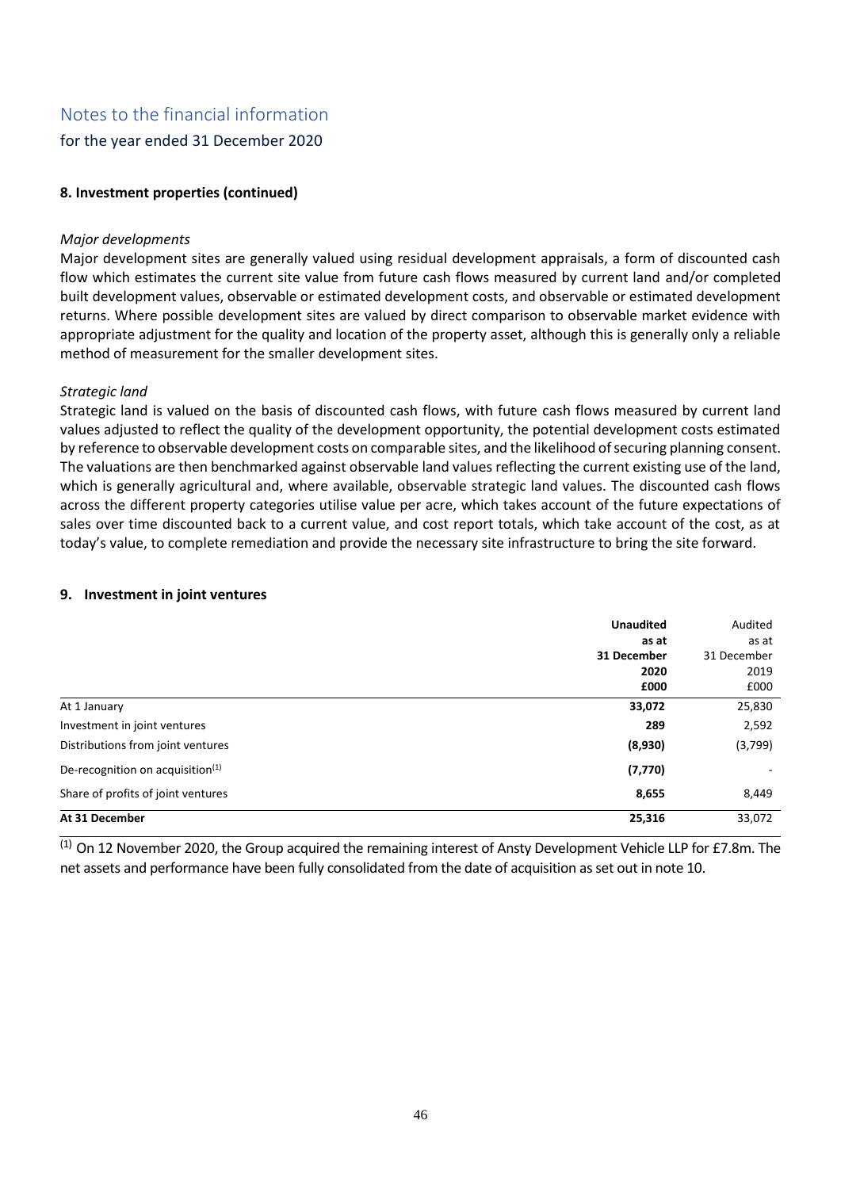# Notes to the financial information

for the year ended 31 December 2020

**8. Investment properties (continued)**

*Major developments*

Major development sites are generally valued using residual development appraisals, a form of discounted cash flow which estimates the current site value from future cash flows measured by current land and/or completed built development values, observable or estimated development costs, and observable or estimated development returns. Where possible development sites are valued by direct comparison to observable market evidence with appropriate adjustment for the quality and location of the property asset, although this is generally only a reliable method of measurement for the smaller development sites.

*Strategic land*

Strategic land is valued on the basis of discounted cash flows, with future cash flows measured by current land values adjusted to reflect the quality of the development opportunity, the potential development costs estimated by reference to observable development costs on comparable sites, and the likelihood of securing planning consent. The valuations are then benchmarked against observable land values reflecting the current existing use of the land, which is generally agricultural and, where available, observable strategic land values. The discounted cash flows across the different property categories utilise value per acre, which takes account of the future expectations of sales over time discounted back to a current value, and cost report totals, which take account of the cost, as at today's value, to complete remediation and provide the necessary site infrastructure to bring the site forward.

**9. Investment in joint ventures**

| | **Unaudited as at 31 December 2020 £000** | Audited as at 31 December 2019 £000 |
|---|---|---|
| At 1 January | **33,072** | 25,830 |
| Investment in joint ventures | **289** | 2,592 |
| Distributions from joint ventures | **(8,930)** | (3,799) |
| De-recognition on acquisition[1] | **(7,770)** | - |
| Share of profits of joint ventures | **8,655** | 8,449 |
| **At 31 December** | **25,316** | 33,072 |

[1] On 12 November 2020, the Group acquired the remaining interest of Ansty Development Vehicle LLP for £7.8m. The net assets and performance have been fully consolidated from the date of acquisition as set out in note 10.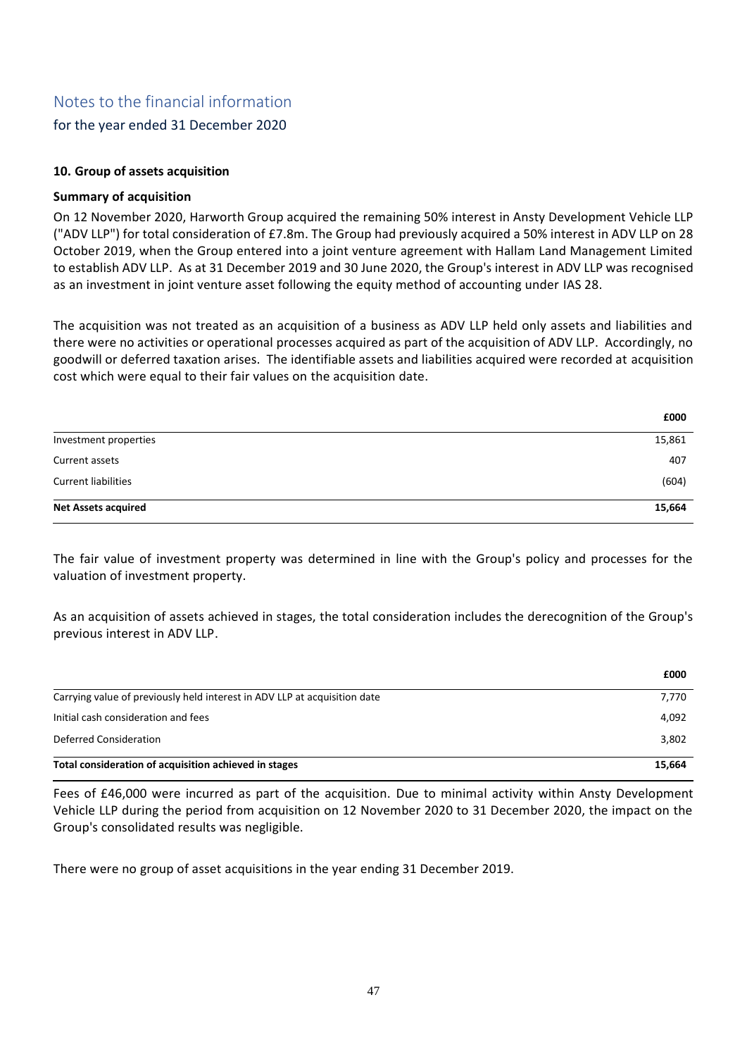# Notes to the financial information

## for the year ended 31 December 2020

### 10. Group of assets acquisition

**Summary of acquisition**

On 12 November 2020, Harworth Group acquired the remaining 50% interest in Ansty Development Vehicle LLP ("ADV LLP") for total consideration of £7.8m. The Group had previously acquired a 50% interest in ADV LLP on 28 October 2019, when the Group entered into a joint venture agreement with Hallam Land Management Limited to establish ADV LLP. As at 31 December 2019 and 30 June 2020, the Group's interest in ADV LLP was recognised as an investment in joint venture asset following the equity method of accounting under IAS 28.

The acquisition was not treated as an acquisition of a business as ADV LLP held only assets and liabilities and there were no activities or operational processes acquired as part of the acquisition of ADV LLP. Accordingly, no goodwill or deferred taxation arises. The identifiable assets and liabilities acquired were recorded at acquisition cost which were equal to their fair values on the acquisition date.

| | £000 |
|---|---|
| Investment properties | 15,861 |
| Current assets | 407 |
| Current liabilities | (604) |
| **Net Assets acquired** | **15,664** |

The fair value of investment property was determined in line with the Group's policy and processes for the valuation of investment property.

As an acquisition of assets achieved in stages, the total consideration includes the derecognition of the Group's previous interest in ADV LLP.

| | £000 |
|---|---|
| Carrying value of previously held interest in ADV LLP at acquisition date | 7,770 |
| Initial cash consideration and fees | 4,092 |
| Deferred Consideration | 3,802 |
| **Total consideration of acquisition achieved in stages** | **15,664** |

Fees of £46,000 were incurred as part of the acquisition. Due to minimal activity within Ansty Development Vehicle LLP during the period from acquisition on 12 November 2020 to 31 December 2020, the impact on the Group's consolidated results was negligible.

There were no group of asset acquisitions in the year ending 31 December 2019.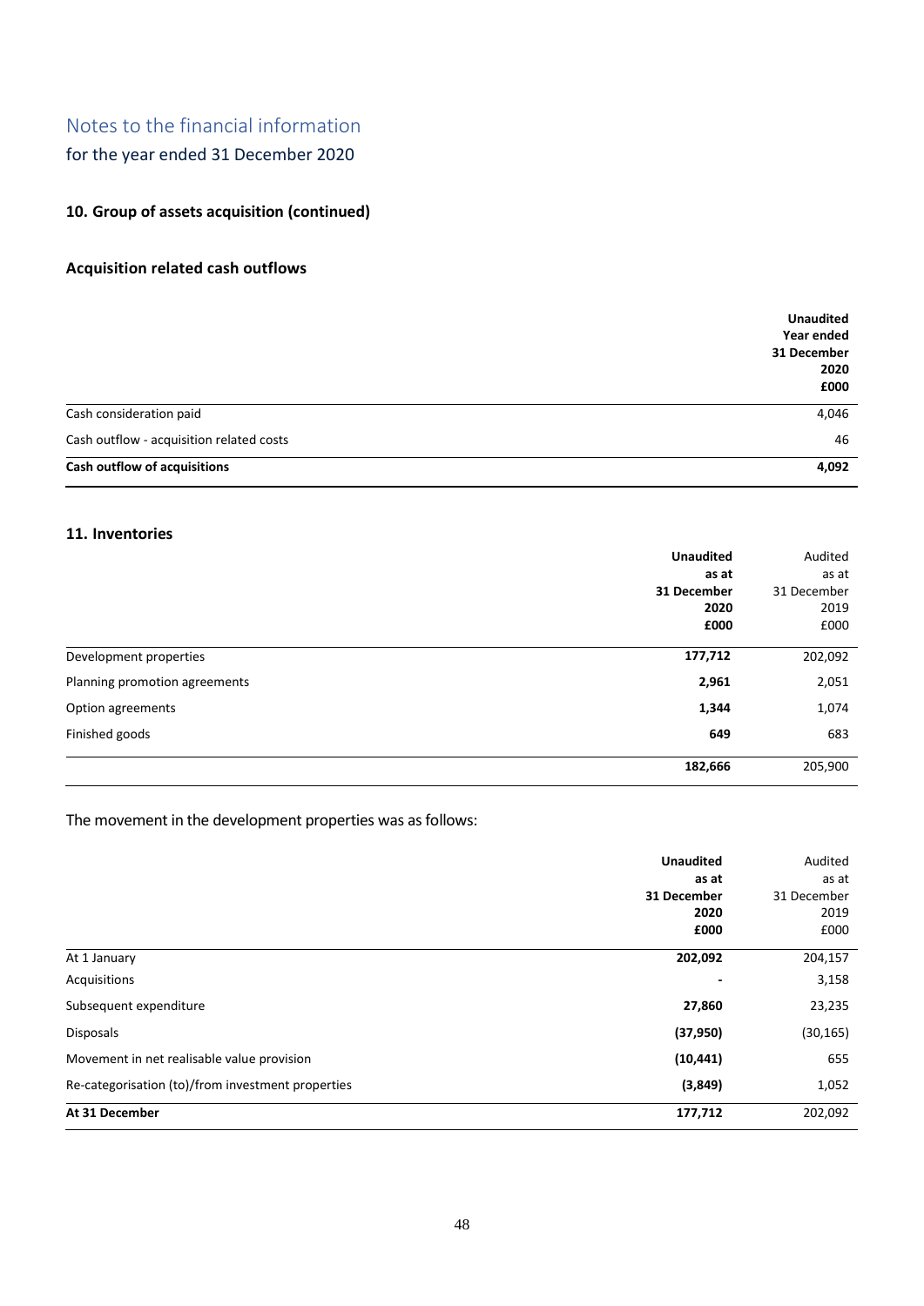# Notes to the financial information

## for the year ended 31 December 2020

### 10. Group of assets acquisition (continued)

#### Acquisition related cash outflows

| | **Unaudited Year ended 31 December 2020 £000** |
|---|---|
| Cash consideration paid | 4,046 |
| Cash outflow - acquisition related costs | 46 |
| **Cash outflow of acquisitions** | **4,092** |

### 11. Inventories

| | **Unaudited as at 31 December 2020 £000** | Audited as at 31 December 2019 £000 |
|---|---|---|
| Development properties | **177,712** | 202,092 |
| Planning promotion agreements | **2,961** | 2,051 |
| Option agreements | **1,344** | 1,074 |
| Finished goods | **649** | 683 |
| | **182,666** | 205,900 |

The movement in the development properties was as follows:

| | **Unaudited as at 31 December 2020 £000** | Audited as at 31 December 2019 £000 |
|---|---|---|
| At 1 January | **202,092** | 204,157 |
| Acquisitions | **-** | 3,158 |
| Subsequent expenditure | **27,860** | 23,235 |
| Disposals | **(37,950)** | (30,165) |
| Movement in net realisable value provision | **(10,441)** | 655 |
| Re-categorisation (to)/from investment properties | **(3,849)** | 1,052 |
| **At 31 December** | **177,712** | 202,092 |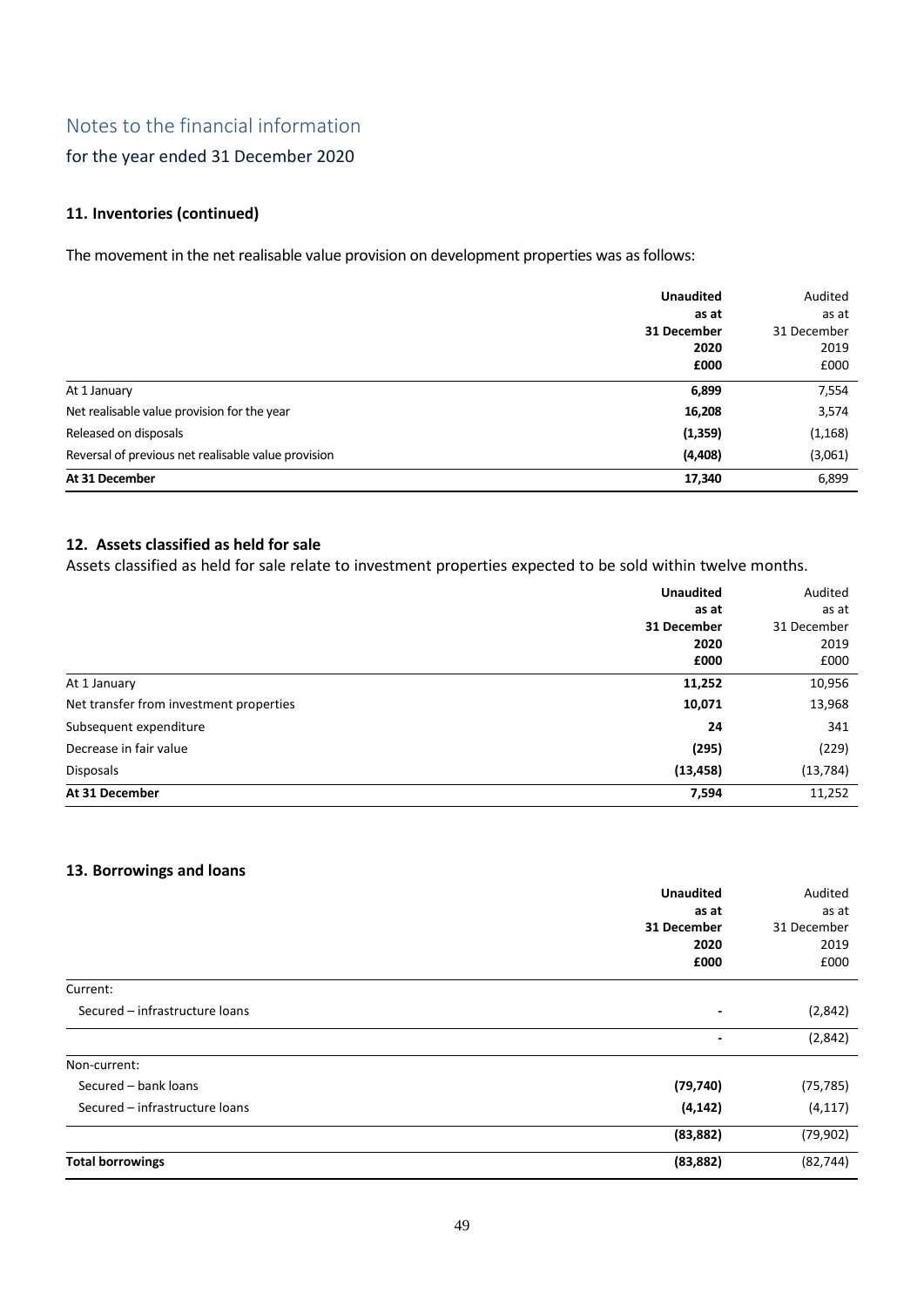# Notes to the financial information

## for the year ended 31 December 2020

### 11. Inventories (continued)

The movement in the net realisable value provision on development properties was as follows:

| | **Unaudited as at 31 December 2020 £000** | Audited as at 31 December 2019 £000 |
|---|---|---|
| At 1 January | **6,899** | 7,554 |
| Net realisable value provision for the year | **16,208** | 3,574 |
| Released on disposals | **(1,359)** | (1,168) |
| Reversal of previous net realisable value provision | **(4,408)** | (3,061) |
| **At 31 December** | **17,340** | 6,899 |

### 12. Assets classified as held for sale

Assets classified as held for sale relate to investment properties expected to be sold within twelve months.

| | **Unaudited as at 31 December 2020 £000** | Audited as at 31 December 2019 £000 |
|---|---|---|
| At 1 January | **11,252** | 10,956 |
| Net transfer from investment properties | **10,071** | 13,968 |
| Subsequent expenditure | **24** | 341 |
| Decrease in fair value | **(295)** | (229) |
| Disposals | **(13,458)** | (13,784) |
| **At 31 December** | **7,594** | 11,252 |

### 13. Borrowings and loans

| | **Unaudited as at 31 December 2020 £000** | Audited as at 31 December 2019 £000 |
|---|---|---|
| Current: | | |
| Secured – infrastructure loans | **-** | (2,842) |
| | **-** | (2,842) |
| Non-current: | | |
| Secured – bank loans | **(79,740)** | (75,785) |
| Secured – infrastructure loans | **(4,142)** | (4,117) |
| | **(83,882)** | (79,902) |
| **Total borrowings** | **(83,882)** | (82,744) |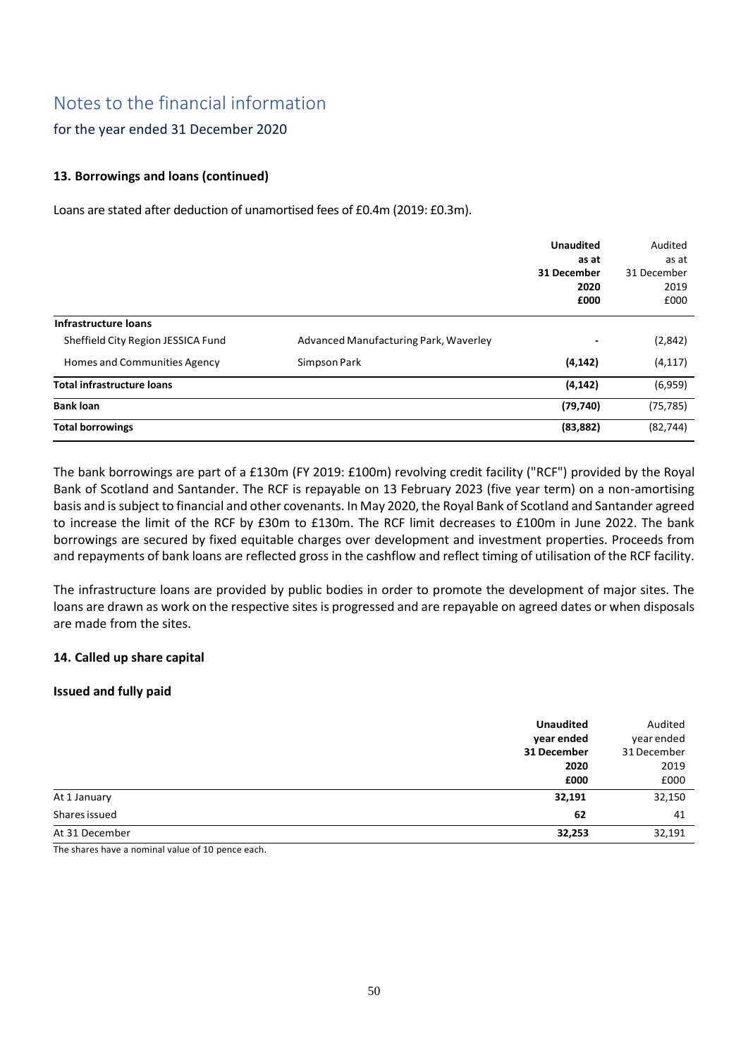# Notes to the financial information

## for the year ended 31 December 2020

### 13. Borrowings and loans (continued)

Loans are stated after deduction of unamortised fees of £0.4m (2019: £0.3m).

| | | **Unaudited as at 31 December 2020 £000** | Audited as at 31 December 2019 £000 |
|---|---|---|---|
| **Infrastructure loans** | | | |
| Sheffield City Region JESSICA Fund | Advanced Manufacturing Park, Waverley | - | (2,842) |
| Homes and Communities Agency | Simpson Park | **(4,142)** | (4,117) |
| **Total infrastructure loans** | | **(4,142)** | (6,959) |
| **Bank loan** | | **(79,740)** | (75,785) |
| **Total borrowings** | | **(83,882)** | (82,744) |

The bank borrowings are part of a £130m (FY 2019: £100m) revolving credit facility ("RCF") provided by the Royal Bank of Scotland and Santander. The RCF is repayable on 13 February 2023 (five year term) on a non-amortising basis and is subject to financial and other covenants. In May 2020, the Royal Bank of Scotland and Santander agreed to increase the limit of the RCF by £30m to £130m. The RCF limit decreases to £100m in June 2022. The bank borrowings are secured by fixed equitable charges over development and investment properties. Proceeds from and repayments of bank loans are reflected gross in the cashflow and reflect timing of utilisation of the RCF facility.

The infrastructure loans are provided by public bodies in order to promote the development of major sites. The loans are drawn as work on the respective sites is progressed and are repayable on agreed dates or when disposals are made from the sites.

### 14. Called up share capital

#### Issued and fully paid

| | **Unaudited year ended 31 December 2020 £000** | Audited year ended 31 December 2019 £000 |
|---|---|---|
| At 1 January | **32,191** | 32,150 |
| Shares issued | **62** | 41 |
| At 31 December | **32,253** | 32,191 |

The shares have a nominal value of 10 pence each.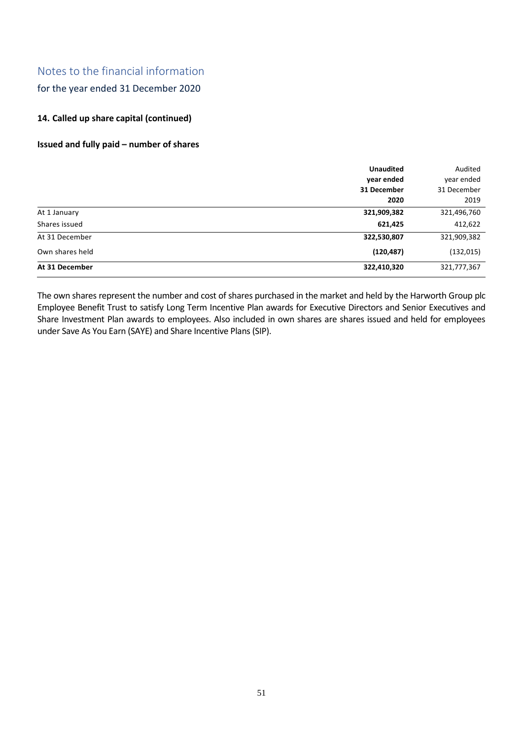# Notes to the financial information

for the year ended 31 December 2020

### 14. Called up share capital (continued)

**Issued and fully paid – number of shares**

| | **Unaudited year ended 31 December 2020** | Audited year ended 31 December 2019 |
|---|---|---|
| At 1 January | **321,909,382** | 321,496,760 |
| Shares issued | **621,425** | 412,622 |
| At 31 December | **322,530,807** | 321,909,382 |
| Own shares held | **(120,487)** | (132,015) |
| **At 31 December** | **322,410,320** | 321,777,367 |

The own shares represent the number and cost of shares purchased in the market and held by the Harworth Group plc Employee Benefit Trust to satisfy Long Term Incentive Plan awards for Executive Directors and Senior Executives and Share Investment Plan awards to employees. Also included in own shares are shares issued and held for employees under Save As You Earn (SAYE) and Share Incentive Plans (SIP).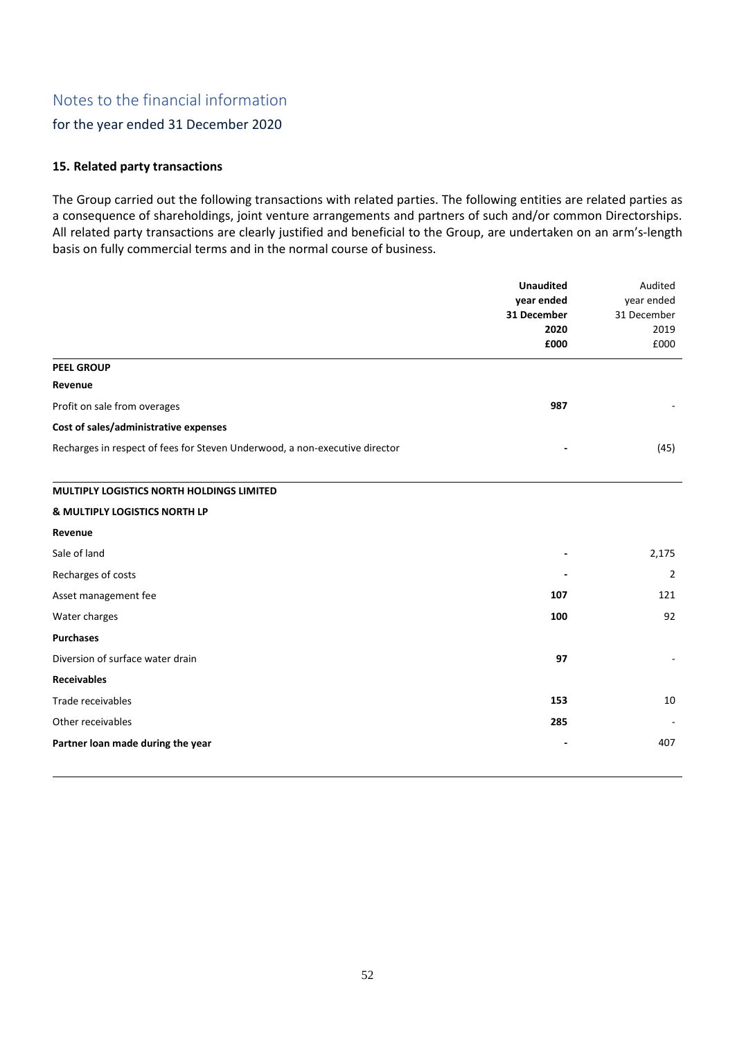# Notes to the financial information

## for the year ended 31 December 2020

### 15. Related party transactions

The Group carried out the following transactions with related parties. The following entities are related parties as a consequence of shareholdings, joint venture arrangements and partners of such and/or common Directorships. All related party transactions are clearly justified and beneficial to the Group, are undertaken on an arm's-length basis on fully commercial terms and in the normal course of business.

| | **Unaudited year ended 31 December 2020 £000** | Audited year ended 31 December 2019 £000 |
|---|---|---|
| **PEEL GROUP** | | |
| **Revenue** | | |
| Profit on sale from overages | **987** | - |
| **Cost of sales/administrative expenses** | | |
| Recharges in respect of fees for Steven Underwood, a non-executive director | **-** | (45) |
| **MULTIPLY LOGISTICS NORTH HOLDINGS LIMITED & MULTIPLY LOGISTICS NORTH LP** | | |
| **Revenue** | | |
| Sale of land | **-** | 2,175 |
| Recharges of costs | **-** | 2 |
| Asset management fee | **107** | 121 |
| Water charges | **100** | 92 |
| **Purchases** | | |
| Diversion of surface water drain | **97** | - |
| **Receivables** | | |
| Trade receivables | **153** | 10 |
| Other receivables | **285** | - |
| **Partner loan made during the year** | **-** | 407 |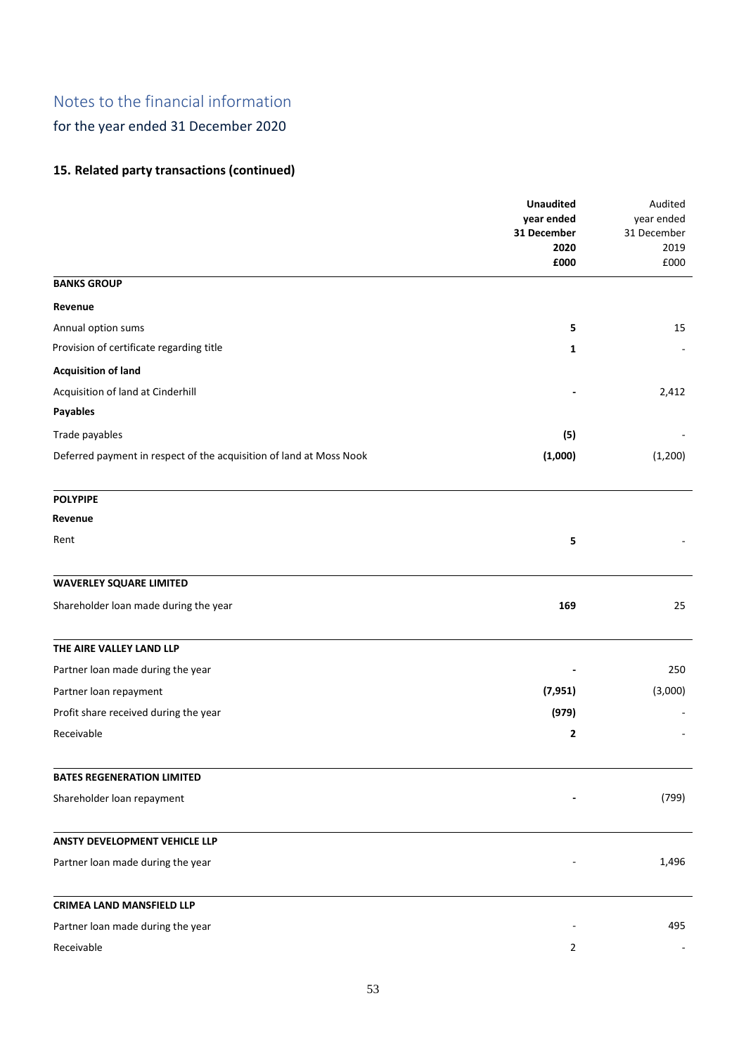# Notes to the financial information

## for the year ended 31 December 2020

### 15. Related party transactions (continued)

| | **Unaudited year ended 31 December 2020 £000** | Audited year ended 31 December 2019 £000 |
|---|---|---|
| **BANKS GROUP** | | |
| **Revenue** | | |
| Annual option sums | **5** | 15 |
| Provision of certificate regarding title | **1** | - |
| **Acquisition of land** | | |
| Acquisition of land at Cinderhill | **-** | 2,412 |
| **Payables** | | |
| Trade payables | **(5)** | - |
| Deferred payment in respect of the acquisition of land at Moss Nook | **(1,000)** | (1,200) |
| **POLYPIPE** | | |
| **Revenue** | | |
| Rent | **5** | - |
| **WAVERLEY SQUARE LIMITED** | | |
| Shareholder loan made during the year | **169** | 25 |
| **THE AIRE VALLEY LAND LLP** | | |
| Partner loan made during the year | **-** | 250 |
| Partner loan repayment | **(7,951)** | (3,000) |
| Profit share received during the year | **(979)** | - |
| Receivable | **2** | - |
| **BATES REGENERATION LIMITED** | | |
| Shareholder loan repayment | **-** | (799) |
| **ANSTY DEVELOPMENT VEHICLE LLP** | | |
| Partner loan made during the year | - | 1,496 |
| **CRIMEA LAND MANSFIELD LLP** | | |
| Partner loan made during the year | - | 495 |
| Receivable | 2 | - |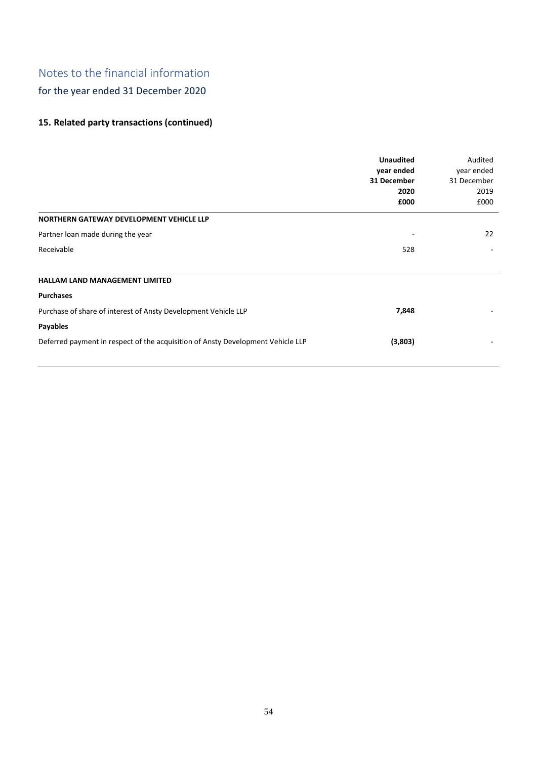# Notes to the financial information

## for the year ended 31 December 2020

### 15. Related party transactions (continued)

| | **Unaudited year ended 31 December 2020 £000** | Audited year ended 31 December 2019 £000 |
|---|---|---|
| **NORTHERN GATEWAY DEVELOPMENT VEHICLE LLP** | | |
| Partner loan made during the year | - | 22 |
| Receivable | 528 | - |
| **HALLAM LAND MANAGEMENT LIMITED** | | |
| **Purchases** | | |
| Purchase of share of interest of Ansty Development Vehicle LLP | **7,848** | - |
| **Payables** | | |
| Deferred payment in respect of the acquisition of Ansty Development Vehicle LLP | **(3,803)** | - |